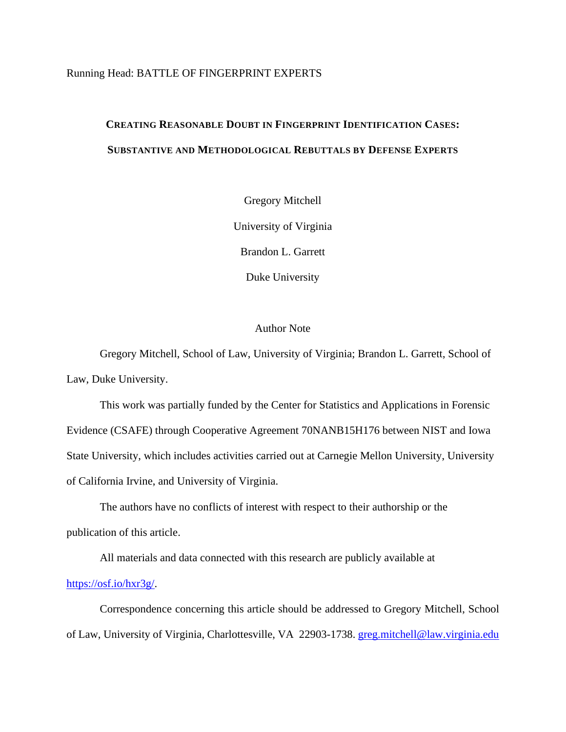# Creating Reasonable Doubt in Fingerprint Identification Cases: Substantive and Methodological Rebuttals by Defense Experts

Gregory Mitchell

University of Virginia

Brandon L. Garrett

Duke University

## Author Note

Gregory Mitchell, School of Law, University of Virginia; Brandon L. Garrett, School of Law, Duke University.

This work was partially funded by the Center for Statistics and Applications in Forensic Evidence (CSAFE) through Cooperative Agreement 70NANB15H176 between NIST and Iowa State University, which includes activities carried out at Carnegie Mellon University, University of California Irvine, and University of Virginia.

The authors have no conflicts of interest with respect to their authorship or the publication of this article.

All materials and data connected with this research are publicly available at https://osf.io/hxr3g/.

Correspondence concerning this article should be addressed to Gregory Mitchell, School of Law, University of Virginia, Charlottesville, VA 22903-1738. greg.mitchell@law.virginia.edu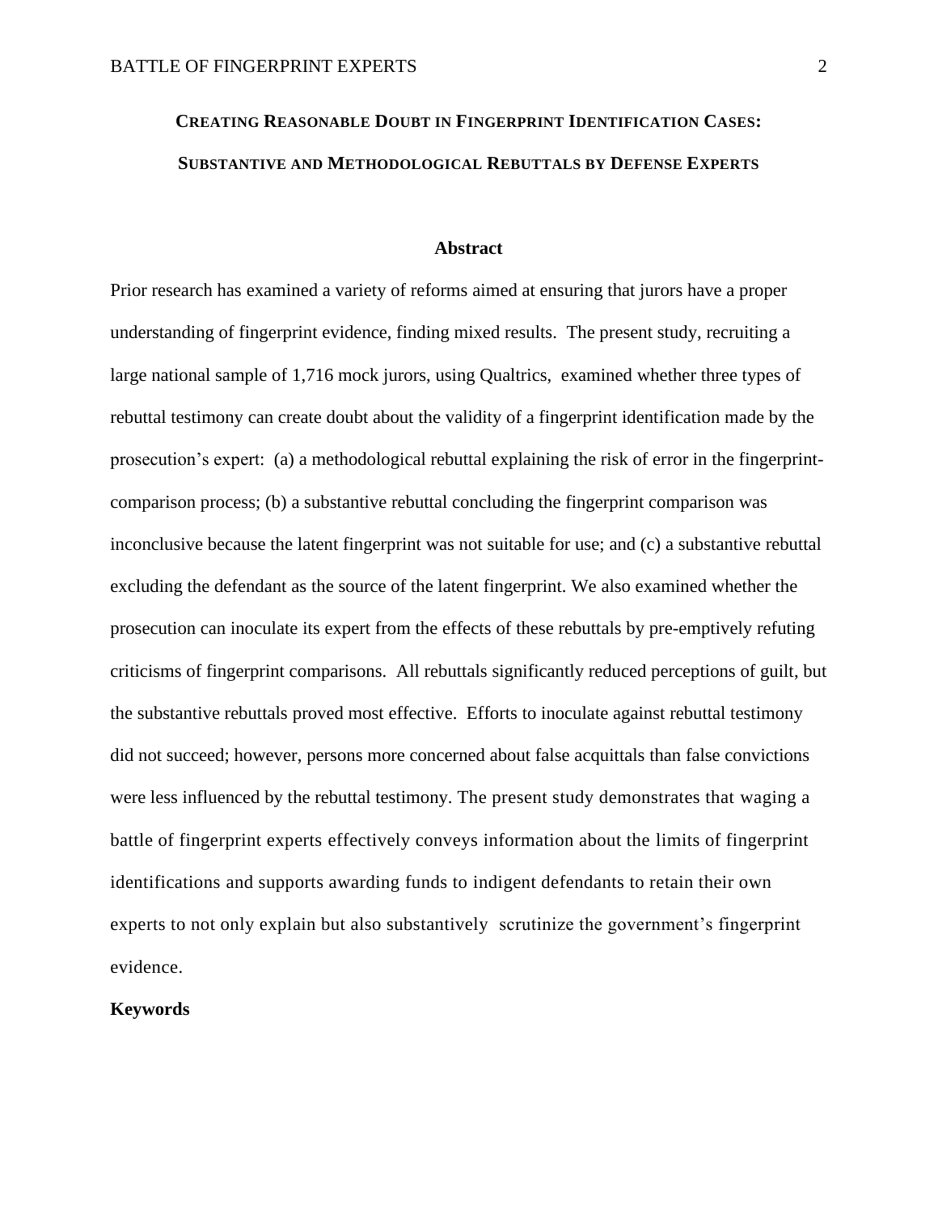# CREATING REASONABLE DOUBT IN FINGERPRINT IDENTIFICATION CASES: SUBSTANTIVE AND METHODOLOGICAL REBUTTALS BY DEFENSE EXPERTS

## Abstract

Prior research has examined a variety of reforms aimed at ensuring that jurors have a proper understanding of fingerprint evidence, finding mixed results. The present study, recruiting a large national sample of 1,716 mock jurors, using Qualtrics, examined whether three types of rebuttal testimony can create doubt about the validity of a fingerprint identification made by the prosecution's expert: (a) a methodological rebuttal explaining the risk of error in the fingerprint-comparison process; (b) a substantive rebuttal concluding the fingerprint comparison was inconclusive because the latent fingerprint was not suitable for use; and (c) a substantive rebuttal excluding the defendant as the source of the latent fingerprint. We also examined whether the prosecution can inoculate its expert from the effects of these rebuttals by pre-emptively refuting criticisms of fingerprint comparisons. All rebuttals significantly reduced perceptions of guilt, but the substantive rebuttals proved most effective. Efforts to inoculate against rebuttal testimony did not succeed; however, persons more concerned about false acquittals than false convictions were less influenced by the rebuttal testimony. The present study demonstrates that waging a battle of fingerprint experts effectively conveys information about the limits of fingerprint identifications and supports awarding funds to indigent defendants to retain their own experts to not only explain but also substantively scrutinize the government's fingerprint evidence.

**Keywords**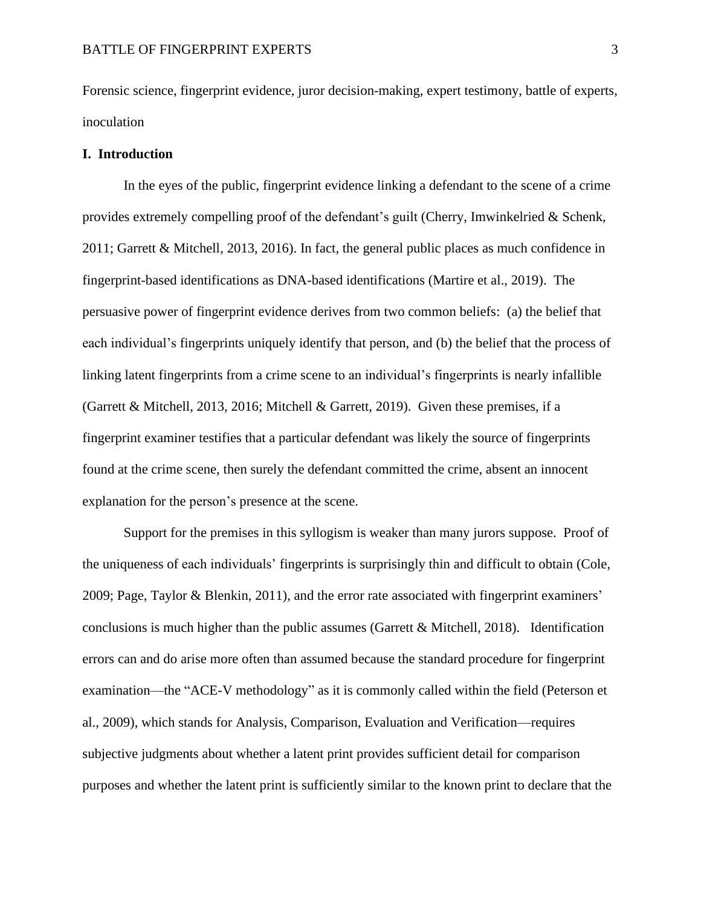Forensic science, fingerprint evidence, juror decision-making, expert testimony, battle of experts, inoculation

## I. Introduction

In the eyes of the public, fingerprint evidence linking a defendant to the scene of a crime provides extremely compelling proof of the defendant's guilt (Cherry, Imwinkelried & Schenk, 2011; Garrett & Mitchell, 2013, 2016). In fact, the general public places as much confidence in fingerprint-based identifications as DNA-based identifications (Martire et al., 2019). The persuasive power of fingerprint evidence derives from two common beliefs: (a) the belief that each individual's fingerprints uniquely identify that person, and (b) the belief that the process of linking latent fingerprints from a crime scene to an individual's fingerprints is nearly infallible (Garrett & Mitchell, 2013, 2016; Mitchell & Garrett, 2019). Given these premises, if a fingerprint examiner testifies that a particular defendant was likely the source of fingerprints found at the crime scene, then surely the defendant committed the crime, absent an innocent explanation for the person's presence at the scene.

Support for the premises in this syllogism is weaker than many jurors suppose. Proof of the uniqueness of each individuals' fingerprints is surprisingly thin and difficult to obtain (Cole, 2009; Page, Taylor & Blenkin, 2011), and the error rate associated with fingerprint examiners' conclusions is much higher than the public assumes (Garrett & Mitchell, 2018). Identification errors can and do arise more often than assumed because the standard procedure for fingerprint examination—the "ACE-V methodology" as it is commonly called within the field (Peterson et al., 2009), which stands for Analysis, Comparison, Evaluation and Verification—requires subjective judgments about whether a latent print provides sufficient detail for comparison purposes and whether the latent print is sufficiently similar to the known print to declare that the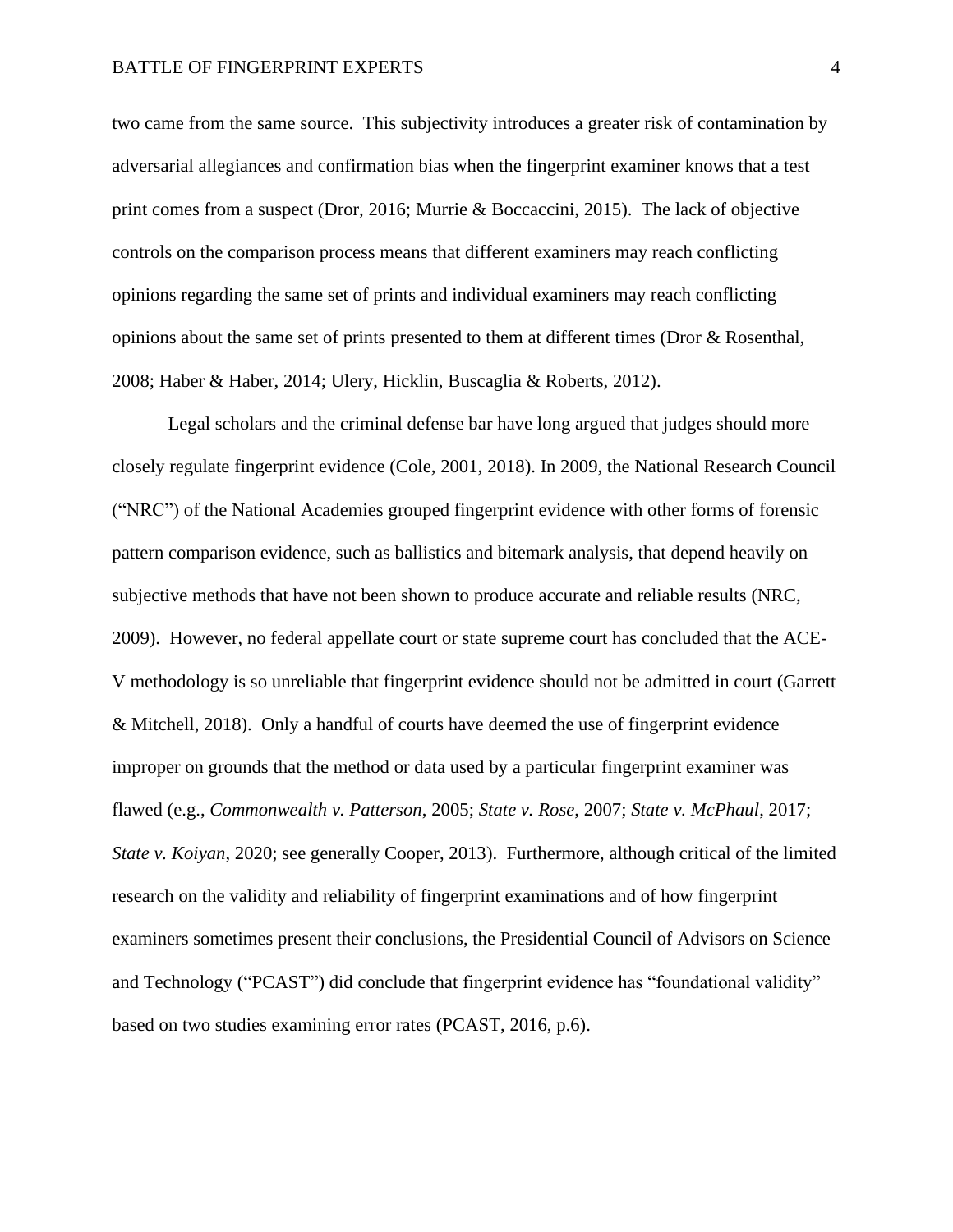two came from the same source. This subjectivity introduces a greater risk of contamination by adversarial allegiances and confirmation bias when the fingerprint examiner knows that a test print comes from a suspect (Dror, 2016; Murrie & Boccaccini, 2015). The lack of objective controls on the comparison process means that different examiners may reach conflicting opinions regarding the same set of prints and individual examiners may reach conflicting opinions about the same set of prints presented to them at different times (Dror & Rosenthal, 2008; Haber & Haber, 2014; Ulery, Hicklin, Buscaglia & Roberts, 2012).

Legal scholars and the criminal defense bar have long argued that judges should more closely regulate fingerprint evidence (Cole, 2001, 2018). In 2009, the National Research Council ("NRC") of the National Academies grouped fingerprint evidence with other forms of forensic pattern comparison evidence, such as ballistics and bitemark analysis, that depend heavily on subjective methods that have not been shown to produce accurate and reliable results (NRC, 2009). However, no federal appellate court or state supreme court has concluded that the ACE-V methodology is so unreliable that fingerprint evidence should not be admitted in court (Garrett & Mitchell, 2018). Only a handful of courts have deemed the use of fingerprint evidence improper on grounds that the method or data used by a particular fingerprint examiner was flawed (e.g., *Commonwealth v. Patterson*, 2005; *State v. Rose*, 2007; *State v. McPhaul*, 2017; *State v. Koiyan*, 2020; see generally Cooper, 2013). Furthermore, although critical of the limited research on the validity and reliability of fingerprint examinations and of how fingerprint examiners sometimes present their conclusions, the Presidential Council of Advisors on Science and Technology ("PCAST") did conclude that fingerprint evidence has "foundational validity" based on two studies examining error rates (PCAST, 2016, p.6).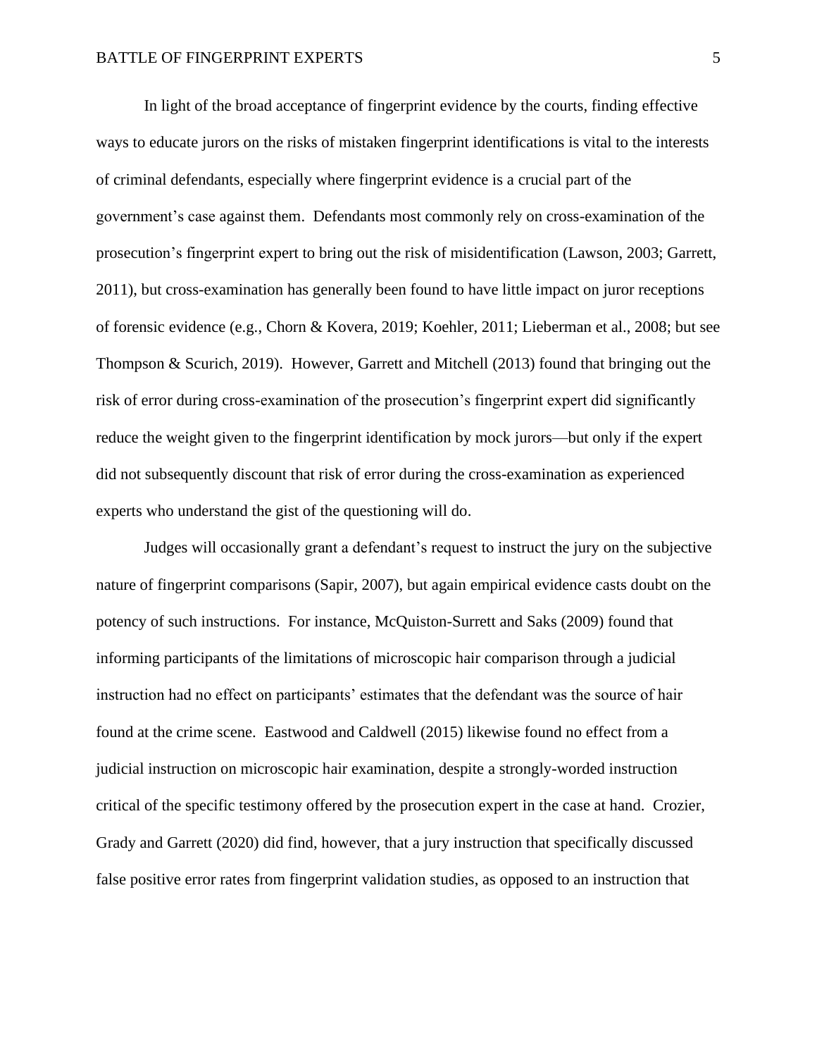In light of the broad acceptance of fingerprint evidence by the courts, finding effective ways to educate jurors on the risks of mistaken fingerprint identifications is vital to the interests of criminal defendants, especially where fingerprint evidence is a crucial part of the government's case against them. Defendants most commonly rely on cross-examination of the prosecution's fingerprint expert to bring out the risk of misidentification (Lawson, 2003; Garrett, 2011), but cross-examination has generally been found to have little impact on juror receptions of forensic evidence (e.g., Chorn & Kovera, 2019; Koehler, 2011; Lieberman et al., 2008; but see Thompson & Scurich, 2019). However, Garrett and Mitchell (2013) found that bringing out the risk of error during cross-examination of the prosecution's fingerprint expert did significantly reduce the weight given to the fingerprint identification by mock jurors—but only if the expert did not subsequently discount that risk of error during the cross-examination as experienced experts who understand the gist of the questioning will do.

Judges will occasionally grant a defendant's request to instruct the jury on the subjective nature of fingerprint comparisons (Sapir, 2007), but again empirical evidence casts doubt on the potency of such instructions. For instance, McQuiston-Surrett and Saks (2009) found that informing participants of the limitations of microscopic hair comparison through a judicial instruction had no effect on participants' estimates that the defendant was the source of hair found at the crime scene. Eastwood and Caldwell (2015) likewise found no effect from a judicial instruction on microscopic hair examination, despite a strongly-worded instruction critical of the specific testimony offered by the prosecution expert in the case at hand. Crozier, Grady and Garrett (2020) did find, however, that a jury instruction that specifically discussed false positive error rates from fingerprint validation studies, as opposed to an instruction that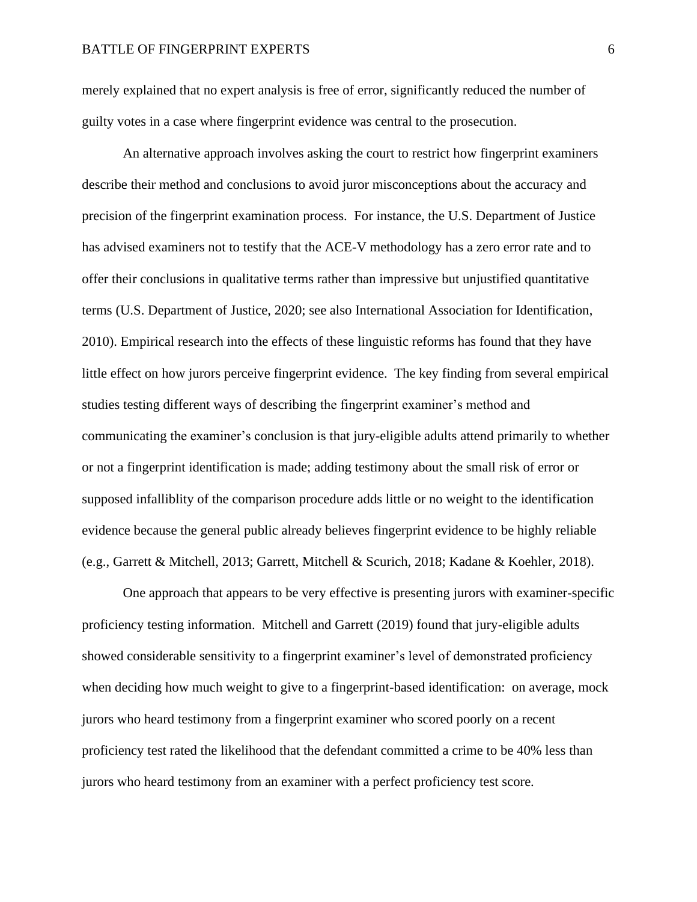merely explained that no expert analysis is free of error, significantly reduced the number of guilty votes in a case where fingerprint evidence was central to the prosecution.

An alternative approach involves asking the court to restrict how fingerprint examiners describe their method and conclusions to avoid juror misconceptions about the accuracy and precision of the fingerprint examination process. For instance, the U.S. Department of Justice has advised examiners not to testify that the ACE-V methodology has a zero error rate and to offer their conclusions in qualitative terms rather than impressive but unjustified quantitative terms (U.S. Department of Justice, 2020; see also International Association for Identification, 2010). Empirical research into the effects of these linguistic reforms has found that they have little effect on how jurors perceive fingerprint evidence. The key finding from several empirical studies testing different ways of describing the fingerprint examiner's method and communicating the examiner's conclusion is that jury-eligible adults attend primarily to whether or not a fingerprint identification is made; adding testimony about the small risk of error or supposed infalliblity of the comparison procedure adds little or no weight to the identification evidence because the general public already believes fingerprint evidence to be highly reliable (e.g., Garrett & Mitchell, 2013; Garrett, Mitchell & Scurich, 2018; Kadane & Koehler, 2018).

One approach that appears to be very effective is presenting jurors with examiner-specific proficiency testing information. Mitchell and Garrett (2019) found that jury-eligible adults showed considerable sensitivity to a fingerprint examiner's level of demonstrated proficiency when deciding how much weight to give to a fingerprint-based identification: on average, mock jurors who heard testimony from a fingerprint examiner who scored poorly on a recent proficiency test rated the likelihood that the defendant committed a crime to be 40% less than jurors who heard testimony from an examiner with a perfect proficiency test score.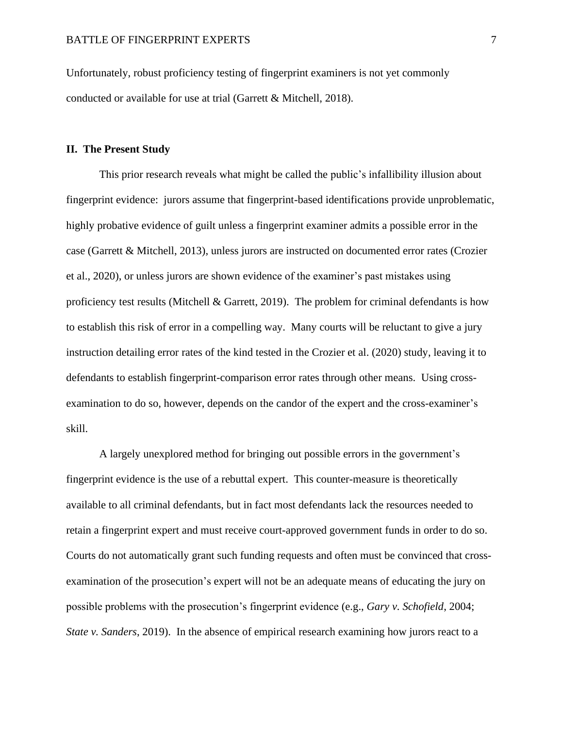Unfortunately, robust proficiency testing of fingerprint examiners is not yet commonly conducted or available for use at trial (Garrett & Mitchell, 2018).

## II. The Present Study

This prior research reveals what might be called the public's infallibility illusion about fingerprint evidence: jurors assume that fingerprint-based identifications provide unproblematic, highly probative evidence of guilt unless a fingerprint examiner admits a possible error in the case (Garrett & Mitchell, 2013), unless jurors are instructed on documented error rates (Crozier et al., 2020), or unless jurors are shown evidence of the examiner's past mistakes using proficiency test results (Mitchell & Garrett, 2019). The problem for criminal defendants is how to establish this risk of error in a compelling way. Many courts will be reluctant to give a jury instruction detailing error rates of the kind tested in the Crozier et al. (2020) study, leaving it to defendants to establish fingerprint-comparison error rates through other means. Using cross-examination to do so, however, depends on the candor of the expert and the cross-examiner's skill.

A largely unexplored method for bringing out possible errors in the government's fingerprint evidence is the use of a rebuttal expert. This counter-measure is theoretically available to all criminal defendants, but in fact most defendants lack the resources needed to retain a fingerprint expert and must receive court-approved government funds in order to do so. Courts do not automatically grant such funding requests and often must be convinced that cross-examination of the prosecution's expert will not be an adequate means of educating the jury on possible problems with the prosecution's fingerprint evidence (e.g., *Gary v. Schofield*, 2004; *State v. Sanders*, 2019). In the absence of empirical research examining how jurors react to a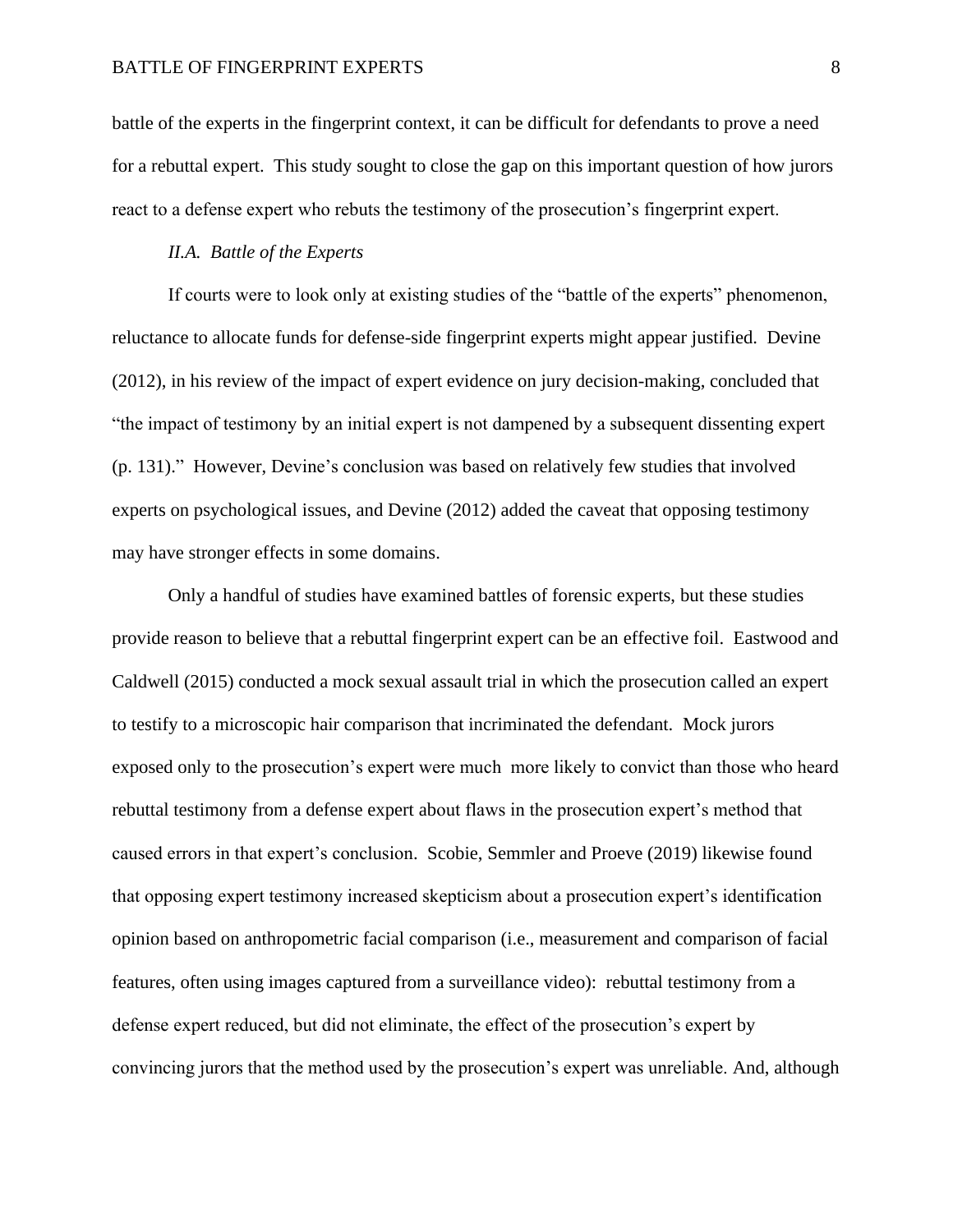battle of the experts in the fingerprint context, it can be difficult for defendants to prove a need for a rebuttal expert. This study sought to close the gap on this important question of how jurors react to a defense expert who rebuts the testimony of the prosecution's fingerprint expert.

### *II.A. Battle of the Experts*

If courts were to look only at existing studies of the "battle of the experts" phenomenon, reluctance to allocate funds for defense-side fingerprint experts might appear justified. Devine (2012), in his review of the impact of expert evidence on jury decision-making, concluded that "the impact of testimony by an initial expert is not dampened by a subsequent dissenting expert (p. 131)." However, Devine's conclusion was based on relatively few studies that involved experts on psychological issues, and Devine (2012) added the caveat that opposing testimony may have stronger effects in some domains.

Only a handful of studies have examined battles of forensic experts, but these studies provide reason to believe that a rebuttal fingerprint expert can be an effective foil. Eastwood and Caldwell (2015) conducted a mock sexual assault trial in which the prosecution called an expert to testify to a microscopic hair comparison that incriminated the defendant. Mock jurors exposed only to the prosecution's expert were much more likely to convict than those who heard rebuttal testimony from a defense expert about flaws in the prosecution expert's method that caused errors in that expert's conclusion. Scobie, Semmler and Proeve (2019) likewise found that opposing expert testimony increased skepticism about a prosecution expert's identification opinion based on anthropometric facial comparison (i.e., measurement and comparison of facial features, often using images captured from a surveillance video): rebuttal testimony from a defense expert reduced, but did not eliminate, the effect of the prosecution's expert by convincing jurors that the method used by the prosecution's expert was unreliable. And, although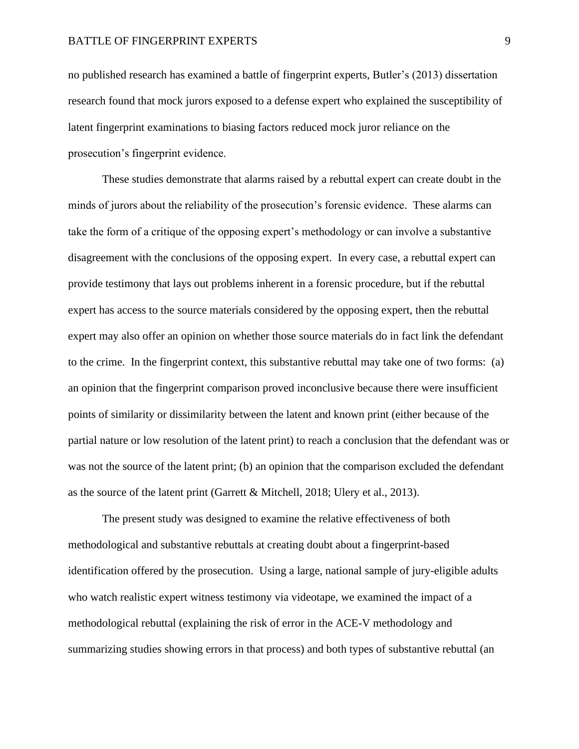no published research has examined a battle of fingerprint experts, Butler's (2013) dissertation research found that mock jurors exposed to a defense expert who explained the susceptibility of latent fingerprint examinations to biasing factors reduced mock juror reliance on the prosecution's fingerprint evidence.

These studies demonstrate that alarms raised by a rebuttal expert can create doubt in the minds of jurors about the reliability of the prosecution's forensic evidence. These alarms can take the form of a critique of the opposing expert's methodology or can involve a substantive disagreement with the conclusions of the opposing expert. In every case, a rebuttal expert can provide testimony that lays out problems inherent in a forensic procedure, but if the rebuttal expert has access to the source materials considered by the opposing expert, then the rebuttal expert may also offer an opinion on whether those source materials do in fact link the defendant to the crime. In the fingerprint context, this substantive rebuttal may take one of two forms: (a) an opinion that the fingerprint comparison proved inconclusive because there were insufficient points of similarity or dissimilarity between the latent and known print (either because of the partial nature or low resolution of the latent print) to reach a conclusion that the defendant was or was not the source of the latent print; (b) an opinion that the comparison excluded the defendant as the source of the latent print (Garrett & Mitchell, 2018; Ulery et al., 2013).

The present study was designed to examine the relative effectiveness of both methodological and substantive rebuttals at creating doubt about a fingerprint-based identification offered by the prosecution. Using a large, national sample of jury-eligible adults who watch realistic expert witness testimony via videotape, we examined the impact of a methodological rebuttal (explaining the risk of error in the ACE-V methodology and summarizing studies showing errors in that process) and both types of substantive rebuttal (an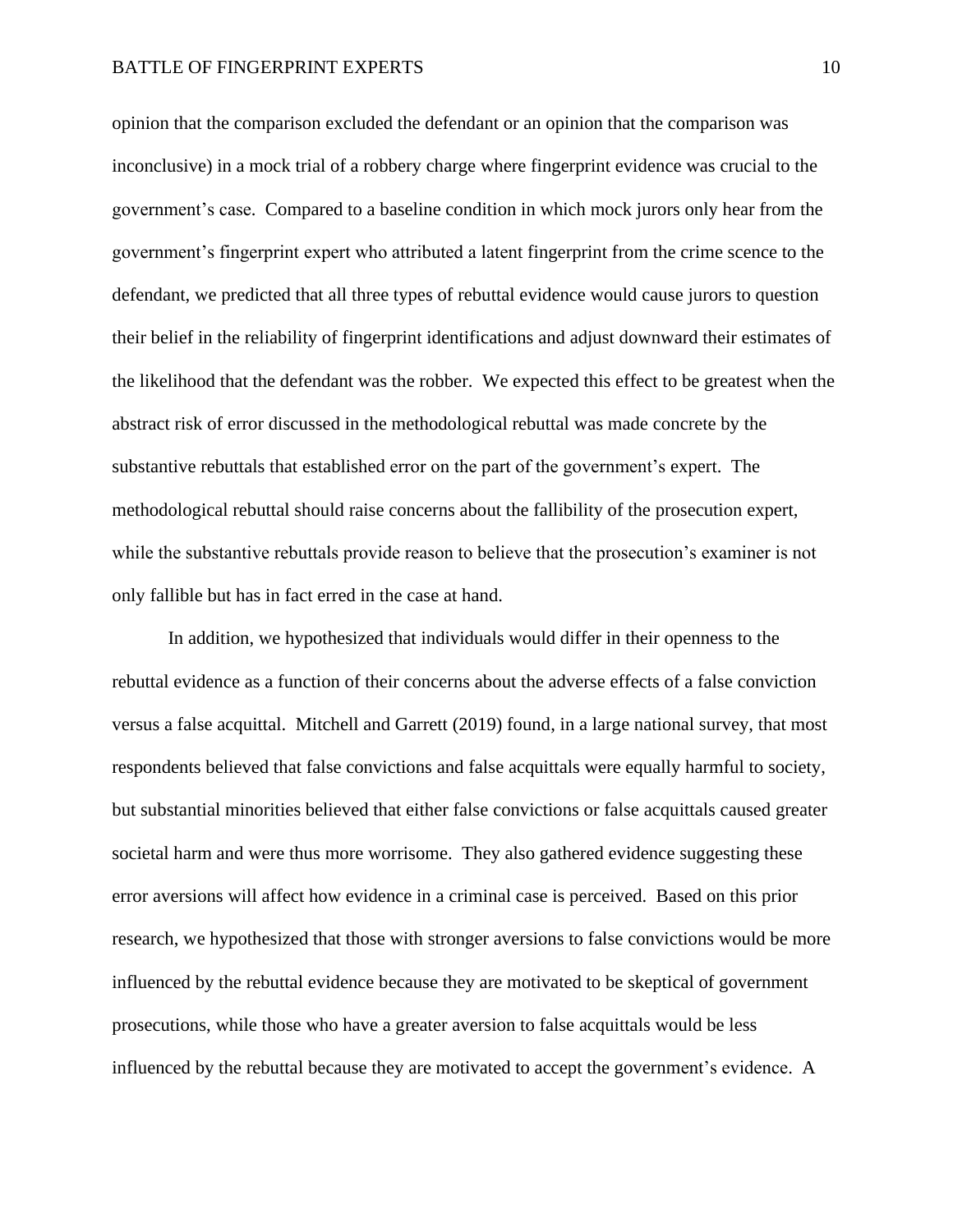opinion that the comparison excluded the defendant or an opinion that the comparison was inconclusive) in a mock trial of a robbery charge where fingerprint evidence was crucial to the government's case. Compared to a baseline condition in which mock jurors only hear from the government's fingerprint expert who attributed a latent fingerprint from the crime scence to the defendant, we predicted that all three types of rebuttal evidence would cause jurors to question their belief in the reliability of fingerprint identifications and adjust downward their estimates of the likelihood that the defendant was the robber. We expected this effect to be greatest when the abstract risk of error discussed in the methodological rebuttal was made concrete by the substantive rebuttals that established error on the part of the government's expert. The methodological rebuttal should raise concerns about the fallibility of the prosecution expert, while the substantive rebuttals provide reason to believe that the prosecution's examiner is not only fallible but has in fact erred in the case at hand.

In addition, we hypothesized that individuals would differ in their openness to the rebuttal evidence as a function of their concerns about the adverse effects of a false conviction versus a false acquittal. Mitchell and Garrett (2019) found, in a large national survey, that most respondents believed that false convictions and false acquittals were equally harmful to society, but substantial minorities believed that either false convictions or false acquittals caused greater societal harm and were thus more worrisome. They also gathered evidence suggesting these error aversions will affect how evidence in a criminal case is perceived. Based on this prior research, we hypothesized that those with stronger aversions to false convictions would be more influenced by the rebuttal evidence because they are motivated to be skeptical of government prosecutions, while those who have a greater aversion to false acquittals would be less influenced by the rebuttal because they are motivated to accept the government's evidence. A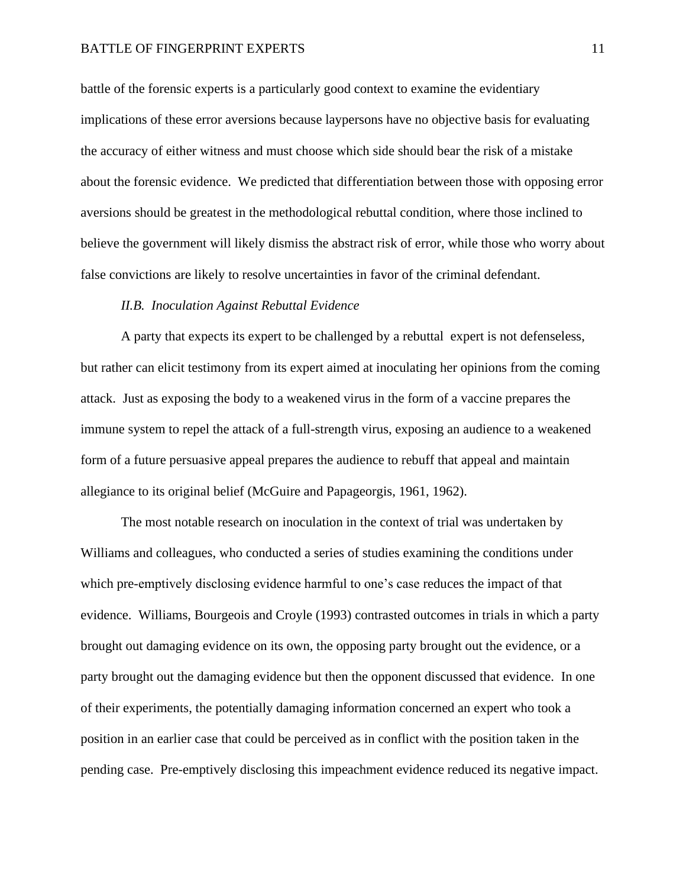battle of the forensic experts is a particularly good context to examine the evidentiary implications of these error aversions because laypersons have no objective basis for evaluating the accuracy of either witness and must choose which side should bear the risk of a mistake about the forensic evidence. We predicted that differentiation between those with opposing error aversions should be greatest in the methodological rebuttal condition, where those inclined to believe the government will likely dismiss the abstract risk of error, while those who worry about false convictions are likely to resolve uncertainties in favor of the criminal defendant.

### *II.B. Inoculation Against Rebuttal Evidence*

A party that expects its expert to be challenged by a rebuttal expert is not defenseless, but rather can elicit testimony from its expert aimed at inoculating her opinions from the coming attack. Just as exposing the body to a weakened virus in the form of a vaccine prepares the immune system to repel the attack of a full-strength virus, exposing an audience to a weakened form of a future persuasive appeal prepares the audience to rebuff that appeal and maintain allegiance to its original belief (McGuire and Papageorgis, 1961, 1962).

The most notable research on inoculation in the context of trial was undertaken by Williams and colleagues, who conducted a series of studies examining the conditions under which pre-emptively disclosing evidence harmful to one's case reduces the impact of that evidence. Williams, Bourgeois and Croyle (1993) contrasted outcomes in trials in which a party brought out damaging evidence on its own, the opposing party brought out the evidence, or a party brought out the damaging evidence but then the opponent discussed that evidence. In one of their experiments, the potentially damaging information concerned an expert who took a position in an earlier case that could be perceived as in conflict with the position taken in the pending case. Pre-emptively disclosing this impeachment evidence reduced its negative impact.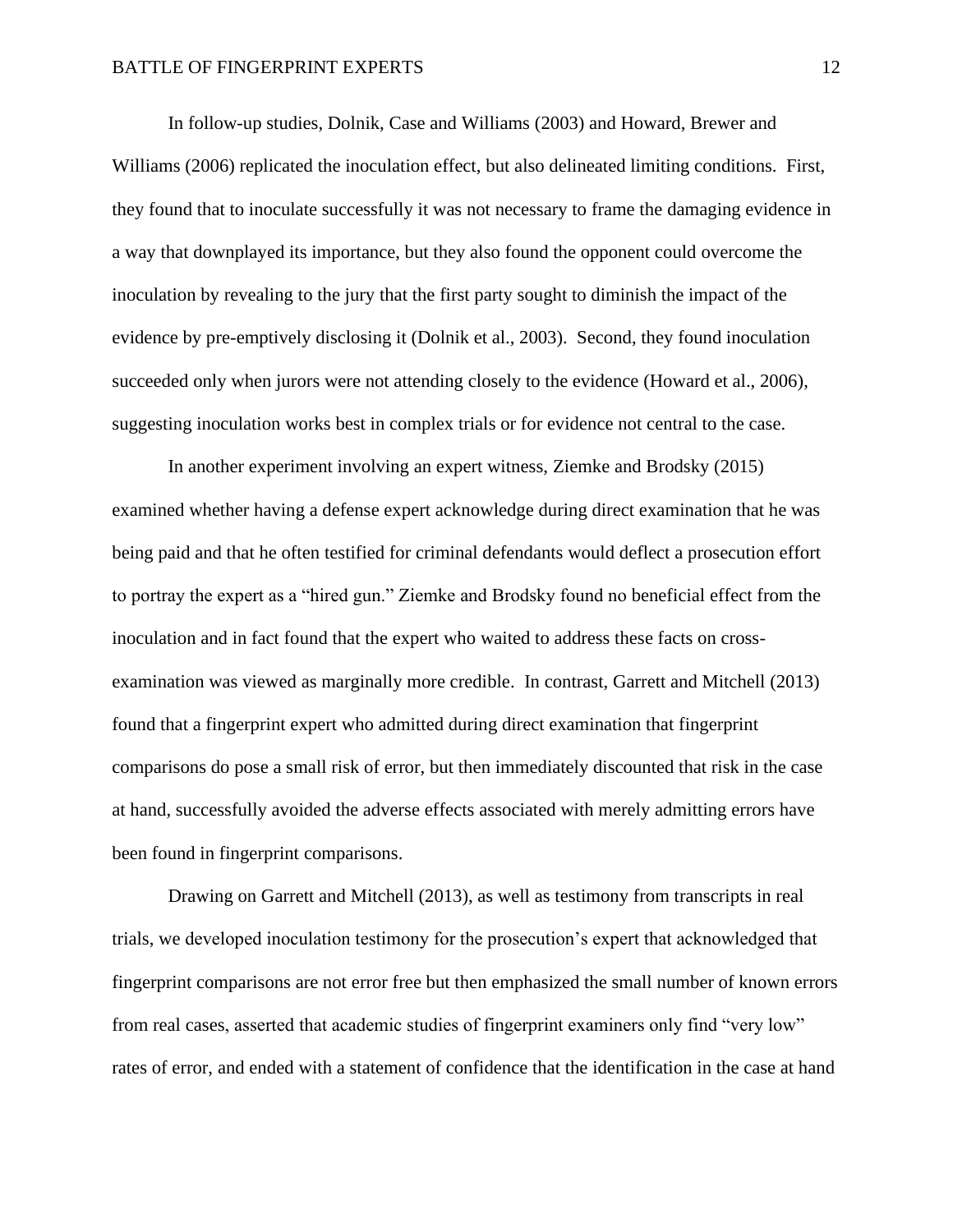In follow-up studies, Dolnik, Case and Williams (2003) and Howard, Brewer and Williams (2006) replicated the inoculation effect, but also delineated limiting conditions. First, they found that to inoculate successfully it was not necessary to frame the damaging evidence in a way that downplayed its importance, but they also found the opponent could overcome the inoculation by revealing to the jury that the first party sought to diminish the impact of the evidence by pre-emptively disclosing it (Dolnik et al., 2003). Second, they found inoculation succeeded only when jurors were not attending closely to the evidence (Howard et al., 2006), suggesting inoculation works best in complex trials or for evidence not central to the case.

In another experiment involving an expert witness, Ziemke and Brodsky (2015) examined whether having a defense expert acknowledge during direct examination that he was being paid and that he often testified for criminal defendants would deflect a prosecution effort to portray the expert as a "hired gun." Ziemke and Brodsky found no beneficial effect from the inoculation and in fact found that the expert who waited to address these facts on cross-examination was viewed as marginally more credible. In contrast, Garrett and Mitchell (2013) found that a fingerprint expert who admitted during direct examination that fingerprint comparisons do pose a small risk of error, but then immediately discounted that risk in the case at hand, successfully avoided the adverse effects associated with merely admitting errors have been found in fingerprint comparisons.

Drawing on Garrett and Mitchell (2013), as well as testimony from transcripts in real trials, we developed inoculation testimony for the prosecution's expert that acknowledged that fingerprint comparisons are not error free but then emphasized the small number of known errors from real cases, asserted that academic studies of fingerprint examiners only find "very low" rates of error, and ended with a statement of confidence that the identification in the case at hand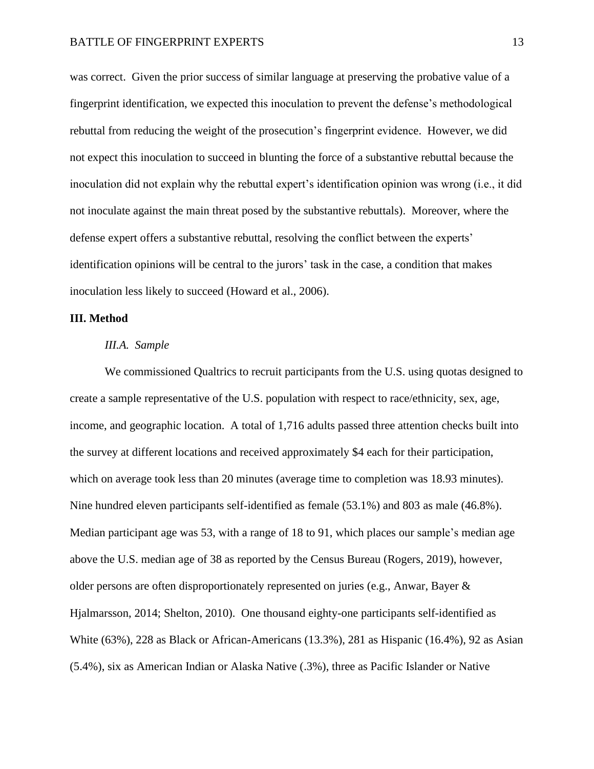was correct. Given the prior success of similar language at preserving the probative value of a fingerprint identification, we expected this inoculation to prevent the defense's methodological rebuttal from reducing the weight of the prosecution's fingerprint evidence. However, we did not expect this inoculation to succeed in blunting the force of a substantive rebuttal because the inoculation did not explain why the rebuttal expert's identification opinion was wrong (i.e., it did not inoculate against the main threat posed by the substantive rebuttals). Moreover, where the defense expert offers a substantive rebuttal, resolving the conflict between the experts' identification opinions will be central to the jurors' task in the case, a condition that makes inoculation less likely to succeed (Howard et al., 2006).

## III. Method

### *III.A. Sample*

We commissioned Qualtrics to recruit participants from the U.S. using quotas designed to create a sample representative of the U.S. population with respect to race/ethnicity, sex, age, income, and geographic location. A total of 1,716 adults passed three attention checks built into the survey at different locations and received approximately $4 each for their participation, which on average took less than 20 minutes (average time to completion was 18.93 minutes). Nine hundred eleven participants self-identified as female (53.1%) and 803 as male (46.8%). Median participant age was 53, with a range of 18 to 91, which places our sample's median age above the U.S. median age of 38 as reported by the Census Bureau (Rogers, 2019), however, older persons are often disproportionately represented on juries (e.g., Anwar, Bayer & Hjalmarsson, 2014; Shelton, 2010). One thousand eighty-one participants self-identified as White (63%), 228 as Black or African-Americans (13.3%), 281 as Hispanic (16.4%), 92 as Asian (5.4%), six as American Indian or Alaska Native (.3%), three as Pacific Islander or Native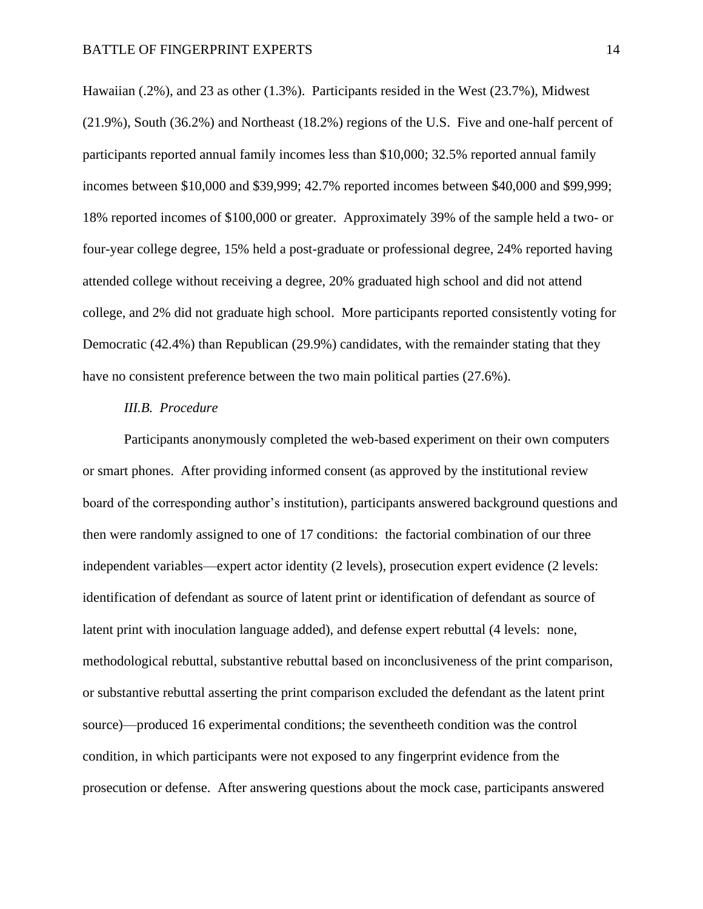Hawaiian (.2%), and 23 as other (1.3%). Participants resided in the West (23.7%), Midwest (21.9%), South (36.2%) and Northeast (18.2%) regions of the U.S. Five and one-half percent of participants reported annual family incomes less than $10,000; 32.5% reported annual family incomes between $10,000 and $39,999; 42.7% reported incomes between $40,000 and $99,999; 18% reported incomes of $100,000 or greater. Approximately 39% of the sample held a two- or four-year college degree, 15% held a post-graduate or professional degree, 24% reported having attended college without receiving a degree, 20% graduated high school and did not attend college, and 2% did not graduate high school. More participants reported consistently voting for Democratic (42.4%) than Republican (29.9%) candidates, with the remainder stating that they have no consistent preference between the two main political parties (27.6%).

### *III.B. Procedure*

Participants anonymously completed the web-based experiment on their own computers or smart phones. After providing informed consent (as approved by the institutional review board of the corresponding author's institution), participants answered background questions and then were randomly assigned to one of 17 conditions: the factorial combination of our three independent variables—expert actor identity (2 levels), prosecution expert evidence (2 levels: identification of defendant as source of latent print or identification of defendant as source of latent print with inoculation language added), and defense expert rebuttal (4 levels: none, methodological rebuttal, substantive rebuttal based on inconclusiveness of the print comparison, or substantive rebuttal asserting the print comparison excluded the defendant as the latent print source)—produced 16 experimental conditions; the seventeeth condition was the control condition, in which participants were not exposed to any fingerprint evidence from the prosecution or defense. After answering questions about the mock case, participants answered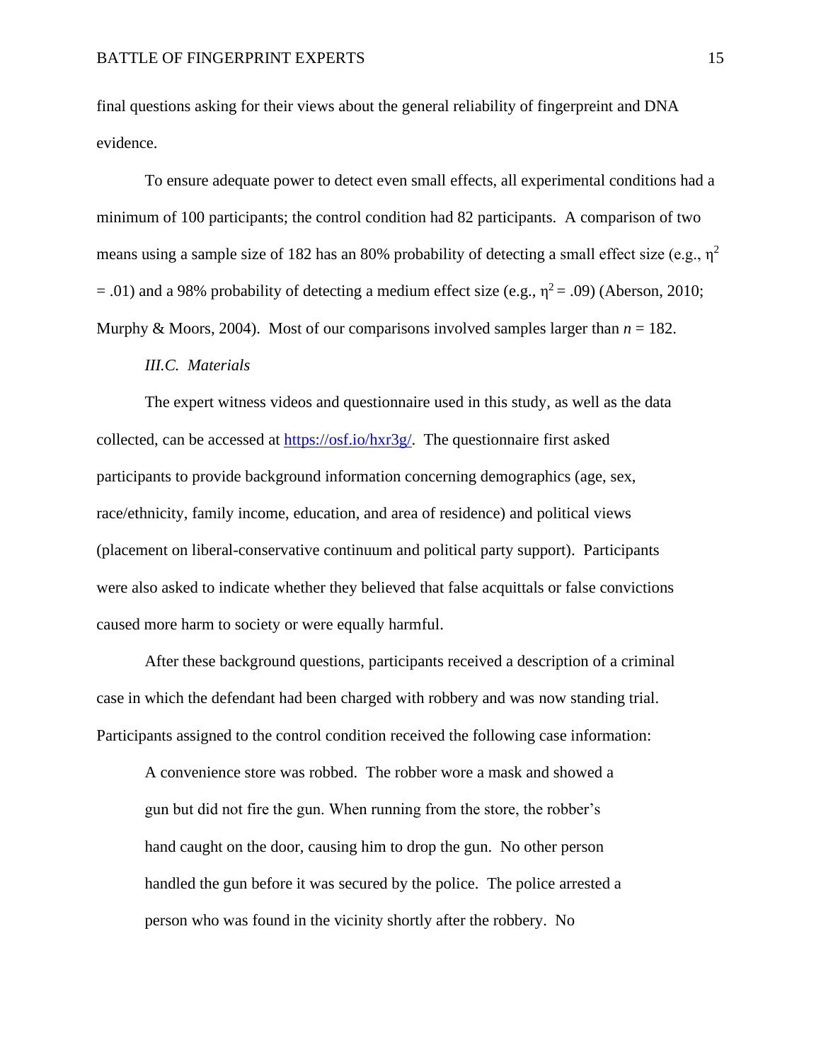final questions asking for their views about the general reliability of fingerpreint and DNA evidence.

To ensure adequate power to detect even small effects, all experimental conditions had a minimum of 100 participants; the control condition had 82 participants. A comparison of two means using a sample size of 182 has an 80% probability of detecting a small effect size (e.g., $\eta^2 = .01$) and a 98% probability of detecting a medium effect size (e.g., $\eta^2 = .09$) (Aberson, 2010; Murphy & Moors, 2004). Most of our comparisons involved samples larger than $n = 182$.

*III.C. Materials*

The expert witness videos and questionnaire used in this study, as well as the data collected, can be accessed at [https://osf.io/hxr3g/](https://osf.io/hxr3g/). The questionnaire first asked participants to provide background information concerning demographics (age, sex, race/ethnicity, family income, education, and area of residence) and political views (placement on liberal-conservative continuum and political party support). Participants were also asked to indicate whether they believed that false acquittals or false convictions caused more harm to society or were equally harmful.

After these background questions, participants received a description of a criminal case in which the defendant had been charged with robbery and was now standing trial. Participants assigned to the control condition received the following case information:

> A convenience store was robbed. The robber wore a mask and showed a gun but did not fire the gun. When running from the store, the robber's hand caught on the door, causing him to drop the gun. No other person handled the gun before it was secured by the police. The police arrested a person who was found in the vicinity shortly after the robbery. No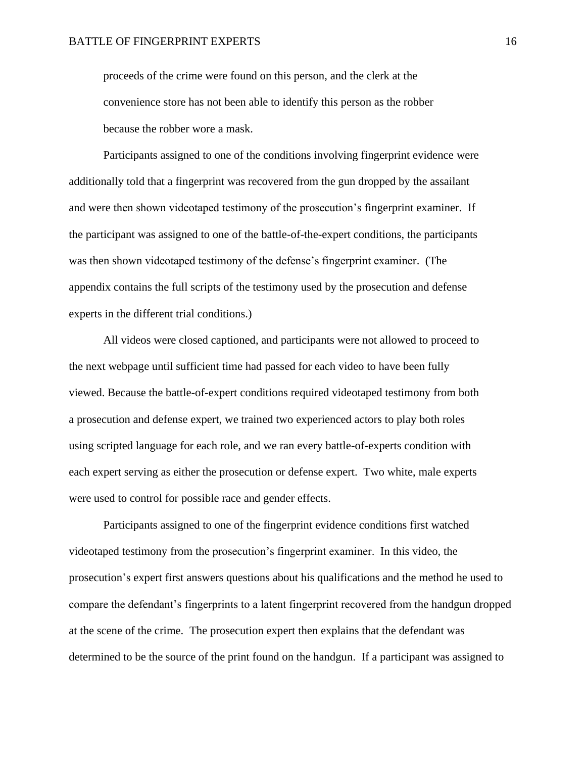proceeds of the crime were found on this person, and the clerk at the convenience store has not been able to identify this person as the robber because the robber wore a mask.

Participants assigned to one of the conditions involving fingerprint evidence were additionally told that a fingerprint was recovered from the gun dropped by the assailant and were then shown videotaped testimony of the prosecution's fingerprint examiner. If the participant was assigned to one of the battle-of-the-expert conditions, the participants was then shown videotaped testimony of the defense's fingerprint examiner. (The appendix contains the full scripts of the testimony used by the prosecution and defense experts in the different trial conditions.)

All videos were closed captioned, and participants were not allowed to proceed to the next webpage until sufficient time had passed for each video to have been fully viewed. Because the battle-of-expert conditions required videotaped testimony from both a prosecution and defense expert, we trained two experienced actors to play both roles using scripted language for each role, and we ran every battle-of-experts condition with each expert serving as either the prosecution or defense expert. Two white, male experts were used to control for possible race and gender effects.

Participants assigned to one of the fingerprint evidence conditions first watched videotaped testimony from the prosecution's fingerprint examiner. In this video, the prosecution's expert first answers questions about his qualifications and the method he used to compare the defendant's fingerprints to a latent fingerprint recovered from the handgun dropped at the scene of the crime. The prosecution expert then explains that the defendant was determined to be the source of the print found on the handgun. If a participant was assigned to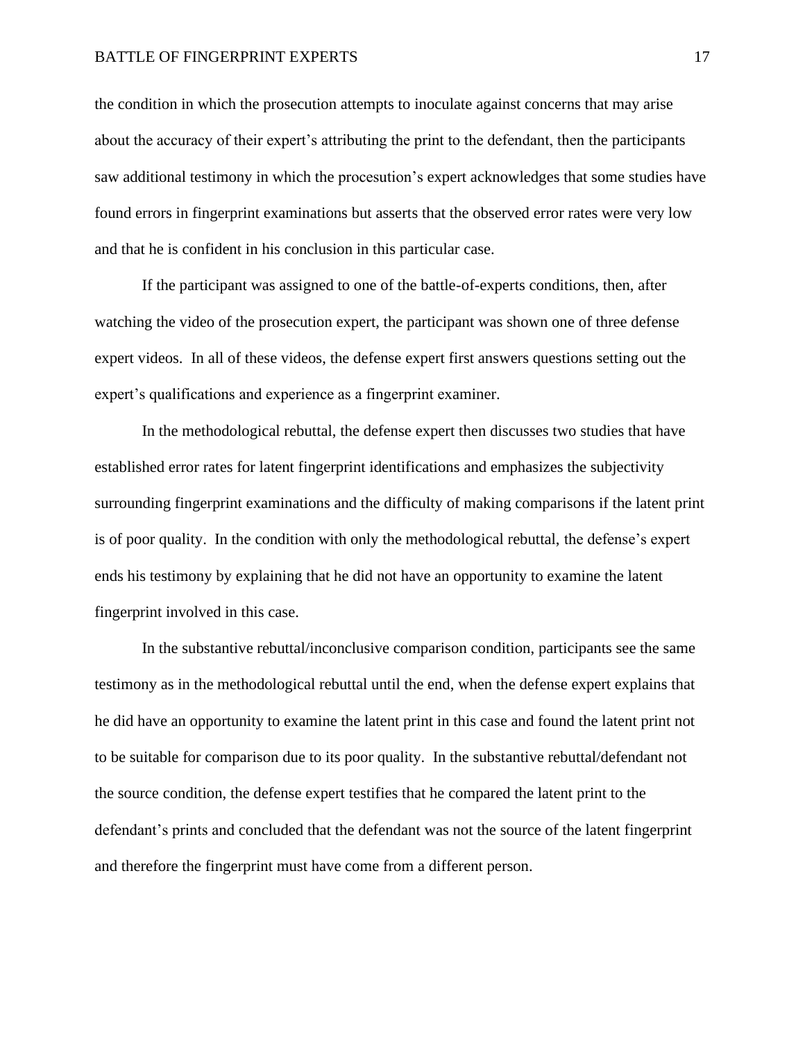the condition in which the prosecution attempts to inoculate against concerns that may arise about the accuracy of their expert's attributing the print to the defendant, then the participants saw additional testimony in which the procesution's expert acknowledges that some studies have found errors in fingerprint examinations but asserts that the observed error rates were very low and that he is confident in his conclusion in this particular case.

If the participant was assigned to one of the battle-of-experts conditions, then, after watching the video of the prosecution expert, the participant was shown one of three defense expert videos. In all of these videos, the defense expert first answers questions setting out the expert's qualifications and experience as a fingerprint examiner.

In the methodological rebuttal, the defense expert then discusses two studies that have established error rates for latent fingerprint identifications and emphasizes the subjectivity surrounding fingerprint examinations and the difficulty of making comparisons if the latent print is of poor quality. In the condition with only the methodological rebuttal, the defense's expert ends his testimony by explaining that he did not have an opportunity to examine the latent fingerprint involved in this case.

In the substantive rebuttal/inconclusive comparison condition, participants see the same testimony as in the methodological rebuttal until the end, when the defense expert explains that he did have an opportunity to examine the latent print in this case and found the latent print not to be suitable for comparison due to its poor quality. In the substantive rebuttal/defendant not the source condition, the defense expert testifies that he compared the latent print to the defendant's prints and concluded that the defendant was not the source of the latent fingerprint and therefore the fingerprint must have come from a different person.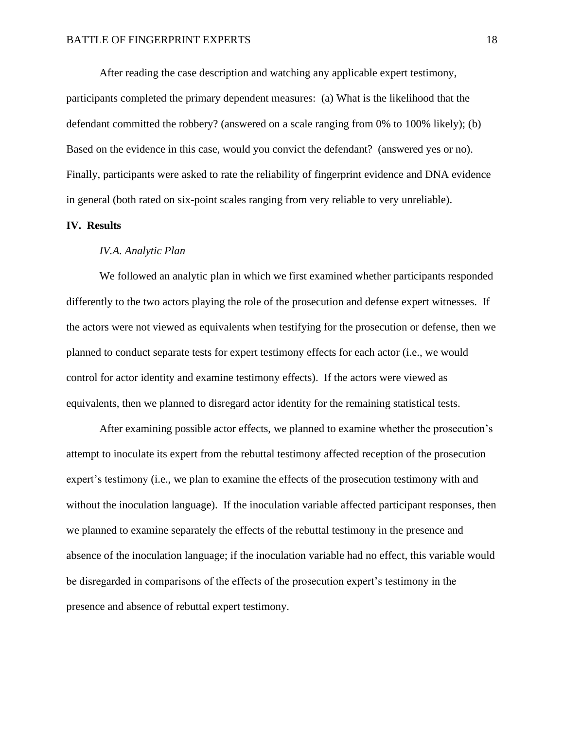After reading the case description and watching any applicable expert testimony, participants completed the primary dependent measures: (a) What is the likelihood that the defendant committed the robbery? (answered on a scale ranging from 0% to 100% likely); (b) Based on the evidence in this case, would you convict the defendant? (answered yes or no). Finally, participants were asked to rate the reliability of fingerprint evidence and DNA evidence in general (both rated on six-point scales ranging from very reliable to very unreliable).

## IV. Results

### *IV.A. Analytic Plan*

We followed an analytic plan in which we first examined whether participants responded differently to the two actors playing the role of the prosecution and defense expert witnesses. If the actors were not viewed as equivalents when testifying for the prosecution or defense, then we planned to conduct separate tests for expert testimony effects for each actor (i.e., we would control for actor identity and examine testimony effects). If the actors were viewed as equivalents, then we planned to disregard actor identity for the remaining statistical tests.

After examining possible actor effects, we planned to examine whether the prosecution's attempt to inoculate its expert from the rebuttal testimony affected reception of the prosecution expert's testimony (i.e., we plan to examine the effects of the prosecution testimony with and without the inoculation language). If the inoculation variable affected participant responses, then we planned to examine separately the effects of the rebuttal testimony in the presence and absence of the inoculation language; if the inoculation variable had no effect, this variable would be disregarded in comparisons of the effects of the prosecution expert's testimony in the presence and absence of rebuttal expert testimony.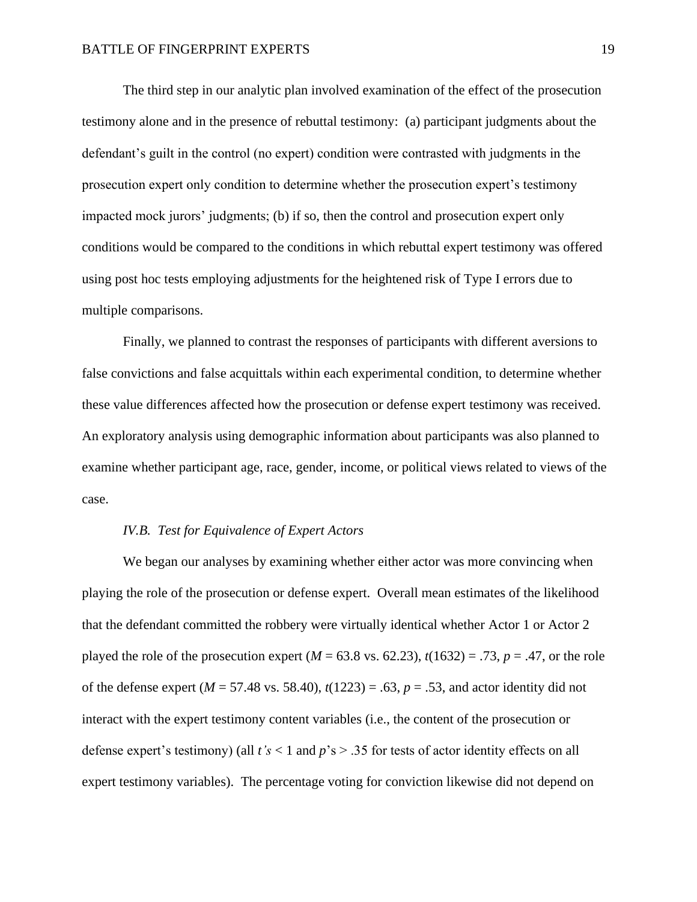The third step in our analytic plan involved examination of the effect of the prosecution testimony alone and in the presence of rebuttal testimony: (a) participant judgments about the defendant's guilt in the control (no expert) condition were contrasted with judgments in the prosecution expert only condition to determine whether the prosecution expert's testimony impacted mock jurors' judgments; (b) if so, then the control and prosecution expert only conditions would be compared to the conditions in which rebuttal expert testimony was offered using post hoc tests employing adjustments for the heightened risk of Type I errors due to multiple comparisons.

Finally, we planned to contrast the responses of participants with different aversions to false convictions and false acquittals within each experimental condition, to determine whether these value differences affected how the prosecution or defense expert testimony was received. An exploratory analysis using demographic information about participants was also planned to examine whether participant age, race, gender, income, or political views related to views of the case.

### *IV.B. Test for Equivalence of Expert Actors*

We began our analyses by examining whether either actor was more convincing when playing the role of the prosecution or defense expert. Overall mean estimates of the likelihood that the defendant committed the robbery were virtually identical whether Actor 1 or Actor 2 played the role of the prosecution expert ($M$ = 63.8 vs. 62.23), $t(1632) = .73$, $p = .47$, or the role of the defense expert ($M$ = 57.48 vs. 58.40), $t(1223) = .63$, $p = .53$, and actor identity did not interact with the expert testimony content variables (i.e., the content of the prosecution or defense expert's testimony) (all $t$'s < 1 and $p$'s > .35 for tests of actor identity effects on all expert testimony variables). The percentage voting for conviction likewise did not depend on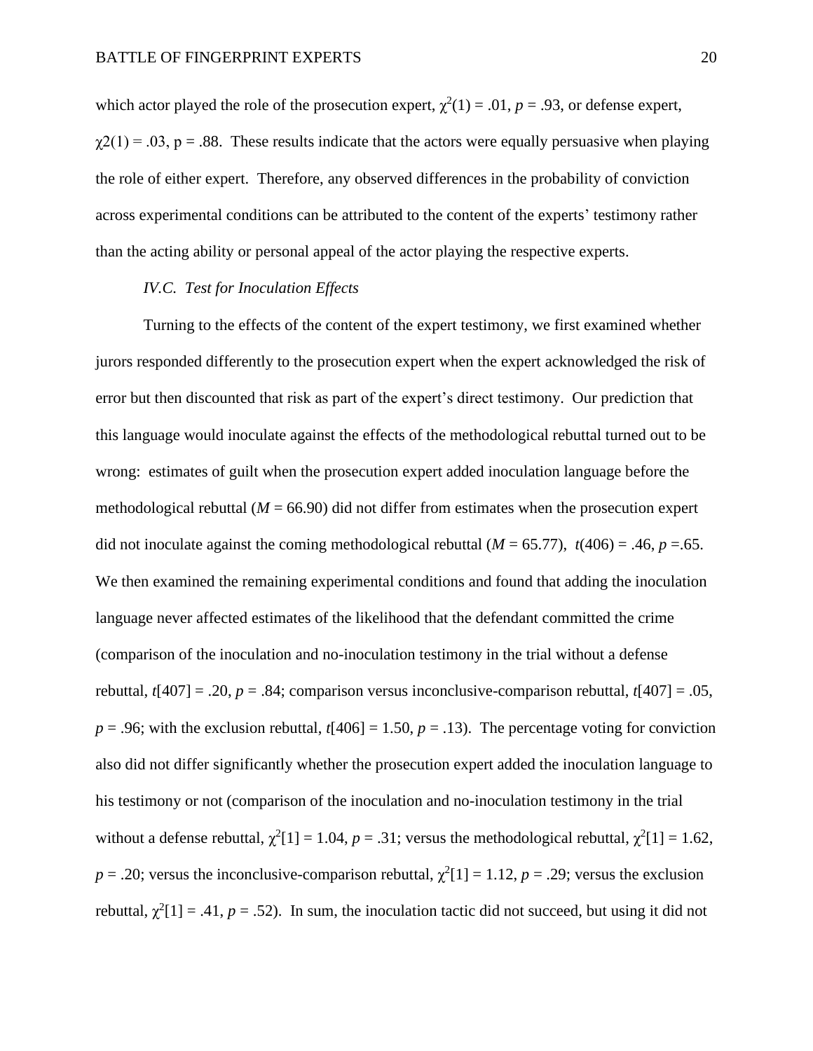which actor played the role of the prosecution expert, $\chi^2(1) = .01$, $p = .93$, or defense expert, $\chi2(1) = .03$, $p = .88$. These results indicate that the actors were equally persuasive when playing the role of either expert. Therefore, any observed differences in the probability of conviction across experimental conditions can be attributed to the content of the experts' testimony rather than the acting ability or personal appeal of the actor playing the respective experts.

### *IV.C. Test for Inoculation Effects*

Turning to the effects of the content of the expert testimony, we first examined whether jurors responded differently to the prosecution expert when the expert acknowledged the risk of error but then discounted that risk as part of the expert's direct testimony. Our prediction that this language would inoculate against the effects of the methodological rebuttal turned out to be wrong: estimates of guilt when the prosecution expert added inoculation language before the methodological rebuttal ($M = 66.90$) did not differ from estimates when the prosecution expert did not inoculate against the coming methodological rebuttal ($M = 65.77$), $t(406) = .46$, $p =.65$. We then examined the remaining experimental conditions and found that adding the inoculation language never affected estimates of the likelihood that the defendant committed the crime (comparison of the inoculation and no-inoculation testimony in the trial without a defense rebuttal, $t[407] = .20$, $p = .84$; comparison versus inconclusive-comparison rebuttal, $t[407] = .05$, $p = .96$; with the exclusion rebuttal, $t[406] = 1.50$, $p = .13$). The percentage voting for conviction also did not differ significantly whether the prosecution expert added the inoculation language to his testimony or not (comparison of the inoculation and no-inoculation testimony in the trial without a defense rebuttal, $\chi^2[1] = 1.04$, $p = .31$; versus the methodological rebuttal, $\chi^2[1] = 1.62$, $p = .20$; versus the inconclusive-comparison rebuttal, $\chi^2[1] = 1.12$, $p = .29$; versus the exclusion rebuttal, $\chi^2[1] = .41$, $p = .52$). In sum, the inoculation tactic did not succeed, but using it did not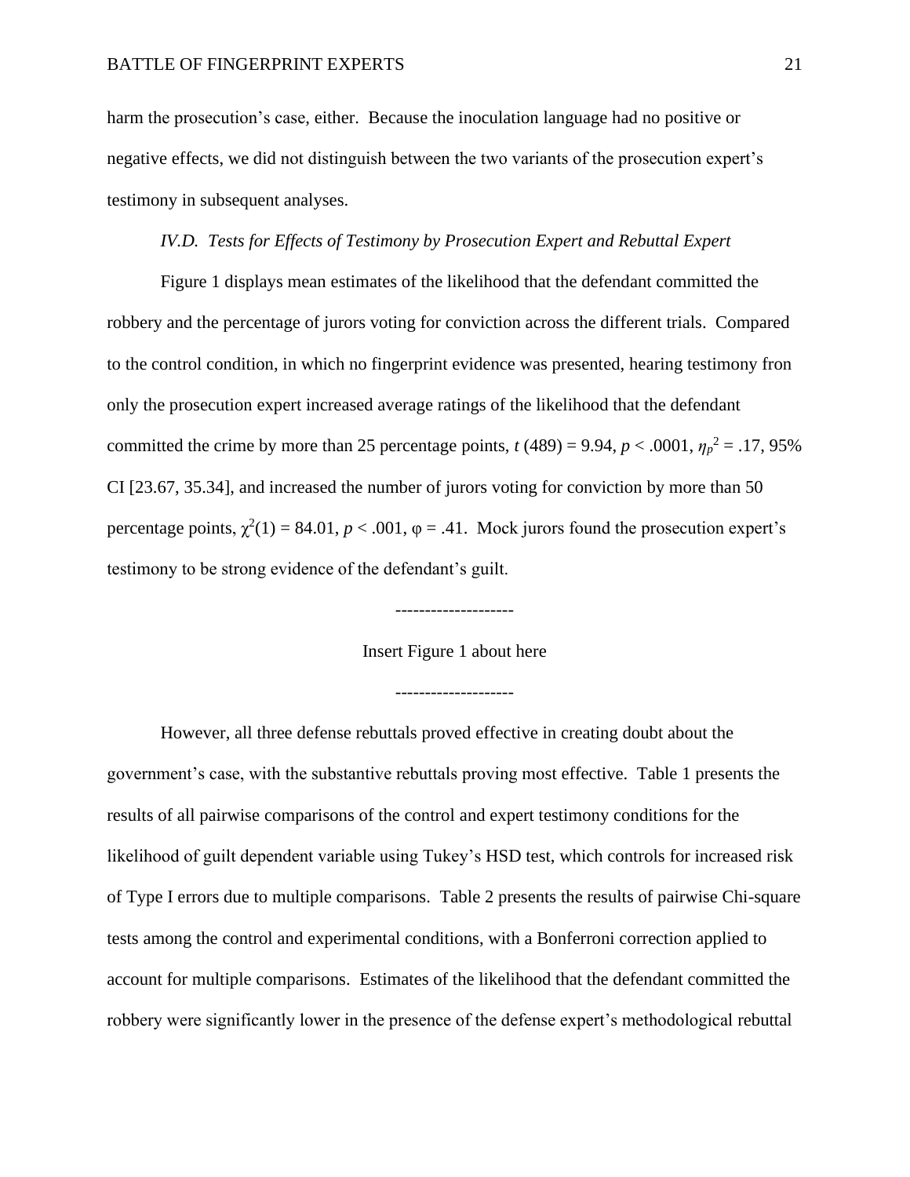harm the prosecution's case, either. Because the inoculation language had no positive or negative effects, we did not distinguish between the two variants of the prosecution expert's testimony in subsequent analyses.

*IV.D. Tests for Effects of Testimony by Prosecution Expert and Rebuttal Expert*

Figure 1 displays mean estimates of the likelihood that the defendant committed the robbery and the percentage of jurors voting for conviction across the different trials. Compared to the control condition, in which no fingerprint evidence was presented, hearing testimony fron only the prosecution expert increased average ratings of the likelihood that the defendant committed the crime by more than 25 percentage points, $t$ (489) = 9.94, $p < .0001$, $\eta_p^2 = .17$, 95% CI [23.67, 35.34], and increased the number of jurors voting for conviction by more than 50 percentage points, $\chi^2(1) = 84.01$, $p < .001$, $\varphi = .41$. Mock jurors found the prosecution expert's testimony to be strong evidence of the defendant's guilt.

--------------------

Insert Figure 1 about here

--------------------

However, all three defense rebuttals proved effective in creating doubt about the government's case, with the substantive rebuttals proving most effective. Table 1 presents the results of all pairwise comparisons of the control and expert testimony conditions for the likelihood of guilt dependent variable using Tukey's HSD test, which controls for increased risk of Type I errors due to multiple comparisons. Table 2 presents the results of pairwise Chi-square tests among the control and experimental conditions, with a Bonferroni correction applied to account for multiple comparisons. Estimates of the likelihood that the defendant committed the robbery were significantly lower in the presence of the defense expert's methodological rebuttal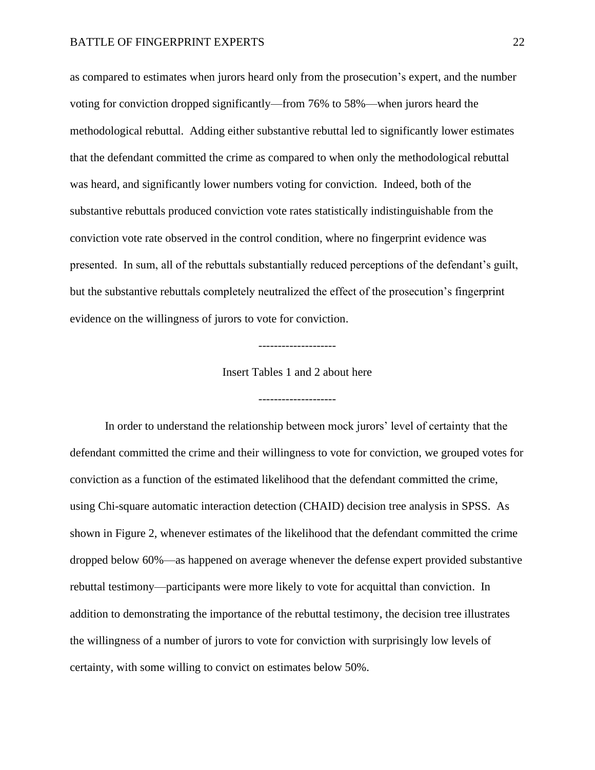as compared to estimates when jurors heard only from the prosecution's expert, and the number voting for conviction dropped significantly—from 76% to 58%—when jurors heard the methodological rebuttal. Adding either substantive rebuttal led to significantly lower estimates that the defendant committed the crime as compared to when only the methodological rebuttal was heard, and significantly lower numbers voting for conviction. Indeed, both of the substantive rebuttals produced conviction vote rates statistically indistinguishable from the conviction vote rate observed in the control condition, where no fingerprint evidence was presented. In sum, all of the rebuttals substantially reduced perceptions of the defendant's guilt, but the substantive rebuttals completely neutralized the effect of the prosecution's fingerprint evidence on the willingness of jurors to vote for conviction.

--------------------

Insert Tables 1 and 2 about here

--------------------

In order to understand the relationship between mock jurors' level of certainty that the defendant committed the crime and their willingness to vote for conviction, we grouped votes for conviction as a function of the estimated likelihood that the defendant committed the crime, using Chi-square automatic interaction detection (CHAID) decision tree analysis in SPSS. As shown in Figure 2, whenever estimates of the likelihood that the defendant committed the crime dropped below 60%—as happened on average whenever the defense expert provided substantive rebuttal testimony—participants were more likely to vote for acquittal than conviction. In addition to demonstrating the importance of the rebuttal testimony, the decision tree illustrates the willingness of a number of jurors to vote for conviction with surprisingly low levels of certainty, with some willing to convict on estimates below 50%.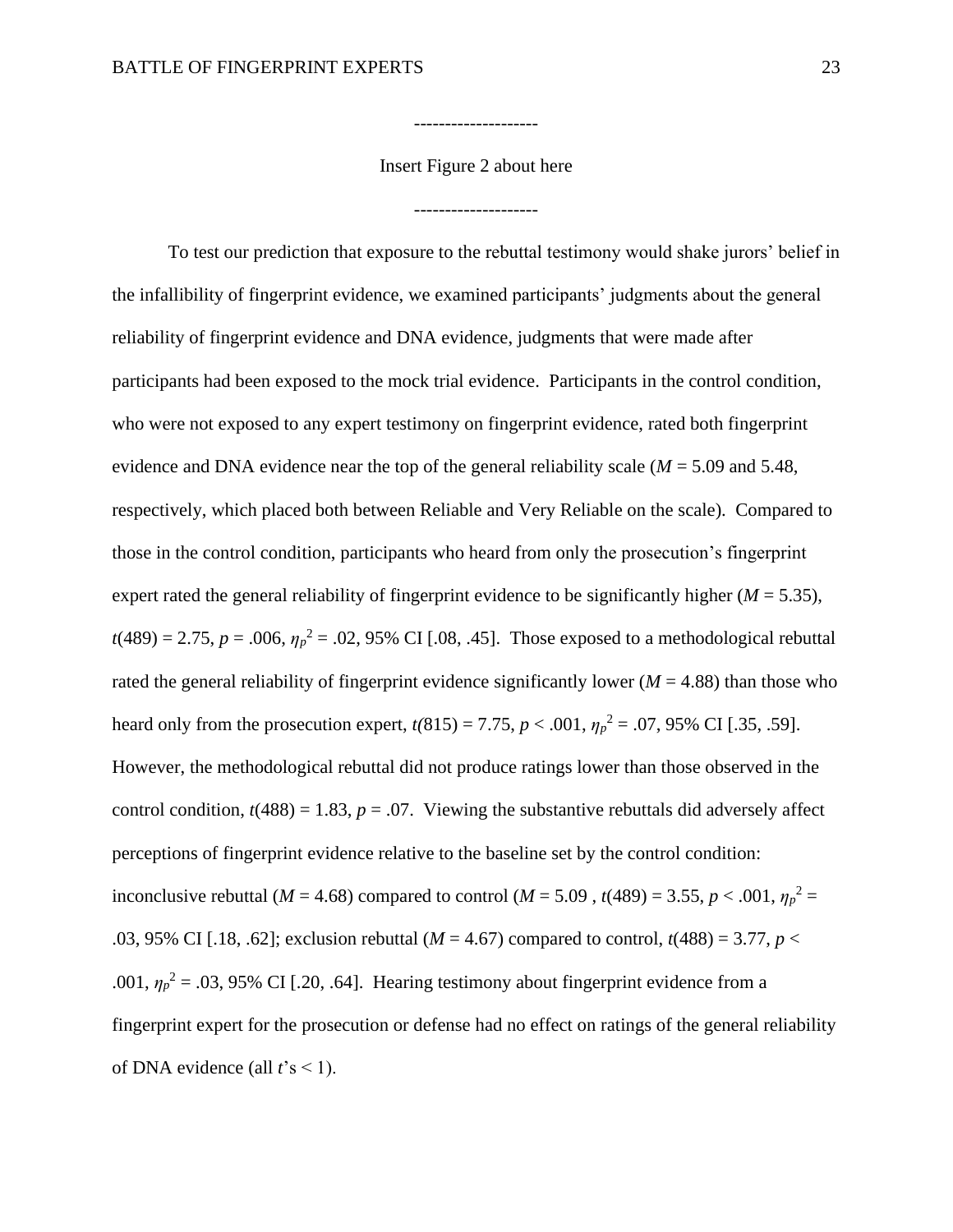--------------------

Insert Figure 2 about here

--------------------

To test our prediction that exposure to the rebuttal testimony would shake jurors' belief in the infallibility of fingerprint evidence, we examined participants' judgments about the general reliability of fingerprint evidence and DNA evidence, judgments that were made after participants had been exposed to the mock trial evidence. Participants in the control condition, who were not exposed to any expert testimony on fingerprint evidence, rated both fingerprint evidence and DNA evidence near the top of the general reliability scale ($M = 5.09$ and 5.48, respectively, which placed both between Reliable and Very Reliable on the scale). Compared to those in the control condition, participants who heard from only the prosecution's fingerprint expert rated the general reliability of fingerprint evidence to be significantly higher ($M = 5.35$), $t(489) = 2.75$, $p = .006$, $\eta_p^2 = .02$, 95% CI [.08, .45]. Those exposed to a methodological rebuttal rated the general reliability of fingerprint evidence significantly lower ($M = 4.88$) than those who heard only from the prosecution expert, $t(815) = 7.75$, $p < .001$, $\eta_p^2 = .07$, 95% CI [.35, .59]. However, the methodological rebuttal did not produce ratings lower than those observed in the control condition, $t(488) = 1.83$, $p = .07$. Viewing the substantive rebuttals did adversely affect perceptions of fingerprint evidence relative to the baseline set by the control condition: inconclusive rebuttal ($M = 4.68$) compared to control ($M = 5.09$ , $t(489) = 3.55$, $p < .001$, $\eta_p^2 = .03$, 95% CI [.18, .62]; exclusion rebuttal ($M = 4.67$) compared to control, $t(488) = 3.77$, $p < .001$, $\eta_p^2 = .03$, 95% CI [.20, .64]. Hearing testimony about fingerprint evidence from a fingerprint expert for the prosecution or defense had no effect on ratings of the general reliability of DNA evidence (all $t$'s < 1).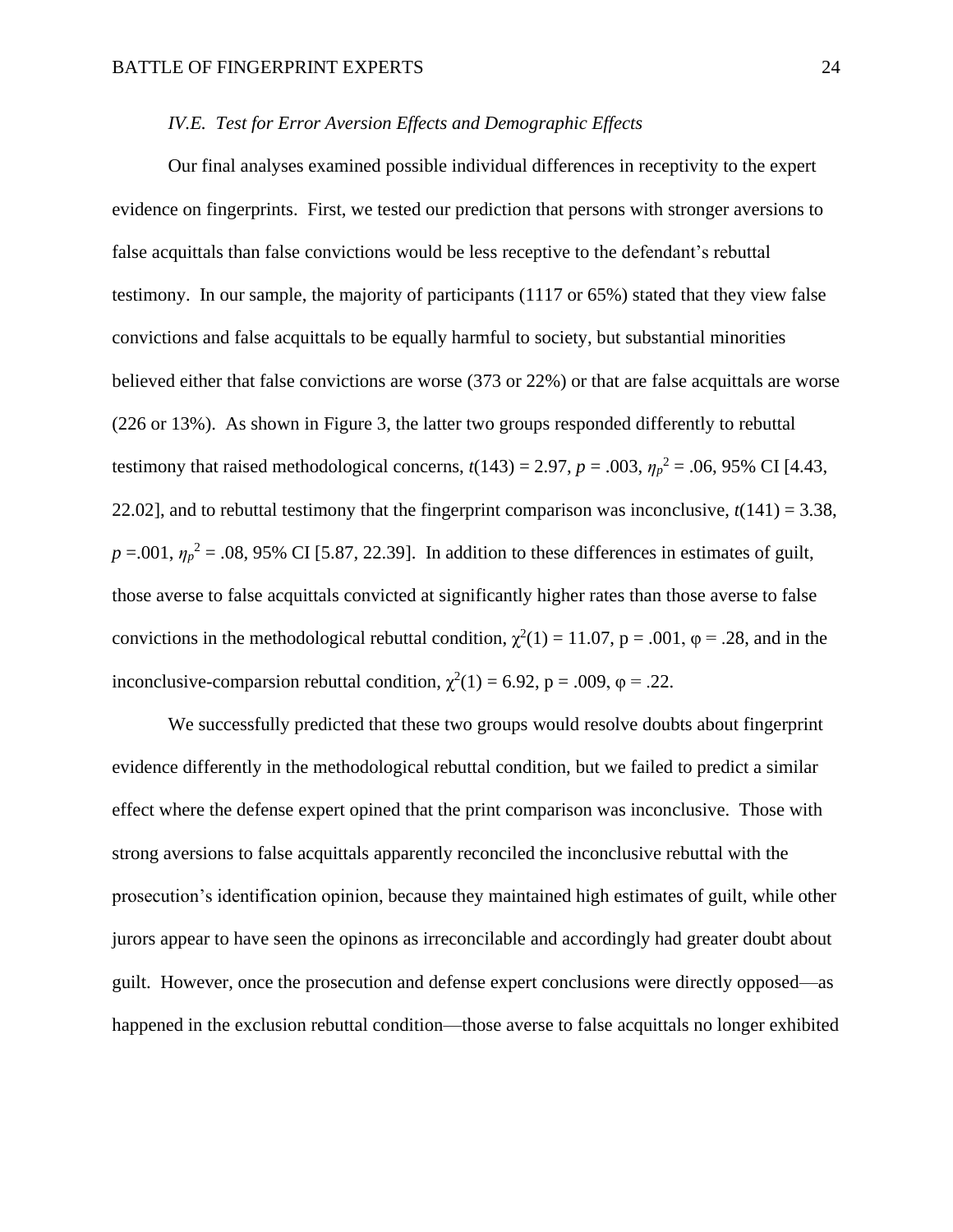### *IV.E. Test for Error Aversion Effects and Demographic Effects*

Our final analyses examined possible individual differences in receptivity to the expert evidence on fingerprints. First, we tested our prediction that persons with stronger aversions to false acquittals than false convictions would be less receptive to the defendant's rebuttal testimony. In our sample, the majority of participants (1117 or 65%) stated that they view false convictions and false acquittals to be equally harmful to society, but substantial minorities believed either that false convictions are worse (373 or 22%) or that are false acquittals are worse (226 or 13%). As shown in Figure 3, the latter two groups responded differently to rebuttal testimony that raised methodological concerns, $t(143) = 2.97$, $p = .003$, $\eta_p^2 = .06$, 95% CI [4.43, 22.02], and to rebuttal testimony that the fingerprint comparison was inconclusive, $t(141) = 3.38$, $p = .001$, $\eta_p^2 = .08$, 95% CI [5.87, 22.39]. In addition to these differences in estimates of guilt, those averse to false acquittals convicted at significantly higher rates than those averse to false convictions in the methodological rebuttal condition, $\chi^2(1) = 11.07$, p = .001, $\varphi = .28$, and in the inconclusive-comparsion rebuttal condition, $\chi^2(1) = 6.92$, p = .009, $\varphi = .22$.

We successfully predicted that these two groups would resolve doubts about fingerprint evidence differently in the methodological rebuttal condition, but we failed to predict a similar effect where the defense expert opined that the print comparison was inconclusive. Those with strong aversions to false acquittals apparently reconciled the inconclusive rebuttal with the prosecution's identification opinion, because they maintained high estimates of guilt, while other jurors appear to have seen the opinons as irreconcilable and accordingly had greater doubt about guilt. However, once the prosecution and defense expert conclusions were directly opposed—as happened in the exclusion rebuttal condition—those averse to false acquittals no longer exhibited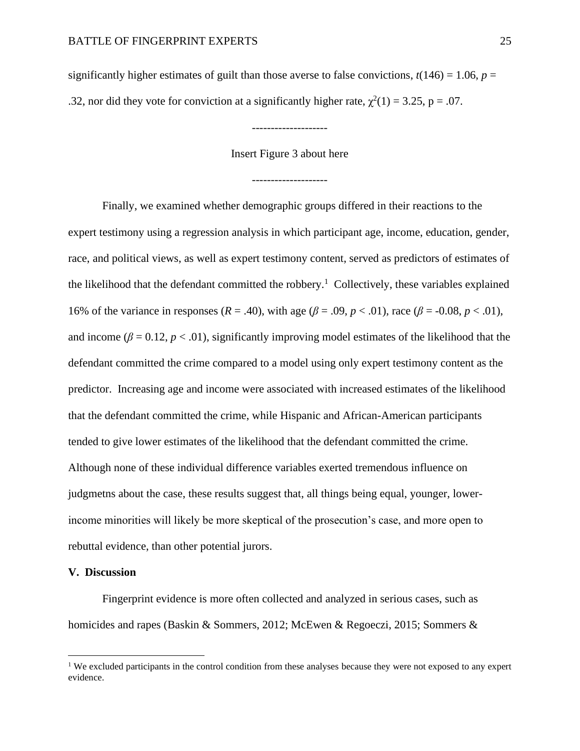significantly higher estimates of guilt than those averse to false convictions, $t(146) = 1.06$, $p = .32$, nor did they vote for conviction at a significantly higher rate, $\chi^2(1) = 3.25$, p = .07.

--------------------

Insert Figure 3 about here

--------------------

Finally, we examined whether demographic groups differed in their reactions to the expert testimony using a regression analysis in which participant age, income, education, gender, race, and political views, as well as expert testimony content, served as predictors of estimates of the likelihood that the defendant committed the robbery.[1] Collectively, these variables explained 16% of the variance in responses ($R = .40$), with age ($\beta = .09$, $p < .01$), race ($\beta = -0.08$, $p < .01$), and income ($\beta = 0.12$, $p < .01$), significantly improving model estimates of the likelihood that the defendant committed the crime compared to a model using only expert testimony content as the predictor. Increasing age and income were associated with increased estimates of the likelihood that the defendant committed the crime, while Hispanic and African-American participants tended to give lower estimates of the likelihood that the defendant committed the crime. Although none of these individual difference variables exerted tremendous influence on judgmetns about the case, these results suggest that, all things being equal, younger, lower-income minorities will likely be more skeptical of the prosecution's case, and more open to rebuttal evidence, than other potential jurors.

## V. Discussion

Fingerprint evidence is more often collected and analyzed in serious cases, such as homicides and rapes (Baskin & Sommers, 2012; McEwen & Regoeczi, 2015; Sommers &

[1] We excluded participants in the control condition from these analyses because they were not exposed to any expert evidence.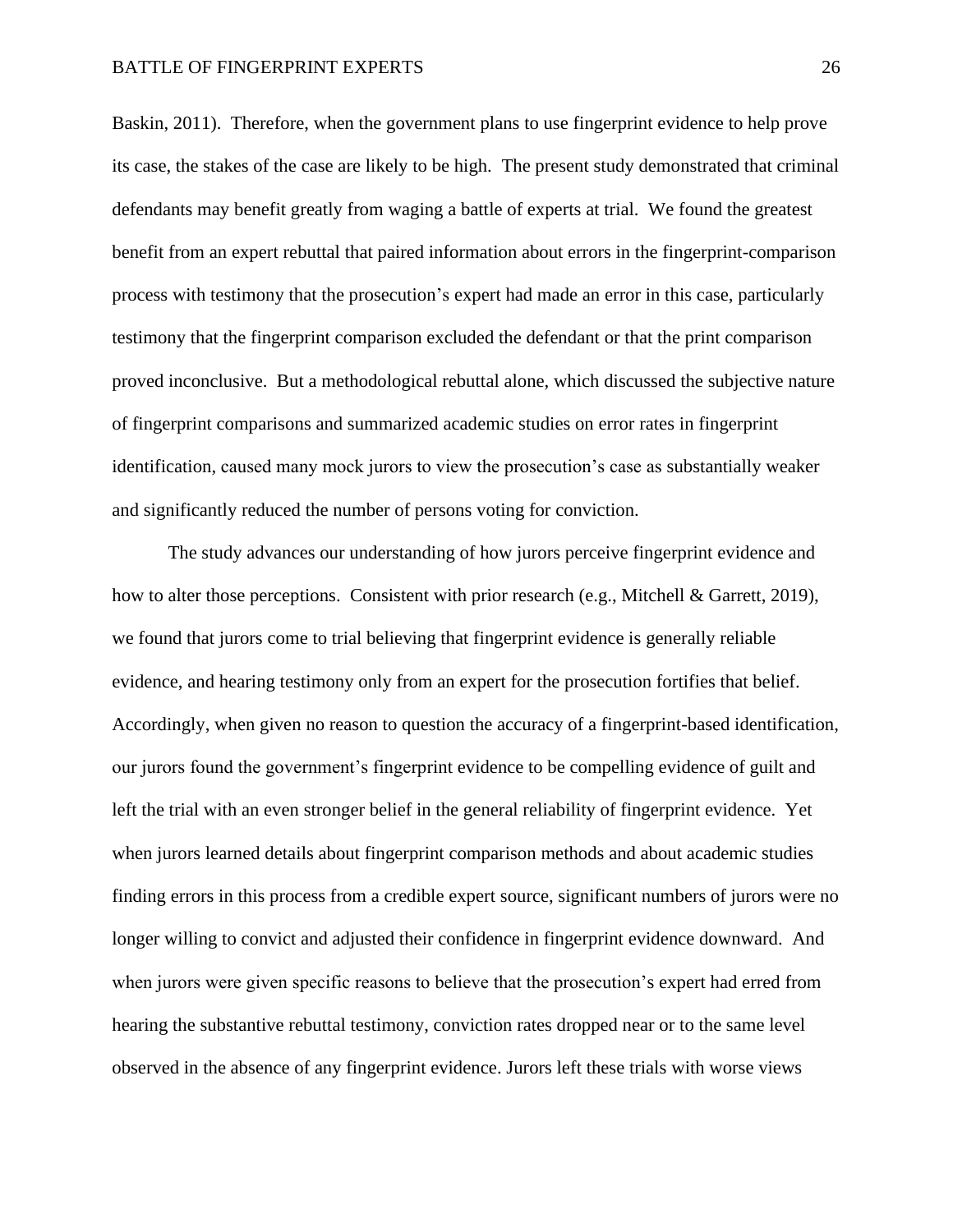Baskin, 2011). Therefore, when the government plans to use fingerprint evidence to help prove its case, the stakes of the case are likely to be high. The present study demonstrated that criminal defendants may benefit greatly from waging a battle of experts at trial. We found the greatest benefit from an expert rebuttal that paired information about errors in the fingerprint-comparison process with testimony that the prosecution's expert had made an error in this case, particularly testimony that the fingerprint comparison excluded the defendant or that the print comparison proved inconclusive. But a methodological rebuttal alone, which discussed the subjective nature of fingerprint comparisons and summarized academic studies on error rates in fingerprint identification, caused many mock jurors to view the prosecution's case as substantially weaker and significantly reduced the number of persons voting for conviction.

The study advances our understanding of how jurors perceive fingerprint evidence and how to alter those perceptions. Consistent with prior research (e.g., Mitchell & Garrett, 2019), we found that jurors come to trial believing that fingerprint evidence is generally reliable evidence, and hearing testimony only from an expert for the prosecution fortifies that belief. Accordingly, when given no reason to question the accuracy of a fingerprint-based identification, our jurors found the government's fingerprint evidence to be compelling evidence of guilt and left the trial with an even stronger belief in the general reliability of fingerprint evidence. Yet when jurors learned details about fingerprint comparison methods and about academic studies finding errors in this process from a credible expert source, significant numbers of jurors were no longer willing to convict and adjusted their confidence in fingerprint evidence downward. And when jurors were given specific reasons to believe that the prosecution's expert had erred from hearing the substantive rebuttal testimony, conviction rates dropped near or to the same level observed in the absence of any fingerprint evidence. Jurors left these trials with worse views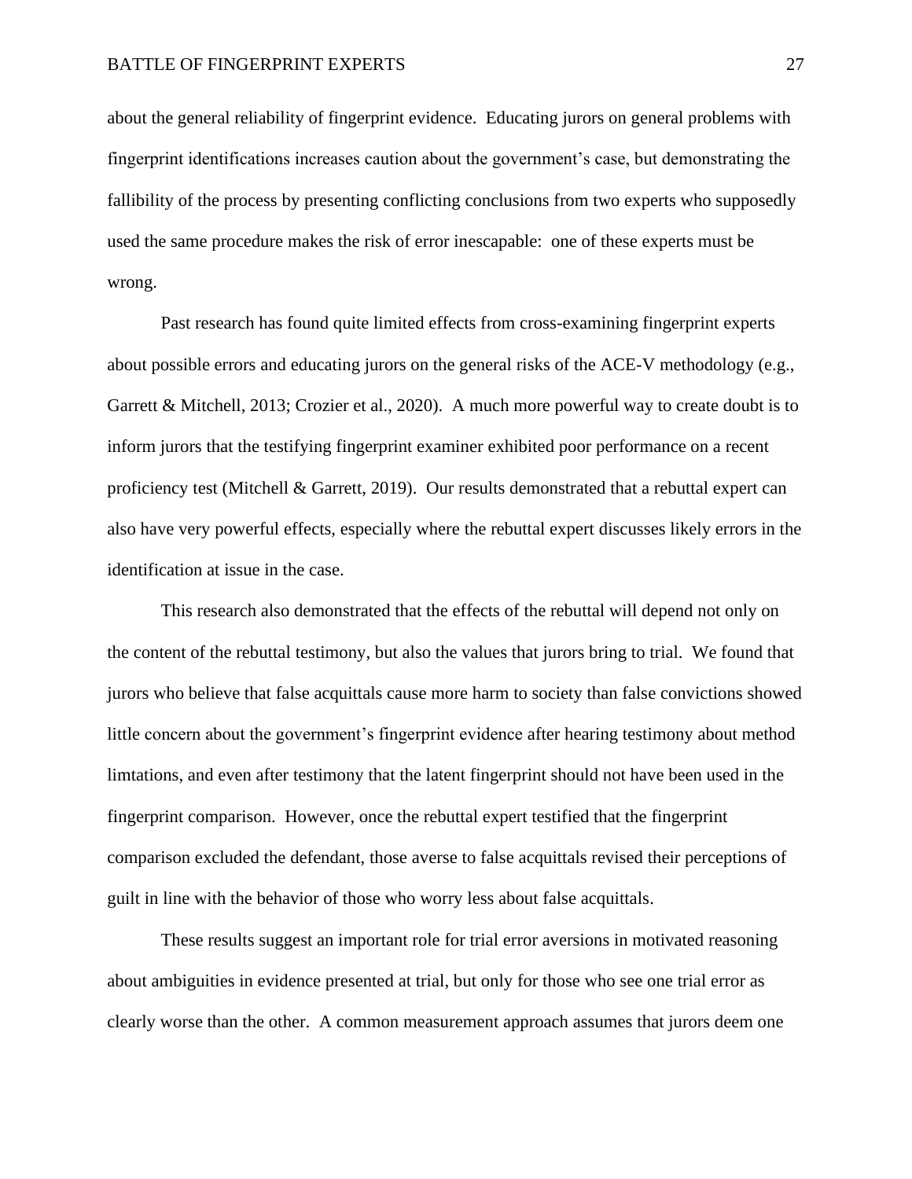about the general reliability of fingerprint evidence. Educating jurors on general problems with fingerprint identifications increases caution about the government's case, but demonstrating the fallibility of the process by presenting conflicting conclusions from two experts who supposedly used the same procedure makes the risk of error inescapable: one of these experts must be wrong.

Past research has found quite limited effects from cross-examining fingerprint experts about possible errors and educating jurors on the general risks of the ACE-V methodology (e.g., Garrett & Mitchell, 2013; Crozier et al., 2020). A much more powerful way to create doubt is to inform jurors that the testifying fingerprint examiner exhibited poor performance on a recent proficiency test (Mitchell & Garrett, 2019). Our results demonstrated that a rebuttal expert can also have very powerful effects, especially where the rebuttal expert discusses likely errors in the identification at issue in the case.

This research also demonstrated that the effects of the rebuttal will depend not only on the content of the rebuttal testimony, but also the values that jurors bring to trial. We found that jurors who believe that false acquittals cause more harm to society than false convictions showed little concern about the government's fingerprint evidence after hearing testimony about method limtations, and even after testimony that the latent fingerprint should not have been used in the fingerprint comparison. However, once the rebuttal expert testified that the fingerprint comparison excluded the defendant, those averse to false acquittals revised their perceptions of guilt in line with the behavior of those who worry less about false acquittals.

These results suggest an important role for trial error aversions in motivated reasoning about ambiguities in evidence presented at trial, but only for those who see one trial error as clearly worse than the other. A common measurement approach assumes that jurors deem one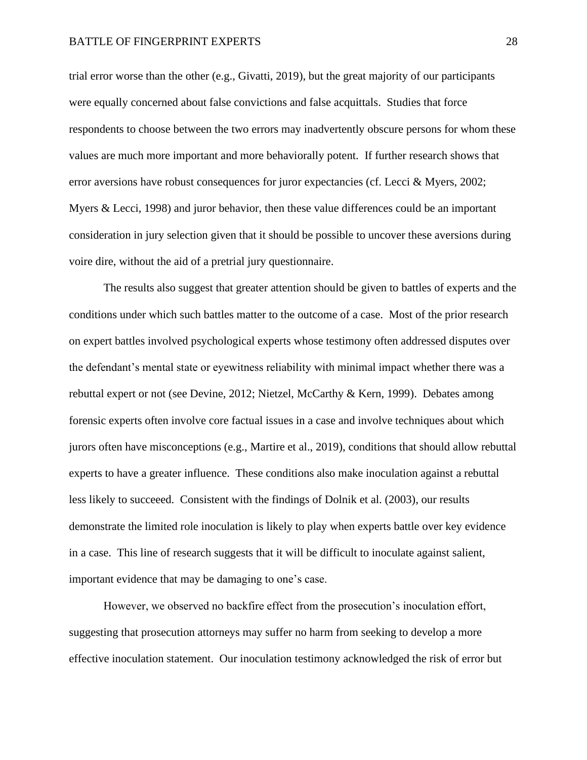trial error worse than the other (e.g., Givatti, 2019), but the great majority of our participants were equally concerned about false convictions and false acquittals. Studies that force respondents to choose between the two errors may inadvertently obscure persons for whom these values are much more important and more behaviorally potent. If further research shows that error aversions have robust consequences for juror expectancies (cf. Lecci & Myers, 2002; Myers & Lecci, 1998) and juror behavior, then these value differences could be an important consideration in jury selection given that it should be possible to uncover these aversions during voire dire, without the aid of a pretrial jury questionnaire.

The results also suggest that greater attention should be given to battles of experts and the conditions under which such battles matter to the outcome of a case. Most of the prior research on expert battles involved psychological experts whose testimony often addressed disputes over the defendant's mental state or eyewitness reliability with minimal impact whether there was a rebuttal expert or not (see Devine, 2012; Nietzel, McCarthy & Kern, 1999). Debates among forensic experts often involve core factual issues in a case and involve techniques about which jurors often have misconceptions (e.g., Martire et al., 2019), conditions that should allow rebuttal experts to have a greater influence. These conditions also make inoculation against a rebuttal less likely to succeeed. Consistent with the findings of Dolnik et al. (2003), our results demonstrate the limited role inoculation is likely to play when experts battle over key evidence in a case. This line of research suggests that it will be difficult to inoculate against salient, important evidence that may be damaging to one's case.

However, we observed no backfire effect from the prosecution's inoculation effort, suggesting that prosecution attorneys may suffer no harm from seeking to develop a more effective inoculation statement. Our inoculation testimony acknowledged the risk of error but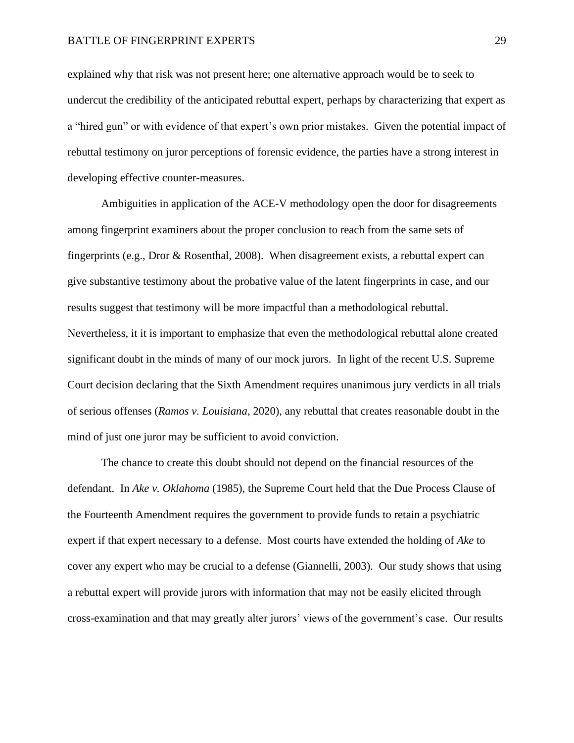explained why that risk was not present here; one alternative approach would be to seek to undercut the credibility of the anticipated rebuttal expert, perhaps by characterizing that expert as a "hired gun" or with evidence of that expert's own prior mistakes. Given the potential impact of rebuttal testimony on juror perceptions of forensic evidence, the parties have a strong interest in developing effective counter-measures.

Ambiguities in application of the ACE-V methodology open the door for disagreements among fingerprint examiners about the proper conclusion to reach from the same sets of fingerprints (e.g., Dror & Rosenthal, 2008). When disagreement exists, a rebuttal expert can give substantive testimony about the probative value of the latent fingerprints in case, and our results suggest that testimony will be more impactful than a methodological rebuttal. Nevertheless, it it is important to emphasize that even the methodological rebuttal alone created significant doubt in the minds of many of our mock jurors. In light of the recent U.S. Supreme Court decision declaring that the Sixth Amendment requires unanimous jury verdicts in all trials of serious offenses (*Ramos v. Louisiana*, 2020), any rebuttal that creates reasonable doubt in the mind of just one juror may be sufficient to avoid conviction.

The chance to create this doubt should not depend on the financial resources of the defendant. In *Ake v. Oklahoma* (1985), the Supreme Court held that the Due Process Clause of the Fourteenth Amendment requires the government to provide funds to retain a psychiatric expert if that expert necessary to a defense. Most courts have extended the holding of *Ake* to cover any expert who may be crucial to a defense (Giannelli, 2003). Our study shows that using a rebuttal expert will provide jurors with information that may not be easily elicited through cross-examination and that may greatly alter jurors' views of the government's case. Our results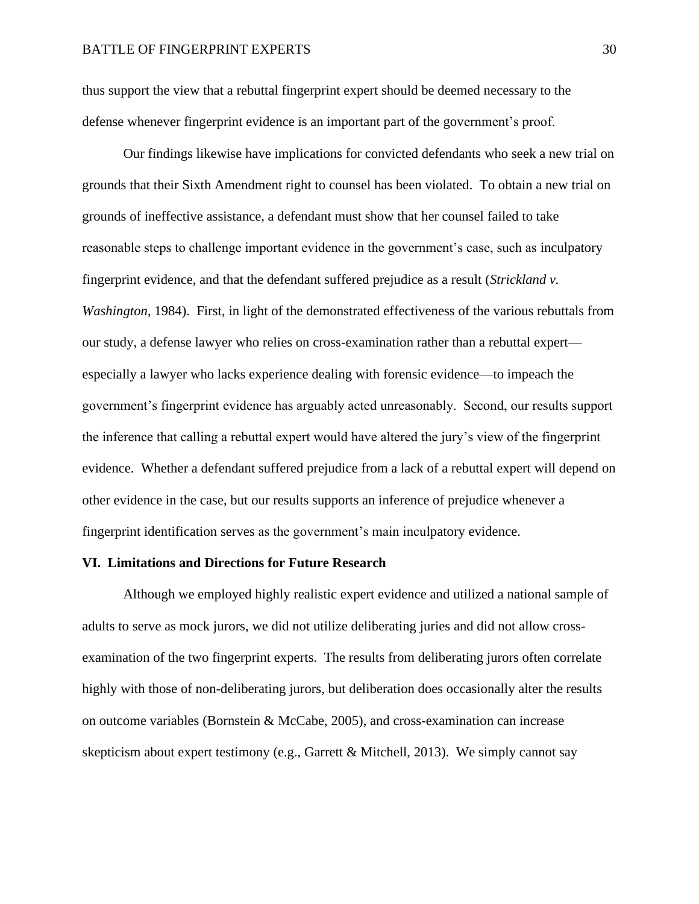thus support the view that a rebuttal fingerprint expert should be deemed necessary to the defense whenever fingerprint evidence is an important part of the government's proof.

Our findings likewise have implications for convicted defendants who seek a new trial on grounds that their Sixth Amendment right to counsel has been violated. To obtain a new trial on grounds of ineffective assistance, a defendant must show that her counsel failed to take reasonable steps to challenge important evidence in the government's case, such as inculpatory fingerprint evidence, and that the defendant suffered prejudice as a result (*Strickland v. Washington*, 1984). First, in light of the demonstrated effectiveness of the various rebuttals from our study, a defense lawyer who relies on cross-examination rather than a rebuttal expert—especially a lawyer who lacks experience dealing with forensic evidence—to impeach the government's fingerprint evidence has arguably acted unreasonably. Second, our results support the inference that calling a rebuttal expert would have altered the jury's view of the fingerprint evidence. Whether a defendant suffered prejudice from a lack of a rebuttal expert will depend on other evidence in the case, but our results supports an inference of prejudice whenever a fingerprint identification serves as the government's main inculpatory evidence.

## VI. Limitations and Directions for Future Research

Although we employed highly realistic expert evidence and utilized a national sample of adults to serve as mock jurors, we did not utilize deliberating juries and did not allow cross-examination of the two fingerprint experts. The results from deliberating jurors often correlate highly with those of non-deliberating jurors, but deliberation does occasionally alter the results on outcome variables (Bornstein & McCabe, 2005), and cross-examination can increase skepticism about expert testimony (e.g., Garrett & Mitchell, 2013). We simply cannot say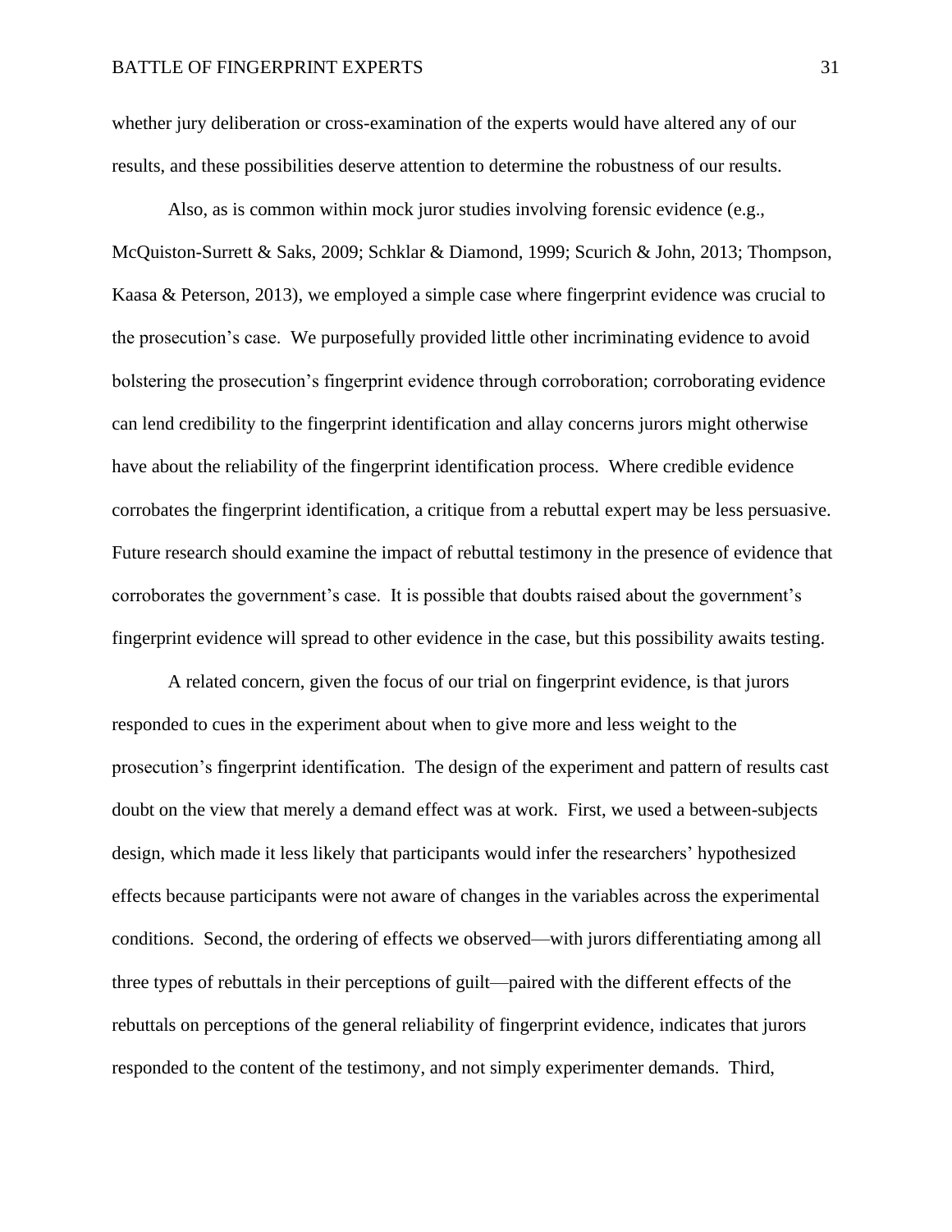whether jury deliberation or cross-examination of the experts would have altered any of our results, and these possibilities deserve attention to determine the robustness of our results.

Also, as is common within mock juror studies involving forensic evidence (e.g., McQuiston-Surrett & Saks, 2009; Schklar & Diamond, 1999; Scurich & John, 2013; Thompson, Kaasa & Peterson, 2013), we employed a simple case where fingerprint evidence was crucial to the prosecution's case. We purposefully provided little other incriminating evidence to avoid bolstering the prosecution's fingerprint evidence through corroboration; corroborating evidence can lend credibility to the fingerprint identification and allay concerns jurors might otherwise have about the reliability of the fingerprint identification process. Where credible evidence corrobates the fingerprint identification, a critique from a rebuttal expert may be less persuasive. Future research should examine the impact of rebuttal testimony in the presence of evidence that corroborates the government's case. It is possible that doubts raised about the government's fingerprint evidence will spread to other evidence in the case, but this possibility awaits testing.

A related concern, given the focus of our trial on fingerprint evidence, is that jurors responded to cues in the experiment about when to give more and less weight to the prosecution's fingerprint identification. The design of the experiment and pattern of results cast doubt on the view that merely a demand effect was at work. First, we used a between-subjects design, which made it less likely that participants would infer the researchers' hypothesized effects because participants were not aware of changes in the variables across the experimental conditions. Second, the ordering of effects we observed—with jurors differentiating among all three types of rebuttals in their perceptions of guilt—paired with the different effects of the rebuttals on perceptions of the general reliability of fingerprint evidence, indicates that jurors responded to the content of the testimony, and not simply experimenter demands. Third,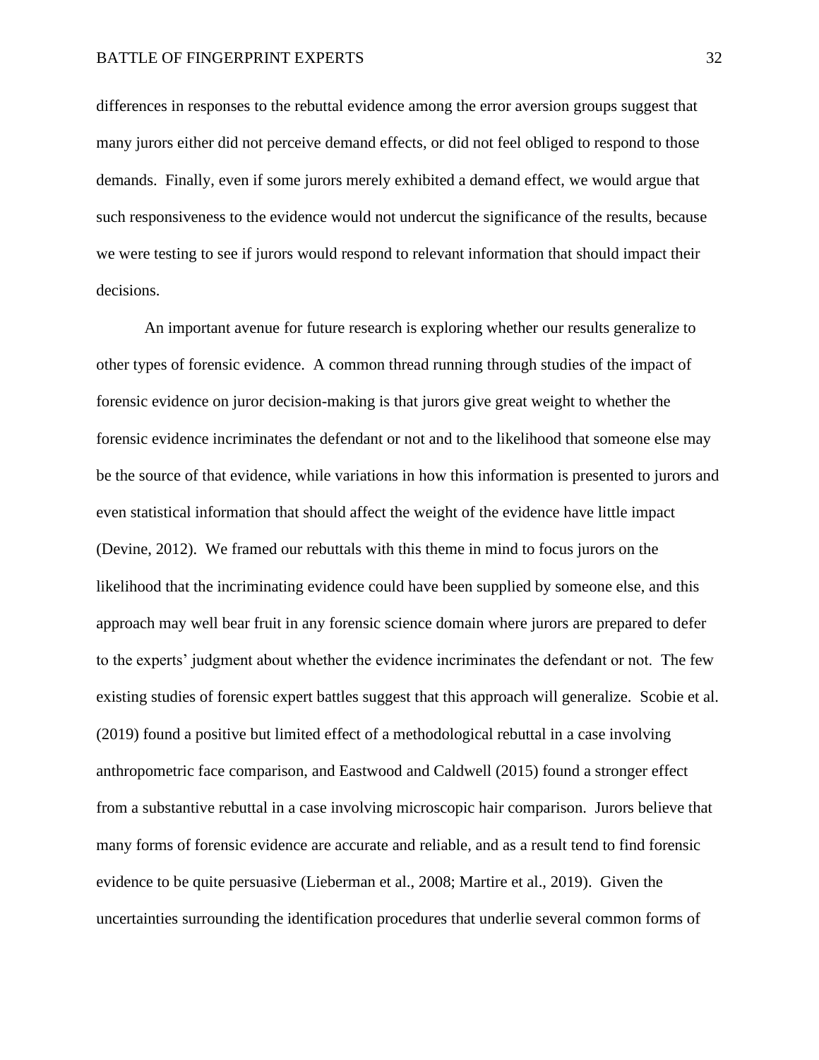differences in responses to the rebuttal evidence among the error aversion groups suggest that many jurors either did not perceive demand effects, or did not feel obliged to respond to those demands. Finally, even if some jurors merely exhibited a demand effect, we would argue that such responsiveness to the evidence would not undercut the significance of the results, because we were testing to see if jurors would respond to relevant information that should impact their decisions.

An important avenue for future research is exploring whether our results generalize to other types of forensic evidence. A common thread running through studies of the impact of forensic evidence on juror decision-making is that jurors give great weight to whether the forensic evidence incriminates the defendant or not and to the likelihood that someone else may be the source of that evidence, while variations in how this information is presented to jurors and even statistical information that should affect the weight of the evidence have little impact (Devine, 2012). We framed our rebuttals with this theme in mind to focus jurors on the likelihood that the incriminating evidence could have been supplied by someone else, and this approach may well bear fruit in any forensic science domain where jurors are prepared to defer to the experts' judgment about whether the evidence incriminates the defendant or not. The few existing studies of forensic expert battles suggest that this approach will generalize. Scobie et al. (2019) found a positive but limited effect of a methodological rebuttal in a case involving anthropometric face comparison, and Eastwood and Caldwell (2015) found a stronger effect from a substantive rebuttal in a case involving microscopic hair comparison. Jurors believe that many forms of forensic evidence are accurate and reliable, and as a result tend to find forensic evidence to be quite persuasive (Lieberman et al., 2008; Martire et al., 2019). Given the uncertainties surrounding the identification procedures that underlie several common forms of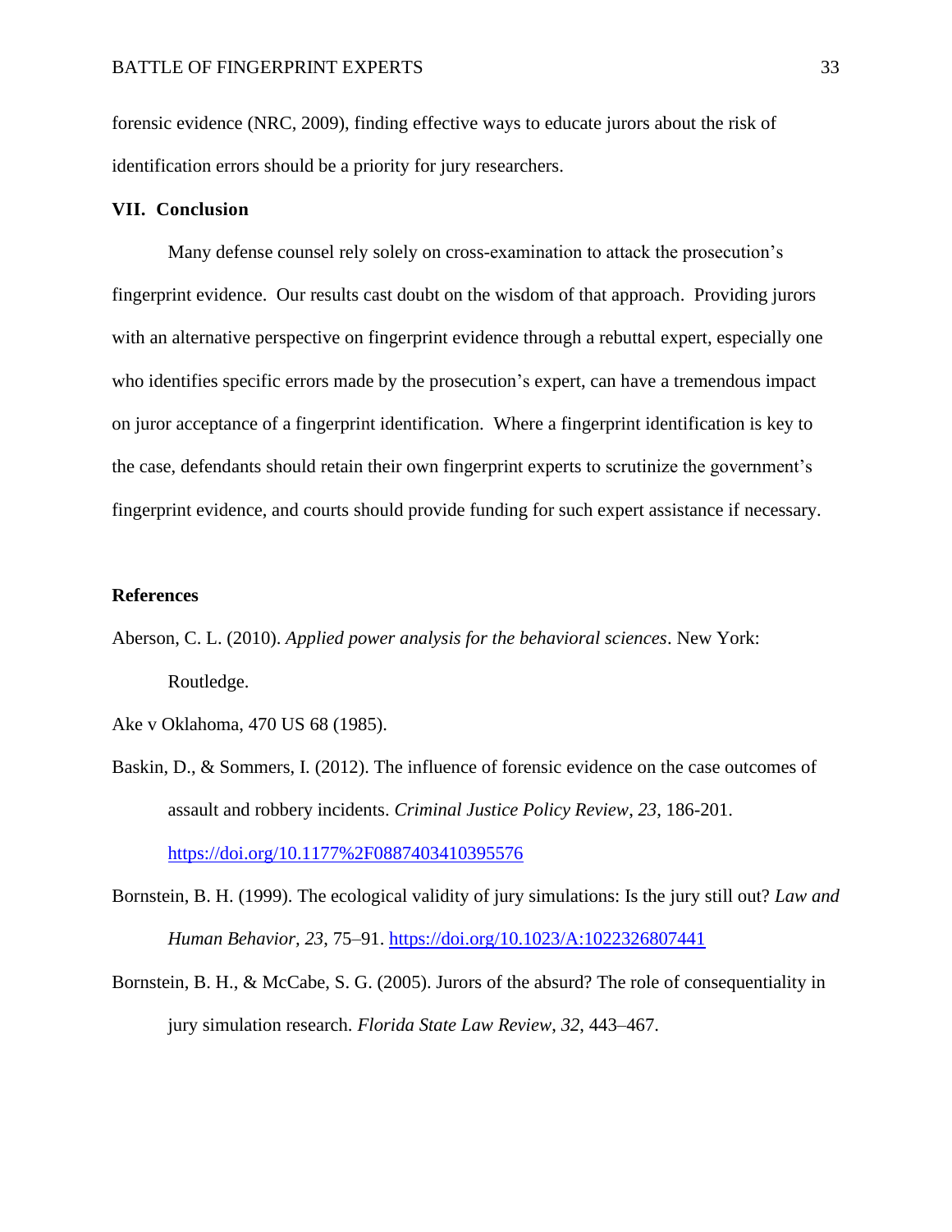forensic evidence (NRC, 2009), finding effective ways to educate jurors about the risk of identification errors should be a priority for jury researchers.

## VII. Conclusion

Many defense counsel rely solely on cross-examination to attack the prosecution's fingerprint evidence. Our results cast doubt on the wisdom of that approach. Providing jurors with an alternative perspective on fingerprint evidence through a rebuttal expert, especially one who identifies specific errors made by the prosecution's expert, can have a tremendous impact on juror acceptance of a fingerprint identification. Where a fingerprint identification is key to the case, defendants should retain their own fingerprint experts to scrutinize the government's fingerprint evidence, and courts should provide funding for such expert assistance if necessary.

## References

Aberson, C. L. (2010). *Applied power analysis for the behavioral sciences*. New York: Routledge.

Ake v Oklahoma, 470 US 68 (1985).

Baskin, D., & Sommers, I. (2012). The influence of forensic evidence on the case outcomes of assault and robbery incidents. *Criminal Justice Policy Review*, *23*, 186-201. https://doi.org/10.1177%2F0887403410395576

Bornstein, B. H. (1999). The ecological validity of jury simulations: Is the jury still out? *Law and Human Behavior*, *23*, 75–91. https://doi.org/10.1023/A:1022326807441

Bornstein, B. H., & McCabe, S. G. (2005). Jurors of the absurd? The role of consequentiality in jury simulation research. *Florida State Law Review*, *32*, 443–467.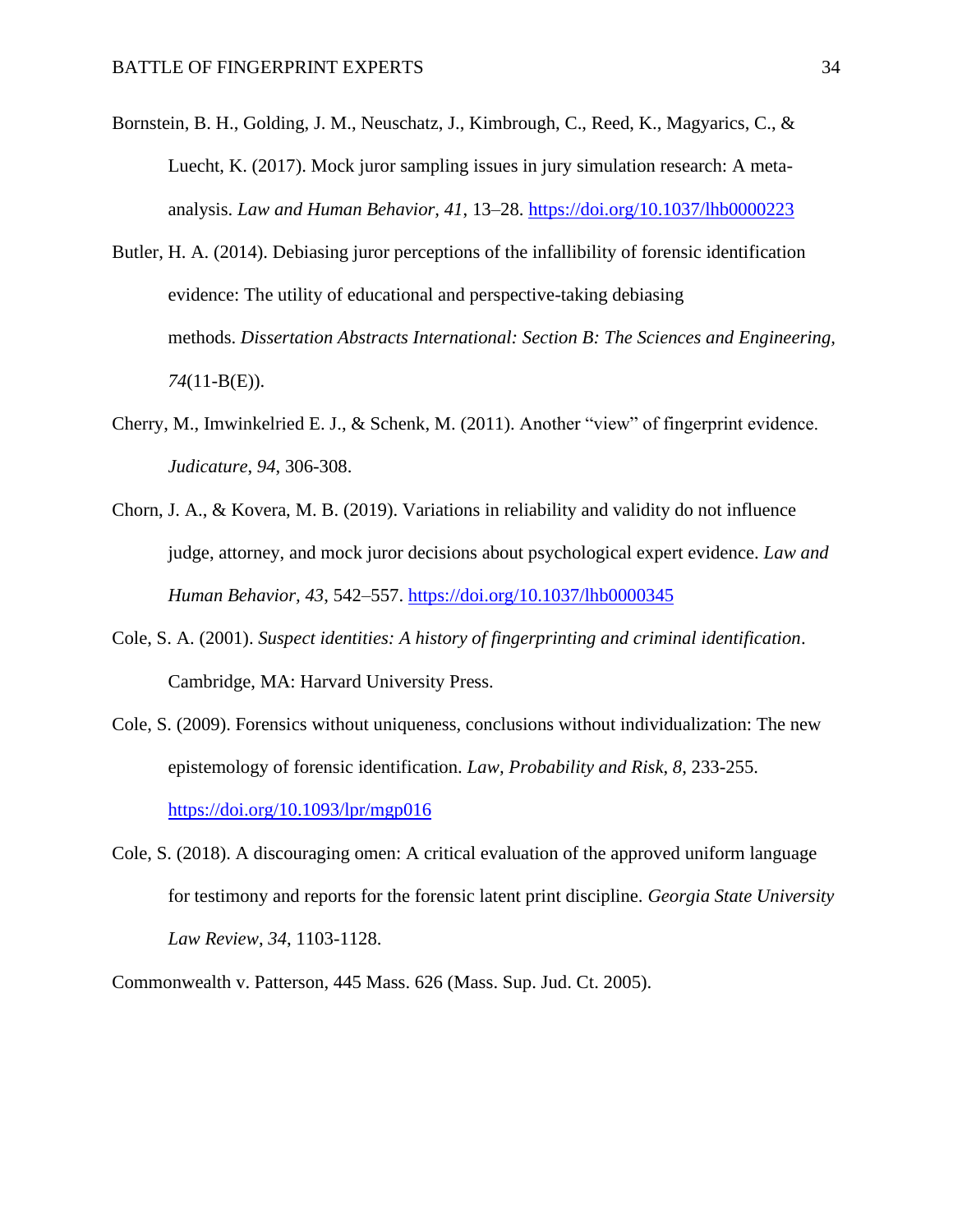Bornstein, B. H., Golding, J. M., Neuschatz, J., Kimbrough, C., Reed, K., Magyarics, C., & Luecht, K. (2017). Mock juror sampling issues in jury simulation research: A meta-analysis. *Law and Human Behavior*, *41*, 13–28. https://doi.org/10.1037/lhb0000223

Butler, H. A. (2014). Debiasing juror perceptions of the infallibility of forensic identification evidence: The utility of educational and perspective-taking debiasing methods. *Dissertation Abstracts International: Section B: The Sciences and Engineering*, *74*(11-B(E)).

Cherry, M., Imwinkelried E. J., & Schenk, M. (2011). Another "view" of fingerprint evidence. *Judicature*, *94*, 306-308.

Chorn, J. A., & Kovera, M. B. (2019). Variations in reliability and validity do not influence judge, attorney, and mock juror decisions about psychological expert evidence. *Law and Human Behavior*, *43*, 542–557. https://doi.org/10.1037/lhb0000345

Cole, S. A. (2001). *Suspect identities: A history of fingerprinting and criminal identification*. Cambridge, MA: Harvard University Press.

Cole, S. (2009). Forensics without uniqueness, conclusions without individualization: The new epistemology of forensic identification. *Law, Probability and Risk*, *8*, 233-255. https://doi.org/10.1093/lpr/mgp016

Cole, S. (2018). A discouraging omen: A critical evaluation of the approved uniform language for testimony and reports for the forensic latent print discipline. *Georgia State University Law Review*, *34*, 1103-1128.

Commonwealth v. Patterson, 445 Mass. 626 (Mass. Sup. Jud. Ct. 2005).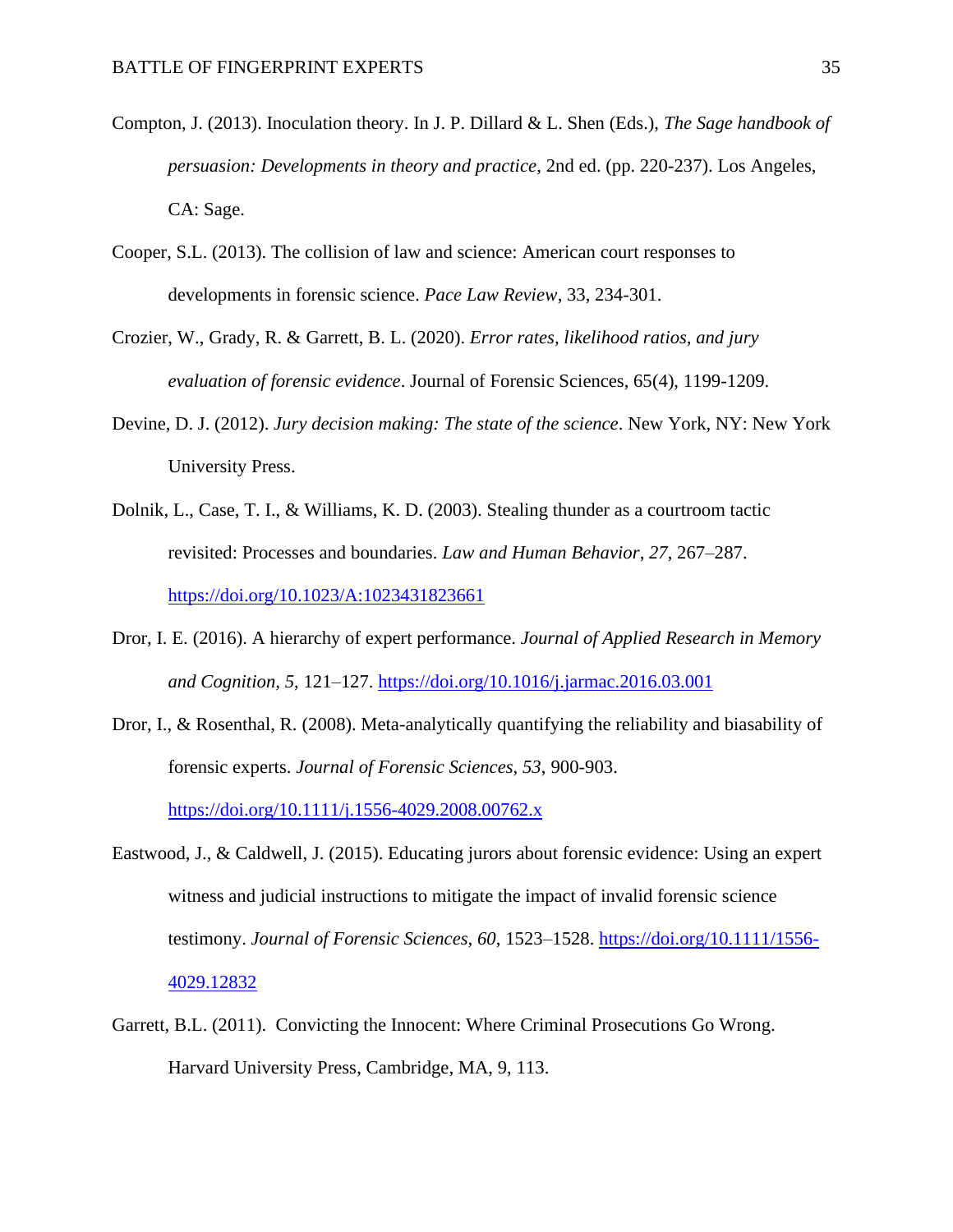Compton, J. (2013). Inoculation theory. In J. P. Dillard & L. Shen (Eds.), *The Sage handbook of persuasion: Developments in theory and practice*, 2nd ed. (pp. 220-237). Los Angeles, CA: Sage.

Cooper, S.L. (2013). The collision of law and science: American court responses to developments in forensic science. *Pace Law Review*, 33, 234-301.

Crozier, W., Grady, R. & Garrett, B. L. (2020). *Error rates, likelihood ratios, and jury evaluation of forensic evidence*. Journal of Forensic Sciences, 65(4), 1199-1209.

Devine, D. J. (2012). *Jury decision making: The state of the science*. New York, NY: New York University Press.

Dolnik, L., Case, T. I., & Williams, K. D. (2003). Stealing thunder as a courtroom tactic revisited: Processes and boundaries. *Law and Human Behavior*, *27*, 267–287. https://doi.org/10.1023/A:1023431823661

Dror, I. E. (2016). A hierarchy of expert performance. *Journal of Applied Research in Memory and Cognition*, *5*, 121–127. https://doi.org/10.1016/j.jarmac.2016.03.001

Dror, I., & Rosenthal, R. (2008). Meta-analytically quantifying the reliability and biasability of forensic experts. *Journal of Forensic Sciences, 53*, 900-903. https://doi.org/10.1111/j.1556-4029.2008.00762.x

Eastwood, J., & Caldwell, J. (2015). Educating jurors about forensic evidence: Using an expert witness and judicial instructions to mitigate the impact of invalid forensic science testimony. *Journal of Forensic Sciences, 60*, 1523–1528. https://doi.org/10.1111/1556-4029.12832

Garrett, B.L. (2011). Convicting the Innocent: Where Criminal Prosecutions Go Wrong. Harvard University Press, Cambridge, MA, 9, 113.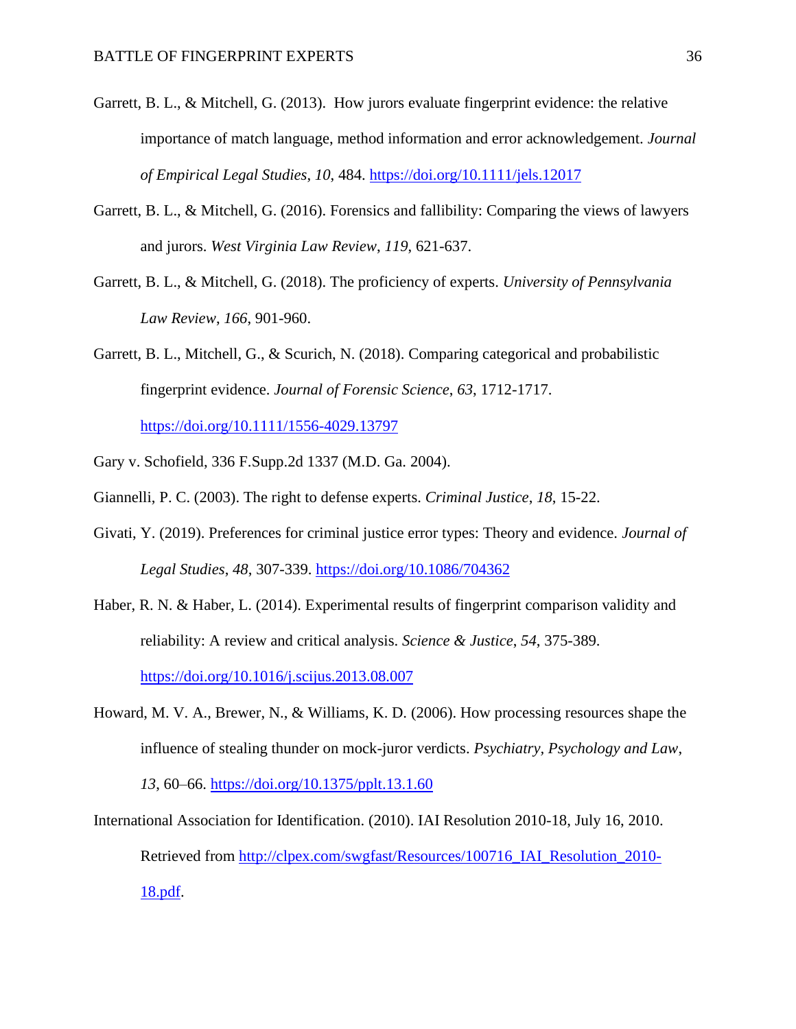Garrett, B. L., & Mitchell, G. (2013). How jurors evaluate fingerprint evidence: the relative importance of match language, method information and error acknowledgement. *Journal of Empirical Legal Studies*, *10*, 484. https://doi.org/10.1111/jels.12017

Garrett, B. L., & Mitchell, G. (2016). Forensics and fallibility: Comparing the views of lawyers and jurors. *West Virginia Law Review*, *119*, 621-637.

Garrett, B. L., & Mitchell, G. (2018). The proficiency of experts. *University of Pennsylvania Law Review*, *166*, 901-960.

Garrett, B. L., Mitchell, G., & Scurich, N. (2018). Comparing categorical and probabilistic fingerprint evidence. *Journal of Forensic Science*, *63*, 1712-1717. https://doi.org/10.1111/1556-4029.13797

Gary v. Schofield, 336 F.Supp.2d 1337 (M.D. Ga. 2004).

Giannelli, P. C. (2003). The right to defense experts. *Criminal Justice*, *18*, 15-22.

Givati, Y. (2019). Preferences for criminal justice error types: Theory and evidence. *Journal of Legal Studies*, *48*, 307-339. https://doi.org/10.1086/704362

Haber, R. N. & Haber, L. (2014). Experimental results of fingerprint comparison validity and reliability: A review and critical analysis. *Science & Justice*, *54*, 375-389. https://doi.org/10.1016/j.scijus.2013.08.007

Howard, M. V. A., Brewer, N., & Williams, K. D. (2006). How processing resources shape the influence of stealing thunder on mock-juror verdicts. *Psychiatry, Psychology and Law*, *13*, 60–66. https://doi.org/10.1375/pplt.13.1.60

International Association for Identification. (2010). IAI Resolution 2010-18, July 16, 2010. Retrieved from http://clpex.com/swgfast/Resources/100716_IAI_Resolution_2010-18.pdf.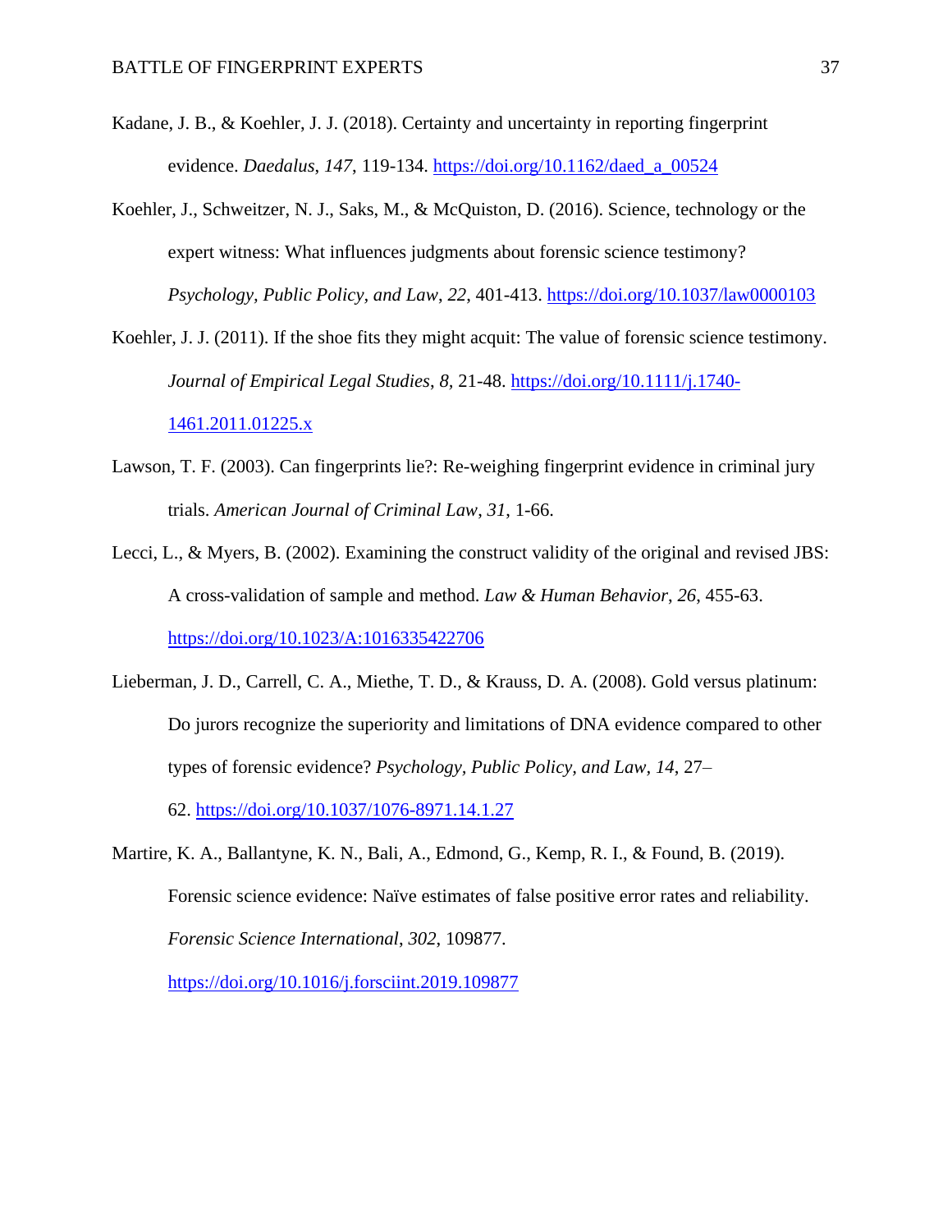Kadane, J. B., & Koehler, J. J. (2018). Certainty and uncertainty in reporting fingerprint evidence. *Daedalus*, *147*, 119-134. https://doi.org/10.1162/daed_a_00524

Koehler, J., Schweitzer, N. J., Saks, M., & McQuiston, D. (2016). Science, technology or the expert witness: What influences judgments about forensic science testimony? *Psychology, Public Policy, and Law*, *22*, 401-413. https://doi.org/10.1037/law0000103

Koehler, J. J. (2011). If the shoe fits they might acquit: The value of forensic science testimony. *Journal of Empirical Legal Studies*, *8*, 21-48. https://doi.org/10.1111/j.1740-1461.2011.01225.x

Lawson, T. F. (2003). Can fingerprints lie?: Re-weighing fingerprint evidence in criminal jury trials. *American Journal of Criminal Law*, *31*, 1-66.

Lecci, L., & Myers, B. (2002). Examining the construct validity of the original and revised JBS: A cross-validation of sample and method. *Law & Human Behavior*, *26*, 455-63. https://doi.org/10.1023/A:1016335422706

Lieberman, J. D., Carrell, C. A., Miethe, T. D., & Krauss, D. A. (2008). Gold versus platinum: Do jurors recognize the superiority and limitations of DNA evidence compared to other types of forensic evidence? *Psychology, Public Policy, and Law*, *14*, 27–62. https://doi.org/10.1037/1076-8971.14.1.27

Martire, K. A., Ballantyne, K. N., Bali, A., Edmond, G., Kemp, R. I., & Found, B. (2019). Forensic science evidence: Naïve estimates of false positive error rates and reliability. *Forensic Science International*, *302*, 109877. https://doi.org/10.1016/j.forsciint.2019.109877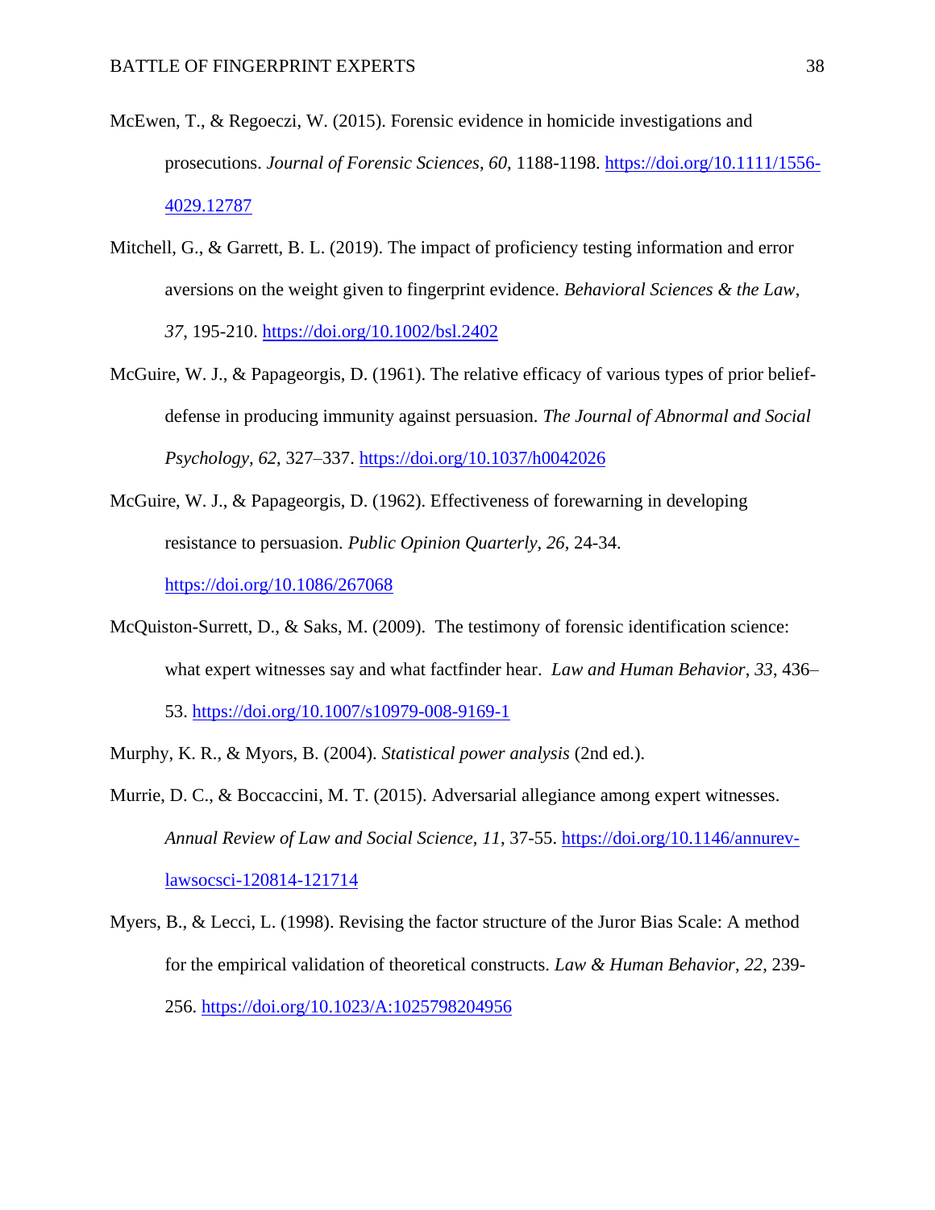McEwen, T., & Regoeczi, W. (2015). Forensic evidence in homicide investigations and prosecutions. *Journal of Forensic Sciences*, *60*, 1188-1198. https://doi.org/10.1111/1556-4029.12787

Mitchell, G., & Garrett, B. L. (2019). The impact of proficiency testing information and error aversions on the weight given to fingerprint evidence. *Behavioral Sciences & the Law*, *37*, 195-210. https://doi.org/10.1002/bsl.2402

McGuire, W. J., & Papageorgis, D. (1961). The relative efficacy of various types of prior belief-defense in producing immunity against persuasion. *The Journal of Abnormal and Social Psychology, 62*, 327–337. https://doi.org/10.1037/h0042026

McGuire, W. J., & Papageorgis, D. (1962). Effectiveness of forewarning in developing resistance to persuasion. *Public Opinion Quarterly*, *26*, 24-34. https://doi.org/10.1086/267068

McQuiston-Surrett, D., & Saks, M. (2009). The testimony of forensic identification science: what expert witnesses say and what factfinder hear. *Law and Human Behavior*, *33*, 436–53. https://doi.org/10.1007/s10979-008-9169-1

Murphy, K. R., & Myors, B. (2004). *Statistical power analysis* (2nd ed.).

Murrie, D. C., & Boccaccini, M. T. (2015). Adversarial allegiance among expert witnesses. *Annual Review of Law and Social Science*, *11*, 37-55. https://doi.org/10.1146/annurev-lawsocsci-120814-121714

Myers, B., & Lecci, L. (1998). Revising the factor structure of the Juror Bias Scale: A method for the empirical validation of theoretical constructs. *Law & Human Behavior*, *22*, 239-256. https://doi.org/10.1023/A:1025798204956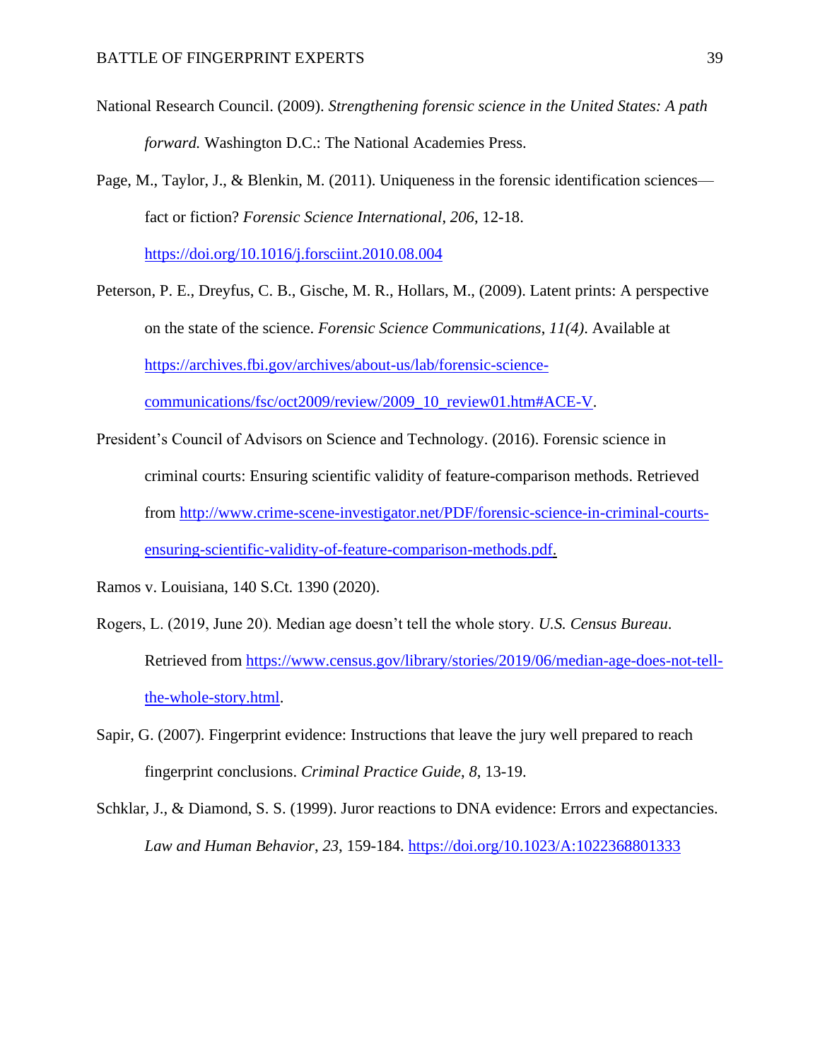National Research Council. (2009). *Strengthening forensic science in the United States: A path forward.* Washington D.C.: The National Academies Press.

Page, M., Taylor, J., & Blenkin, M. (2011). Uniqueness in the forensic identification sciences—fact or fiction? *Forensic Science International*, *206*, 12-18. https://doi.org/10.1016/j.forsciint.2010.08.004

Peterson, P. E., Dreyfus, C. B., Gische, M. R., Hollars, M., (2009). Latent prints: A perspective on the state of the science. *Forensic Science Communications*, *11(4)*. Available at https://archives.fbi.gov/archives/about-us/lab/forensic-science-communications/fsc/oct2009/review/2009_10_review01.htm#ACE-V.

President's Council of Advisors on Science and Technology. (2016). Forensic science in criminal courts: Ensuring scientific validity of feature-comparison methods. Retrieved from http://www.crime-scene-investigator.net/PDF/forensic-science-in-criminal-courts-ensuring-scientific-validity-of-feature-comparison-methods.pdf.

Ramos v. Louisiana, 140 S.Ct. 1390 (2020).

Rogers, L. (2019, June 20). Median age doesn't tell the whole story. *U.S. Census Bureau*. Retrieved from https://www.census.gov/library/stories/2019/06/median-age-does-not-tell-the-whole-story.html.

Sapir, G. (2007). Fingerprint evidence: Instructions that leave the jury well prepared to reach fingerprint conclusions. *Criminal Practice Guide*, *8*, 13-19.

Schklar, J., & Diamond, S. S. (1999). Juror reactions to DNA evidence: Errors and expectancies. *Law and Human Behavior*, *23*, 159-184. https://doi.org/10.1023/A:1022368801333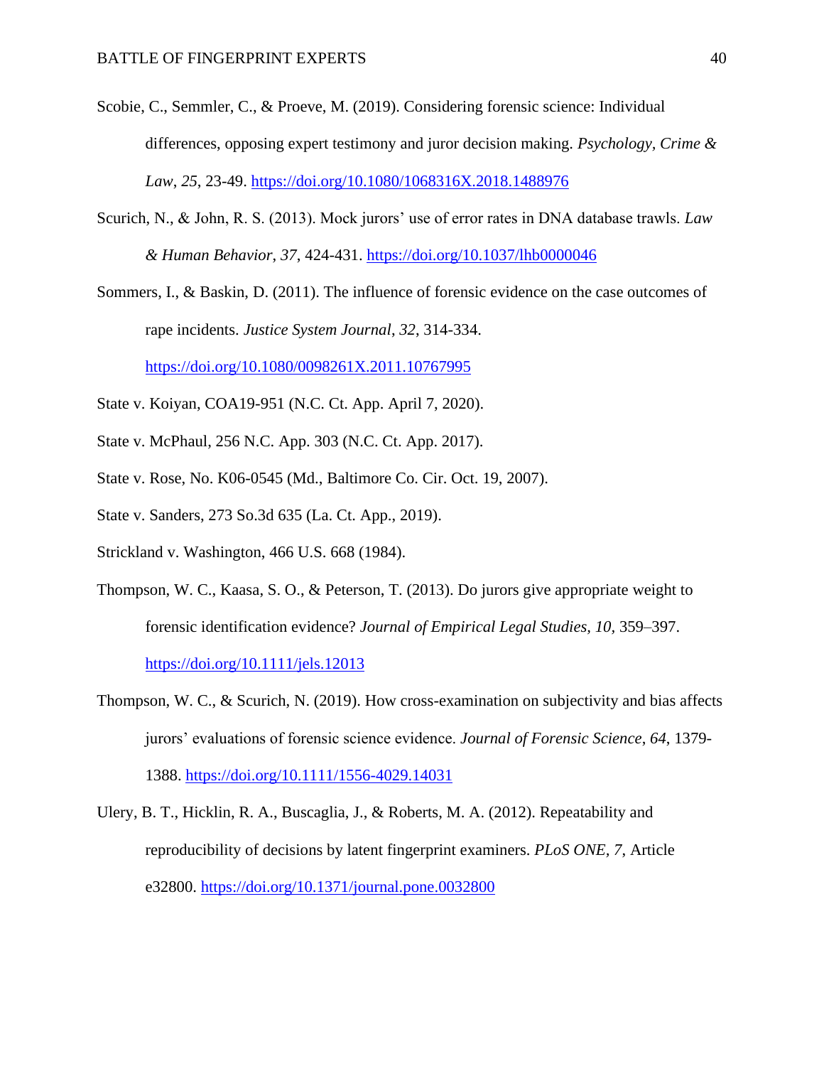Scobie, C., Semmler, C., & Proeve, M. (2019). Considering forensic science: Individual differences, opposing expert testimony and juror decision making. *Psychology, Crime & Law*, *25*, 23-49. https://doi.org/10.1080/1068316X.2018.1488976

Scurich, N., & John, R. S. (2013). Mock jurors' use of error rates in DNA database trawls. *Law & Human Behavior*, *37*, 424-431. https://doi.org/10.1037/lhb0000046

Sommers, I., & Baskin, D. (2011). The influence of forensic evidence on the case outcomes of rape incidents. *Justice System Journal*, *32*, 314-334. https://doi.org/10.1080/0098261X.2011.10767995

State v. Koiyan, COA19-951 (N.C. Ct. App. April 7, 2020).

State v. McPhaul, 256 N.C. App. 303 (N.C. Ct. App. 2017).

State v. Rose, No. K06-0545 (Md., Baltimore Co. Cir. Oct. 19, 2007).

State v. Sanders, 273 So.3d 635 (La. Ct. App., 2019).

Strickland v. Washington, 466 U.S. 668 (1984).

Thompson, W. C., Kaasa, S. O., & Peterson, T. (2013). Do jurors give appropriate weight to forensic identification evidence? *Journal of Empirical Legal Studies, 10*, 359–397. https://doi.org/10.1111/jels.12013

Thompson, W. C., & Scurich, N. (2019). How cross-examination on subjectivity and bias affects jurors' evaluations of forensic science evidence. *Journal of Forensic Science*, *64*, 1379-1388. https://doi.org/10.1111/1556-4029.14031

Ulery, B. T., Hicklin, R. A., Buscaglia, J., & Roberts, M. A. (2012). Repeatability and reproducibility of decisions by latent fingerprint examiners. *PLoS ONE*, *7*, Article e32800. https://doi.org/10.1371/journal.pone.0032800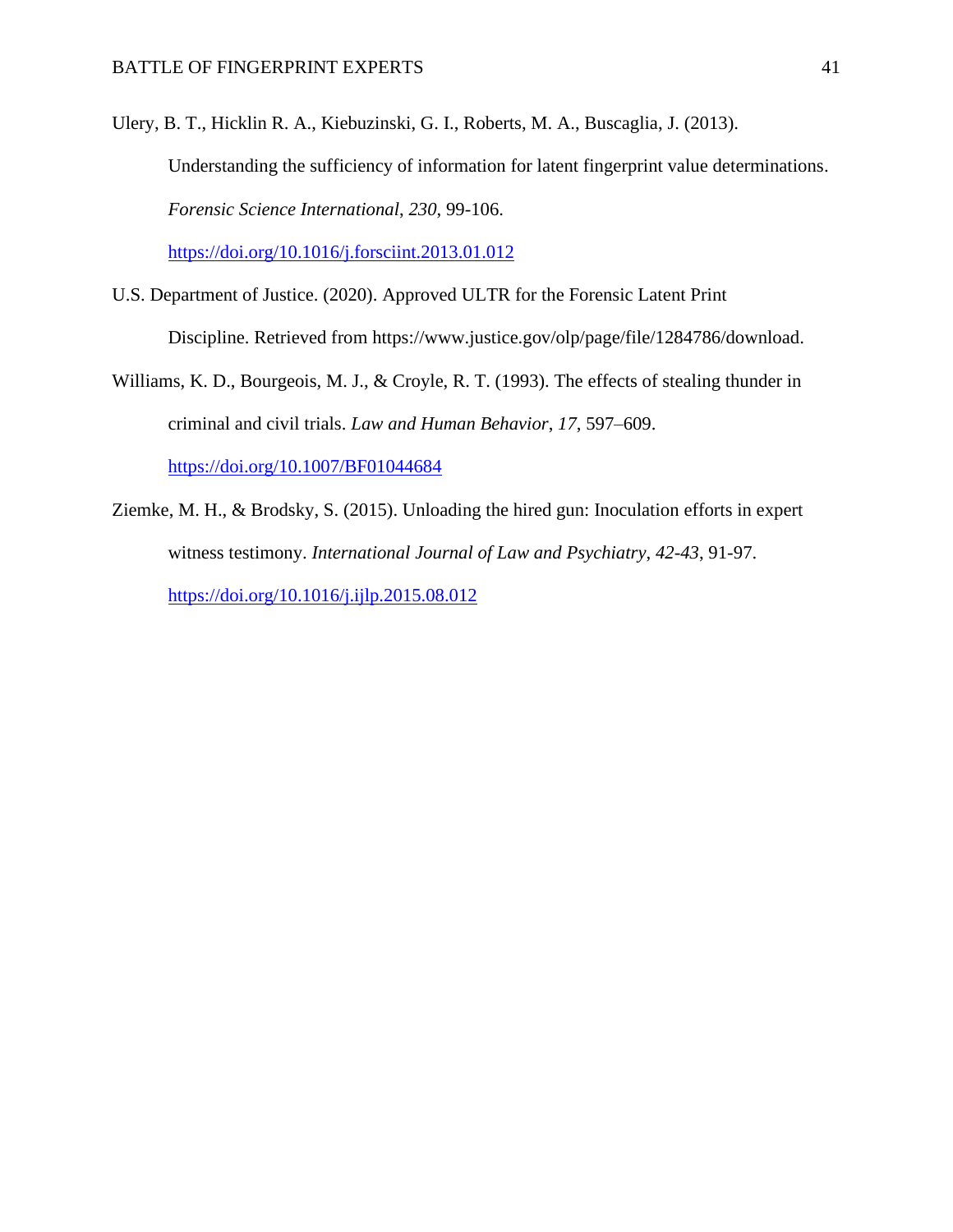Ulery, B. T., Hicklin R. A., Kiebuzinski, G. I., Roberts, M. A., Buscaglia, J. (2013). Understanding the sufficiency of information for latent fingerprint value determinations. *Forensic Science International*, *230*, 99-106. https://doi.org/10.1016/j.forsciint.2013.01.012

U.S. Department of Justice. (2020). Approved ULTR for the Forensic Latent Print Discipline. Retrieved from https://www.justice.gov/olp/page/file/1284786/download.

Williams, K. D., Bourgeois, M. J., & Croyle, R. T. (1993). The effects of stealing thunder in criminal and civil trials. *Law and Human Behavior*, *17*, 597–609. https://doi.org/10.1007/BF01044684

Ziemke, M. H., & Brodsky, S. (2015). Unloading the hired gun: Inoculation efforts in expert witness testimony. *International Journal of Law and Psychiatry*, *42-43*, 91-97. https://doi.org/10.1016/j.ijlp.2015.08.012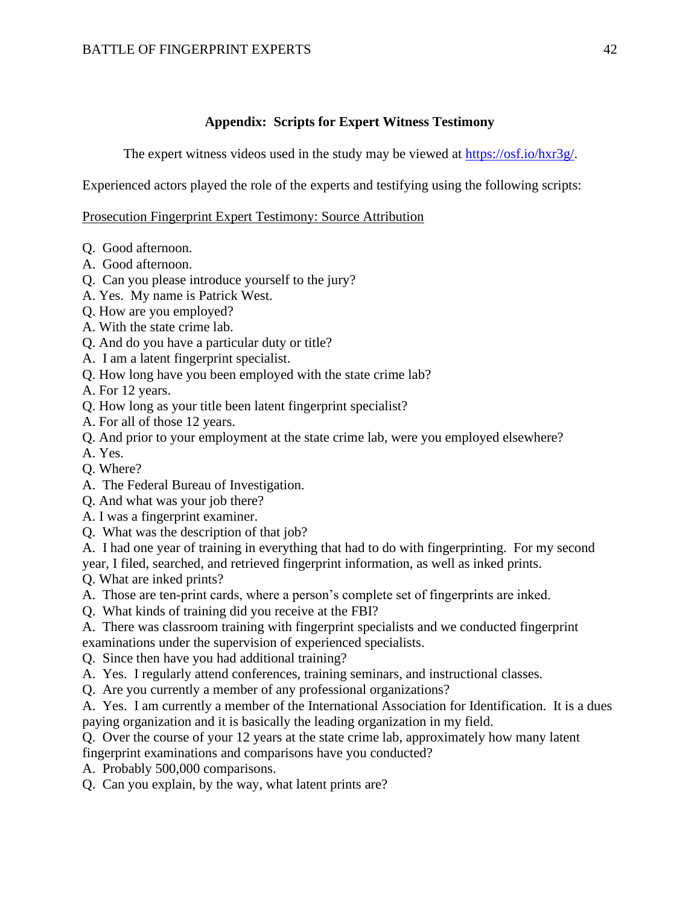## Appendix: Scripts for Expert Witness Testimony

The expert witness videos used in the study may be viewed at https://osf.io/hxr3g/.

Experienced actors played the role of the experts and testifying using the following scripts:

Prosecution Fingerprint Expert Testimony: Source Attribution

Q. Good afternoon.
A. Good afternoon.
Q. Can you please introduce yourself to the jury?
A. Yes. My name is Patrick West.
Q. How are you employed?
A. With the state crime lab.
Q. And do you have a particular duty or title?
A. I am a latent fingerprint specialist.
Q. How long have you been employed with the state crime lab?
A. For 12 years.
Q. How long as your title been latent fingerprint specialist?
A. For all of those 12 years.
Q. And prior to your employment at the state crime lab, were you employed elsewhere?
A. Yes.
Q. Where?
A. The Federal Bureau of Investigation.
Q. And what was your job there?
A. I was a fingerprint examiner.
Q. What was the description of that job?
A. I had one year of training in everything that had to do with fingerprinting. For my second year, I filed, searched, and retrieved fingerprint information, as well as inked prints.
Q. What are inked prints?
A. Those are ten-print cards, where a person's complete set of fingerprints are inked.
Q. What kinds of training did you receive at the FBI?
A. There was classroom training with fingerprint specialists and we conducted fingerprint examinations under the supervision of experienced specialists.
Q. Since then have you had additional training?
A. Yes. I regularly attend conferences, training seminars, and instructional classes.
Q. Are you currently a member of any professional organizations?
A. Yes. I am currently a member of the International Association for Identification. It is a dues paying organization and it is basically the leading organization in my field.
Q. Over the course of your 12 years at the state crime lab, approximately how many latent fingerprint examinations and comparisons have you conducted?
A. Probably 500,000 comparisons.
Q. Can you explain, by the way, what latent prints are?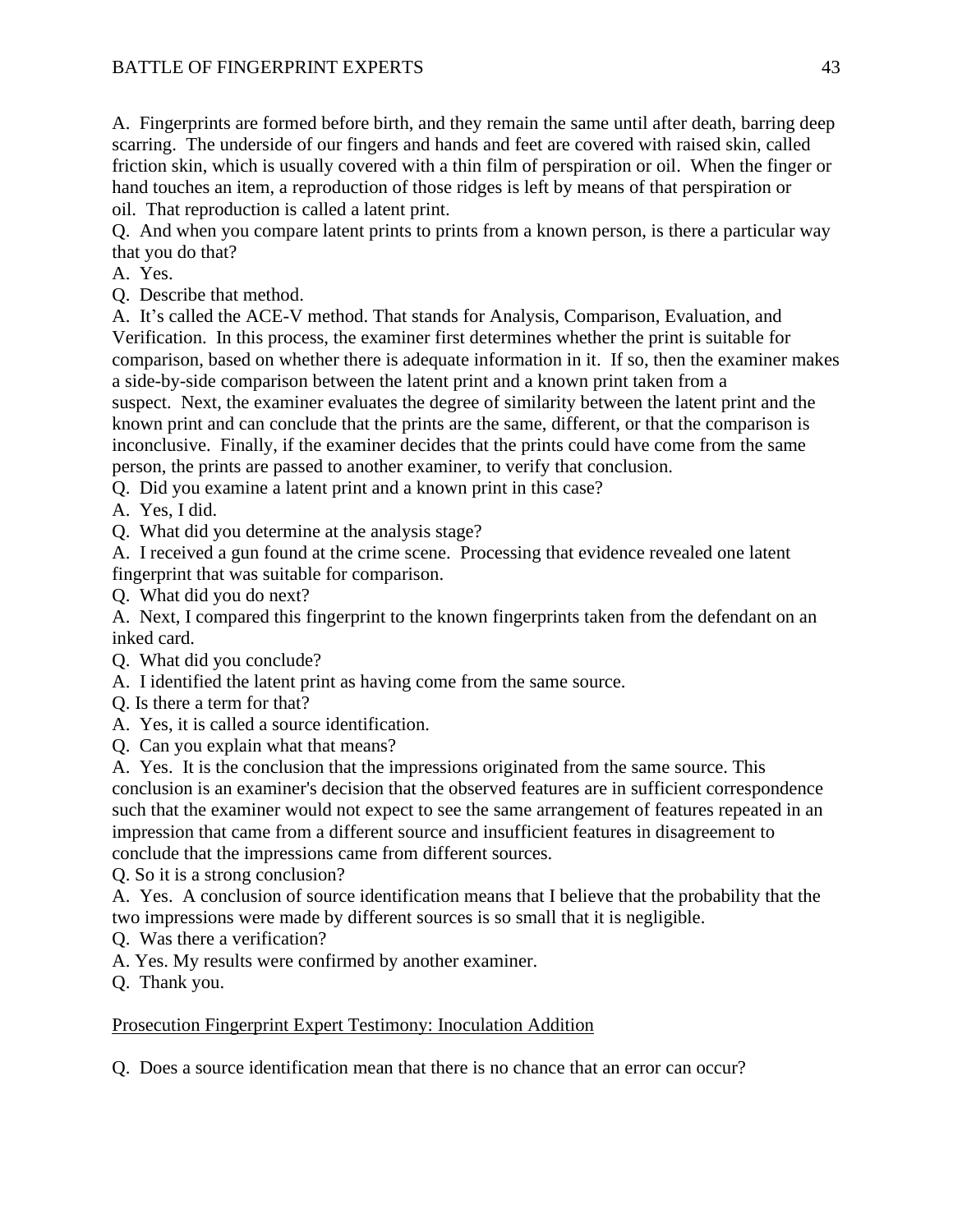A. Fingerprints are formed before birth, and they remain the same until after death, barring deep scarring. The underside of our fingers and hands and feet are covered with raised skin, called friction skin, which is usually covered with a thin film of perspiration or oil. When the finger or hand touches an item, a reproduction of those ridges is left by means of that perspiration or oil. That reproduction is called a latent print.

Q. And when you compare latent prints to prints from a known person, is there a particular way that you do that?

A. Yes.

Q. Describe that method.

A. It's called the ACE-V method. That stands for Analysis, Comparison, Evaluation, and Verification. In this process, the examiner first determines whether the print is suitable for comparison, based on whether there is adequate information in it. If so, then the examiner makes a side-by-side comparison between the latent print and a known print taken from a suspect. Next, the examiner evaluates the degree of similarity between the latent print and the known print and can conclude that the prints are the same, different, or that the comparison is inconclusive. Finally, if the examiner decides that the prints could have come from the same person, the prints are passed to another examiner, to verify that conclusion.

Q. Did you examine a latent print and a known print in this case?

A. Yes, I did.

Q. What did you determine at the analysis stage?

A. I received a gun found at the crime scene. Processing that evidence revealed one latent fingerprint that was suitable for comparison.

Q. What did you do next?

A. Next, I compared this fingerprint to the known fingerprints taken from the defendant on an inked card.

Q. What did you conclude?

A. I identified the latent print as having come from the same source.

Q. Is there a term for that?

A. Yes, it is called a source identification.

Q. Can you explain what that means?

A. Yes. It is the conclusion that the impressions originated from the same source. This conclusion is an examiner's decision that the observed features are in sufficient correspondence such that the examiner would not expect to see the same arrangement of features repeated in an impression that came from a different source and insufficient features in disagreement to conclude that the impressions came from different sources.

Q. So it is a strong conclusion?

A. Yes. A conclusion of source identification means that I believe that the probability that the two impressions were made by different sources is so small that it is negligible.

Q. Was there a verification?

A. Yes. My results were confirmed by another examiner.

Q. Thank you.

<u>Prosecution Fingerprint Expert Testimony: Inoculation Addition</u>

Q. Does a source identification mean that there is no chance that an error can occur?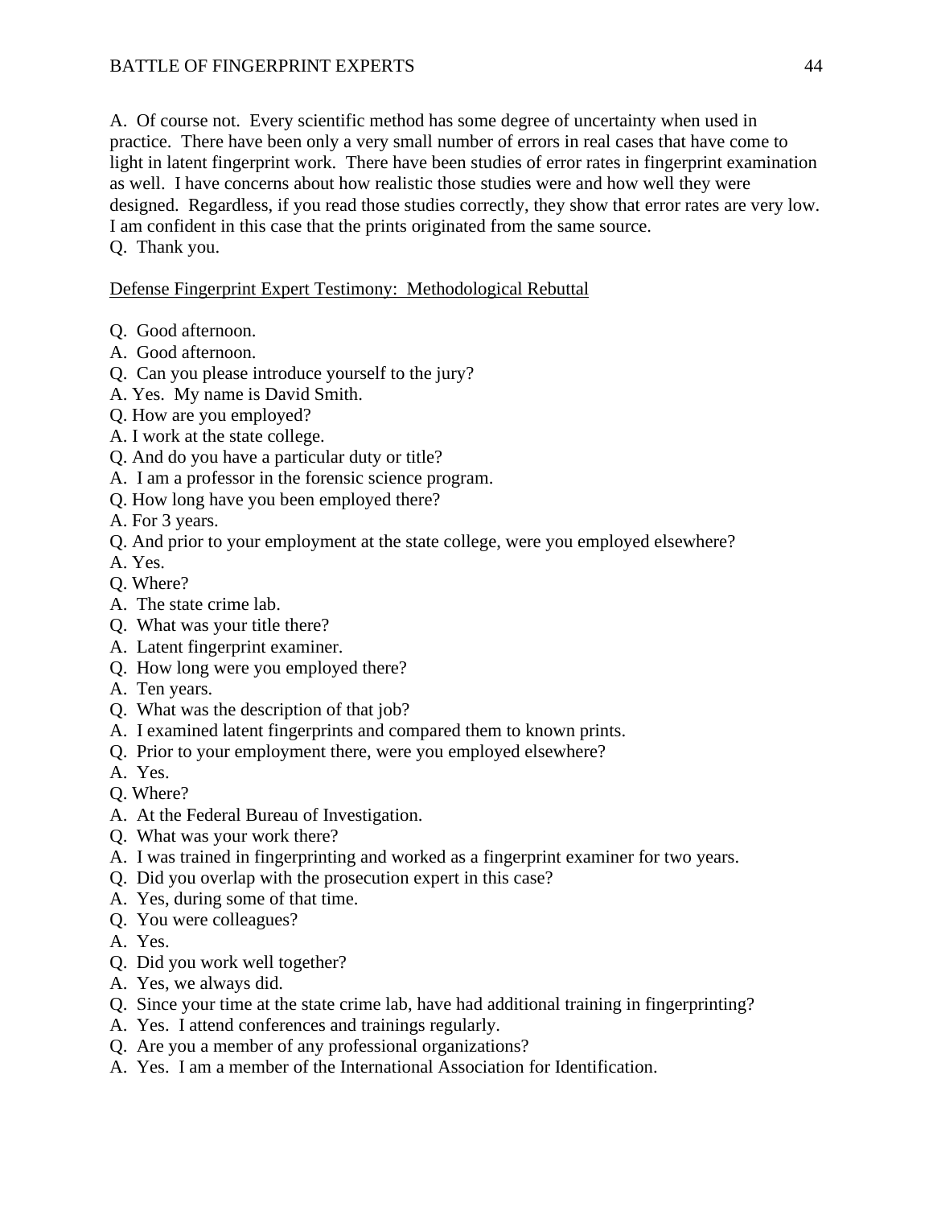A. Of course not. Every scientific method has some degree of uncertainty when used in practice. There have been only a very small number of errors in real cases that have come to light in latent fingerprint work. There have been studies of error rates in fingerprint examination as well. I have concerns about how realistic those studies were and how well they were designed. Regardless, if you read those studies correctly, they show that error rates are very low. I am confident in this case that the prints originated from the same source.
Q. Thank you.

Defense Fingerprint Expert Testimony: Methodological Rebuttal

Q. Good afternoon.
A. Good afternoon.
Q. Can you please introduce yourself to the jury?
A. Yes. My name is David Smith.
Q. How are you employed?
A. I work at the state college.
Q. And do you have a particular duty or title?
A. I am a professor in the forensic science program.
Q. How long have you been employed there?
A. For 3 years.
Q. And prior to your employment at the state college, were you employed elsewhere?
A. Yes.
Q. Where?
A. The state crime lab.
Q. What was your title there?
A. Latent fingerprint examiner.
Q. How long were you employed there?
A. Ten years.
Q. What was the description of that job?
A. I examined latent fingerprints and compared them to known prints.
Q. Prior to your employment there, were you employed elsewhere?
A. Yes.
Q. Where?
A. At the Federal Bureau of Investigation.
Q. What was your work there?
A. I was trained in fingerprinting and worked as a fingerprint examiner for two years.
Q. Did you overlap with the prosecution expert in this case?
A. Yes, during some of that time.
Q. You were colleagues?
A. Yes.
Q. Did you work well together?
A. Yes, we always did.
Q. Since your time at the state crime lab, have had additional training in fingerprinting?
A. Yes. I attend conferences and trainings regularly.
Q. Are you a member of any professional organizations?
A. Yes. I am a member of the International Association for Identification.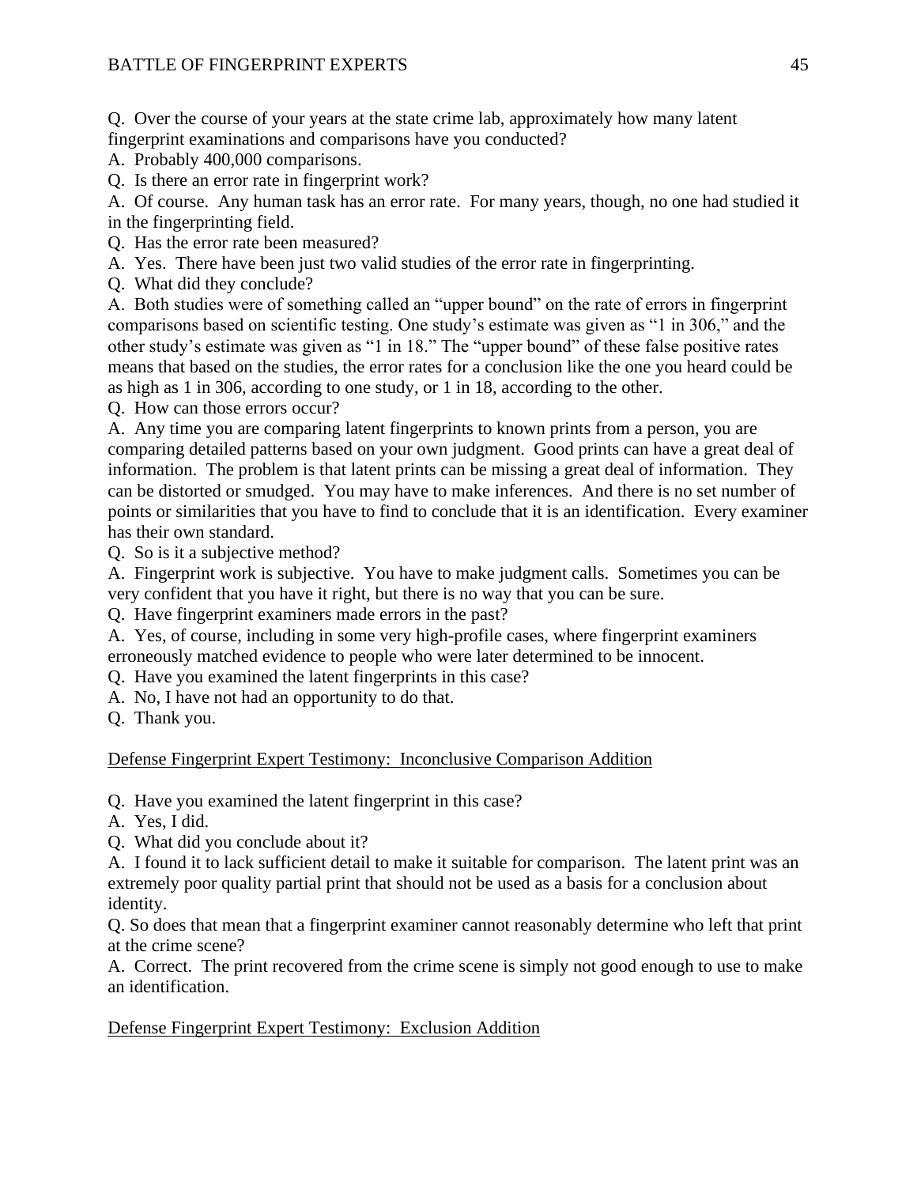Q. Over the course of your years at the state crime lab, approximately how many latent fingerprint examinations and comparisons have you conducted?

A. Probably 400,000 comparisons.

Q. Is there an error rate in fingerprint work?

A. Of course. Any human task has an error rate. For many years, though, no one had studied it in the fingerprinting field.

Q. Has the error rate been measured?

A. Yes. There have been just two valid studies of the error rate in fingerprinting.

Q. What did they conclude?

A. Both studies were of something called an "upper bound" on the rate of errors in fingerprint comparisons based on scientific testing. One study's estimate was given as "1 in 306," and the other study's estimate was given as "1 in 18." The "upper bound" of these false positive rates means that based on the studies, the error rates for a conclusion like the one you heard could be as high as 1 in 306, according to one study, or 1 in 18, according to the other.

Q. How can those errors occur?

A. Any time you are comparing latent fingerprints to known prints from a person, you are comparing detailed patterns based on your own judgment. Good prints can have a great deal of information. The problem is that latent prints can be missing a great deal of information. They can be distorted or smudged. You may have to make inferences. And there is no set number of points or similarities that you have to find to conclude that it is an identification. Every examiner has their own standard.

Q. So is it a subjective method?

A. Fingerprint work is subjective. You have to make judgment calls. Sometimes you can be very confident that you have it right, but there is no way that you can be sure.

Q. Have fingerprint examiners made errors in the past?

A. Yes, of course, including in some very high-profile cases, where fingerprint examiners erroneously matched evidence to people who were later determined to be innocent.

Q. Have you examined the latent fingerprints in this case?

A. No, I have not had an opportunity to do that.

Q. Thank you.

<u>Defense Fingerprint Expert Testimony: Inconclusive Comparison Addition</u>

Q. Have you examined the latent fingerprint in this case?

A. Yes, I did.

Q. What did you conclude about it?

A. I found it to lack sufficient detail to make it suitable for comparison. The latent print was an extremely poor quality partial print that should not be used as a basis for a conclusion about identity.

Q. So does that mean that a fingerprint examiner cannot reasonably determine who left that print at the crime scene?

A. Correct. The print recovered from the crime scene is simply not good enough to use to make an identification.

<u>Defense Fingerprint Expert Testimony: Exclusion Addition</u>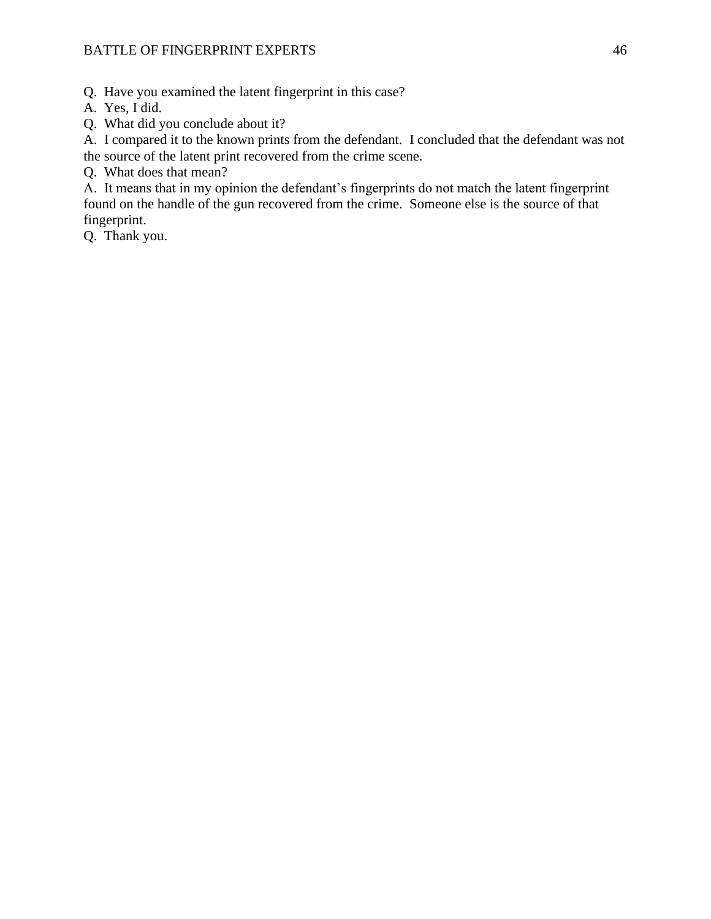Q. Have you examined the latent fingerprint in this case?
A. Yes, I did.
Q. What did you conclude about it?
A. I compared it to the known prints from the defendant. I concluded that the defendant was not the source of the latent print recovered from the crime scene.
Q. What does that mean?
A. It means that in my opinion the defendant's fingerprints do not match the latent fingerprint found on the handle of the gun recovered from the crime. Someone else is the source of that fingerprint.
Q. Thank you.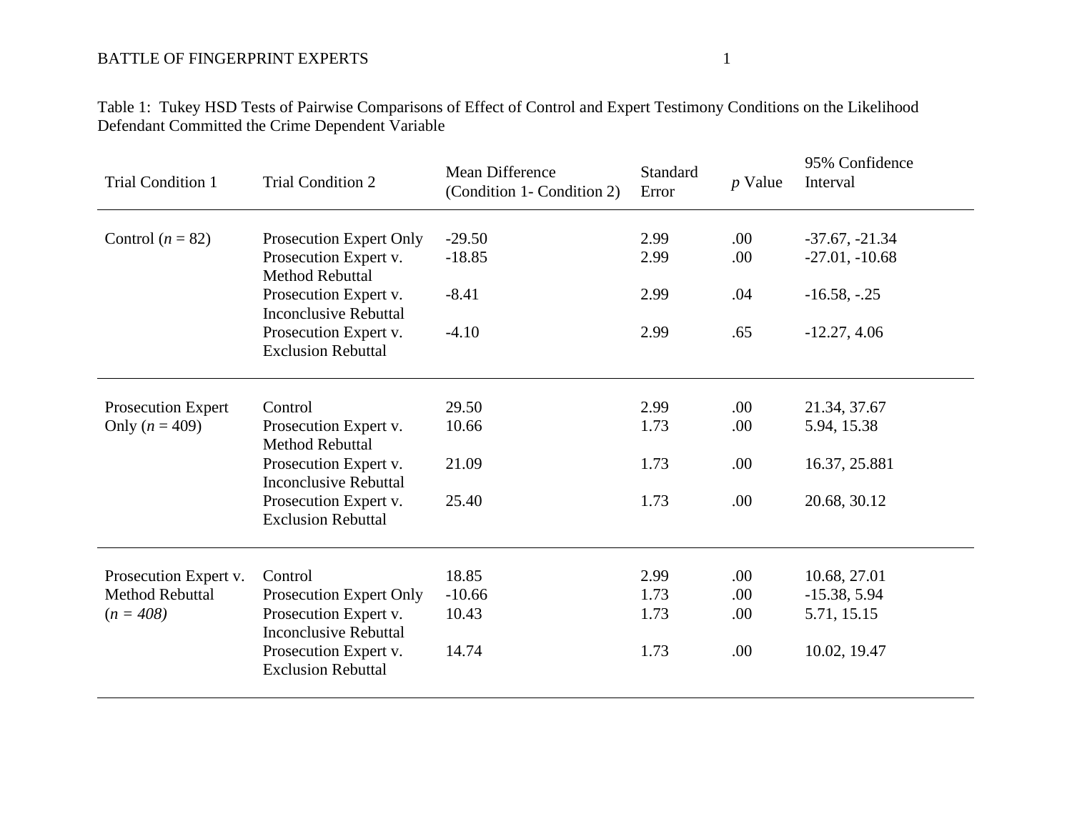Table 1: Tukey HSD Tests of Pairwise Comparisons of Effect of Control and Expert Testimony Conditions on the Likelihood Defendant Committed the Crime Dependent Variable

| Trial Condition 1 | Trial Condition 2 | Mean Difference (Condition 1- Condition 2) | Standard Error | *p* Value | 95% Confidence Interval |
|---|---|---|---|---|---|
| Control (*n* = 82) | Prosecution Expert Only | -29.50 | 2.99 | .00 | -37.67, -21.34 |
| | Prosecution Expert v. Method Rebuttal | -18.85 | 2.99 | .00 | -27.01, -10.68 |
| | Prosecution Expert v. Inconclusive Rebuttal | -8.41 | 2.99 | .04 | -16.58, -.25 |
| | Prosecution Expert v. Exclusion Rebuttal | -4.10 | 2.99 | .65 | -12.27, 4.06 |
| Prosecution Expert Only (*n* = 409) | Control | 29.50 | 2.99 | .00 | 21.34, 37.67 |
| | Prosecution Expert v. Method Rebuttal | 10.66 | 1.73 | .00 | 5.94, 15.38 |
| | Prosecution Expert v. Inconclusive Rebuttal | 21.09 | 1.73 | .00 | 16.37, 25.881 |
| | Prosecution Expert v. Exclusion Rebuttal | 25.40 | 1.73 | .00 | 20.68, 30.12 |
| Prosecution Expert v. Method Rebuttal (*n = 408)* | Control | 18.85 | 2.99 | .00 | 10.68, 27.01 |
| | Prosecution Expert Only | -10.66 | 1.73 | .00 | -15.38, 5.94 |
| | Prosecution Expert v. Inconclusive Rebuttal | 10.43 | 1.73 | .00 | 5.71, 15.15 |
| | Prosecution Expert v. Exclusion Rebuttal | 14.74 | 1.73 | .00 | 10.02, 19.47 |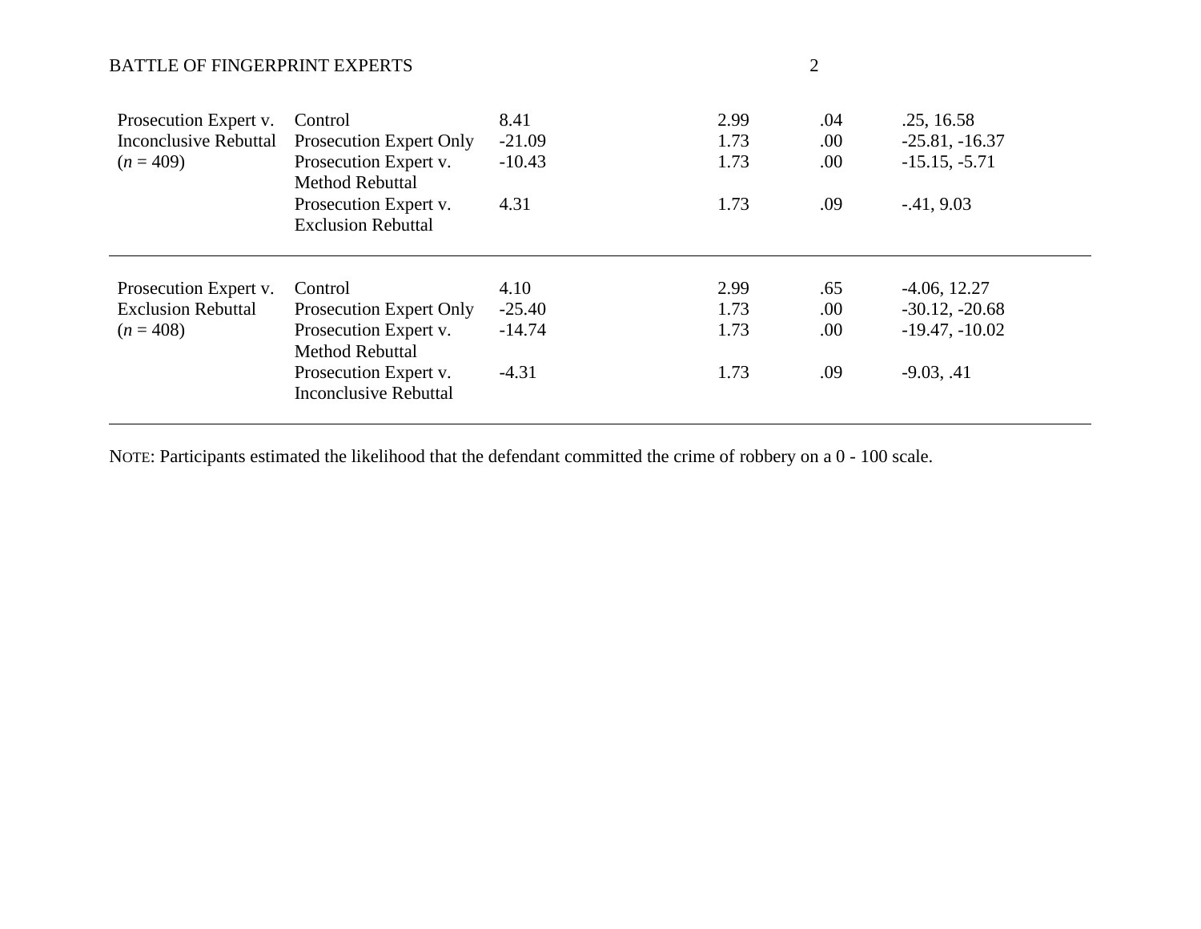| | | | | | |
|---|---|---|---|---|---|
| Prosecution Expert v. Inconclusive Rebuttal ($n$ = 409) | Control | 8.41 | 2.99 | .04 | .25, 16.58 |
| | Prosecution Expert Only | -21.09 | 1.73 | .00 | -25.81, -16.37 |
| | Prosecution Expert v. Method Rebuttal | -10.43 | 1.73 | .00 | -15.15, -5.71 |
| | Prosecution Expert v. Exclusion Rebuttal | 4.31 | 1.73 | .09 | -.41, 9.03 |
| Prosecution Expert v. Exclusion Rebuttal ($n$ = 408) | Control | 4.10 | 2.99 | .65 | -4.06, 12.27 |
| | Prosecution Expert Only | -25.40 | 1.73 | .00 | -30.12, -20.68 |
| | Prosecution Expert v. Method Rebuttal | -14.74 | 1.73 | .00 | -19.47, -10.02 |
| | Prosecution Expert v. Inconclusive Rebuttal | -4.31 | 1.73 | .09 | -9.03, .41 |

NOTE: Participants estimated the likelihood that the defendant committed the crime of robbery on a 0 - 100 scale.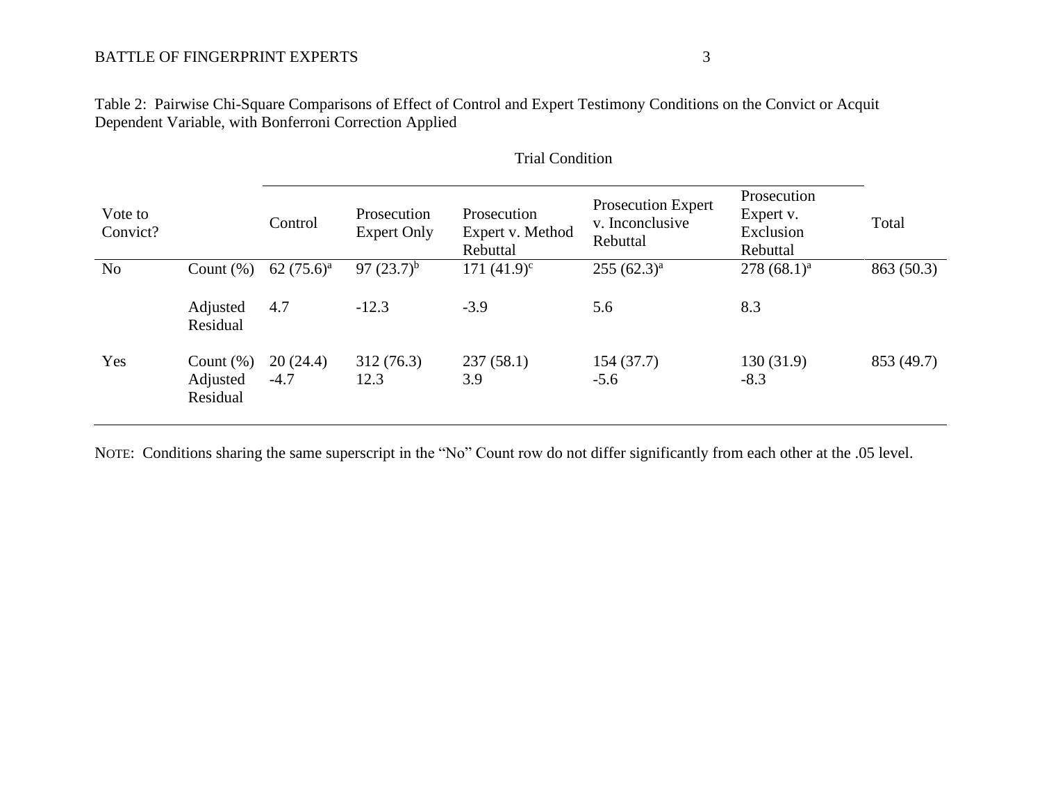Table 2: Pairwise Chi-Square Comparisons of Effect of Control and Expert Testimony Conditions on the Convict or Acquit Dependent Variable, with Bonferroni Correction Applied

| | | Trial Condition | | | | | |
|---|---|---|---|---|---|---|---|
| Vote to Convict? | | Control | Prosecution Expert Only | Prosecution Expert v. Method Rebuttal | Prosecution Expert v. Inconclusive Rebuttal | Prosecution Expert v. Exclusion Rebuttal | Total |
| No | Count (%) | 62 (75.6)[a] | 97 (23.7)[b] | 171 (41.9)[c] | 255 (62.3)[a] | 278 (68.1)[a] | 863 (50.3) |
| | Adjusted Residual | 4.7 | -12.3 | -3.9 | 5.6 | 8.3 | |
| Yes | Count (%) | 20 (24.4) | 312 (76.3) | 237 (58.1) | 154 (37.7) | 130 (31.9) | 853 (49.7) |
| | Adjusted Residual | -4.7 | 12.3 | 3.9 | -5.6 | -8.3 | |

NOTE: Conditions sharing the same superscript in the "No" Count row do not differ significantly from each other at the .05 level.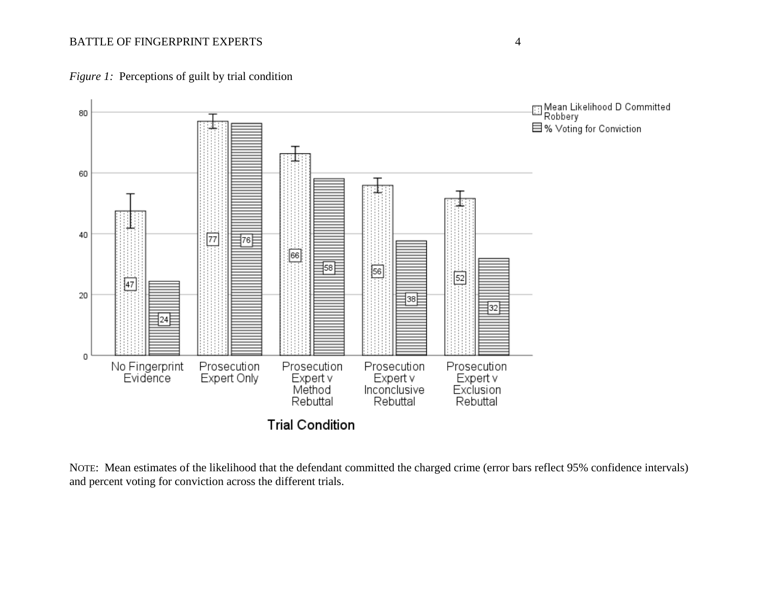*Figure 1:* Perceptions of guilt by trial condition

| Trial Condition | Mean Likelihood D Committed Robbery | % Voting for Conviction |
|---|---|---|
| No Fingerprint Evidence | 47 | 24 |
| Prosecution Expert Only | 77 | 76 |
| Prosecution Expert v Method Rebuttal | 66 | 58 |
| Prosecution Expert v Inconclusive Rebuttal | 56 | 38 |
| Prosecution Expert v Exclusion Rebuttal | 52 | 32 |

NOTE: Mean estimates of the likelihood that the defendant committed the charged crime (error bars reflect 95% confidence intervals) and percent voting for conviction across the different trials.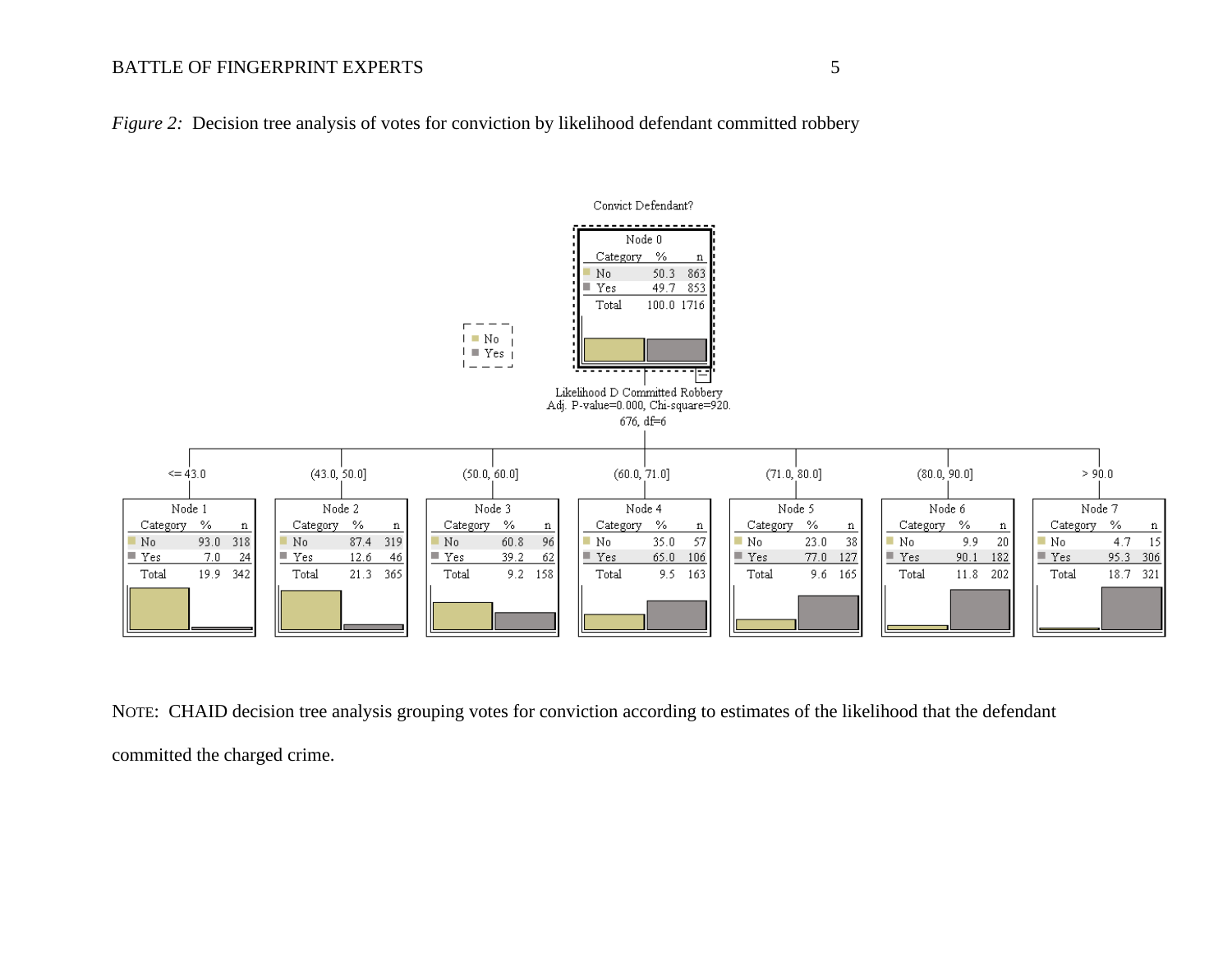*Figure 2:* Decision tree analysis of votes for conviction by likelihood defendant committed robbery

Convict Defendant?

**Node 0**

| Category | % | n |
|---|---|---|
| No | 50.3 | 863 |
| Yes | 49.7 | 853 |
| Total | 100.0 | 1716 |

Likelihood D Committed Robbery
Adj. P-value=0.000, Chi-square=920.676, df=6

| | Node 1 (<= 43.0) | | Node 2 ((43.0, 50.0]) | | Node 3 ((50.0, 60.0]) | | Node 4 ((60.0, 71.0]) | | Node 5 ((71.0, 80.0]) | | Node 6 ((80.0, 90.0]) | | Node 7 (> 90.0) | |
|---|---|---|---|---|---|---|---|---|---|---|---|---|---|---|
| Category | % | n | % | n | % | n | % | n | % | n | % | n | % | n |
| No | 93.0 | 318 | 87.4 | 319 | 60.8 | 96 | 35.0 | 57 | 23.0 | 38 | 9.9 | 20 | 4.7 | 15 |
| Yes | 7.0 | 24 | 12.6 | 46 | 39.2 | 62 | 65.0 | 106 | 77.0 | 127 | 90.1 | 182 | 95.3 | 306 |
| Total | 19.9 | 342 | 21.3 | 365 | 9.2 | 158 | 9.5 | 163 | 9.6 | 165 | 11.8 | 202 | 18.7 | 321 |

NOTE: CHAID decision tree analysis grouping votes for conviction according to estimates of the likelihood that the defendant committed the charged crime.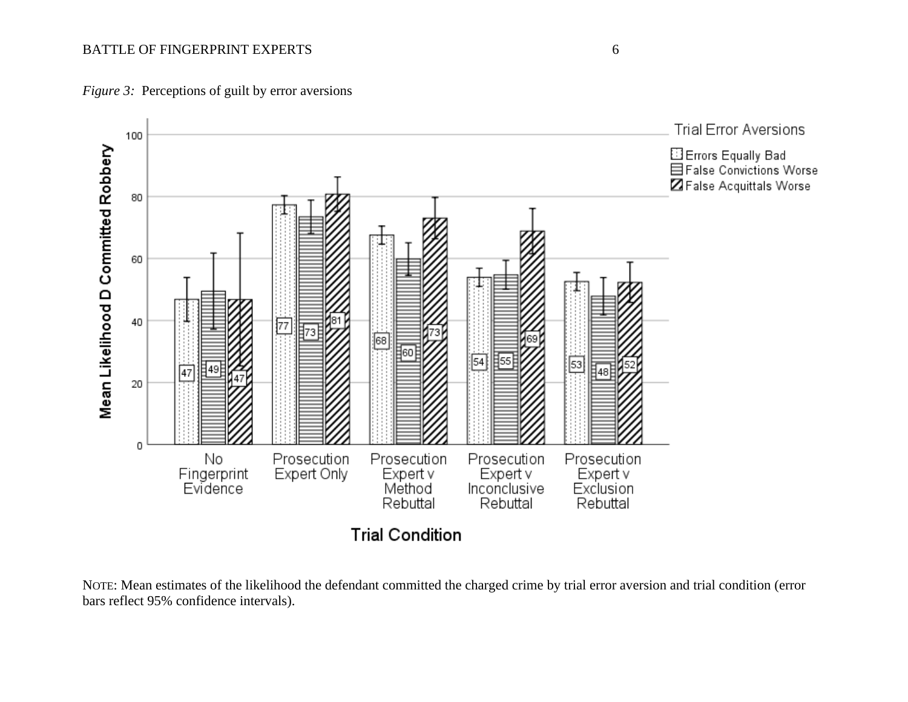*Figure 3:* Perceptions of guilt by error aversions

Mean Likelihood D Committed Robbery

100
80
60
40
20
0

Trial Error Aversions
Errors Equally Bad
False Convictions Worse
False Acquittals Worse

47 49 47
77 73 81
68 60 73
54 55 69
53 48 52

No Fingerprint Evidence
Prosecution Expert Only
Prosecution Expert v Method Rebuttal
Prosecution Expert v Inconclusive Rebuttal
Prosecution Expert v Exclusion Rebuttal

Trial Condition

NOTE: Mean estimates of the likelihood the defendant committed the charged crime by trial error aversion and trial condition (error bars reflect 95% confidence intervals).